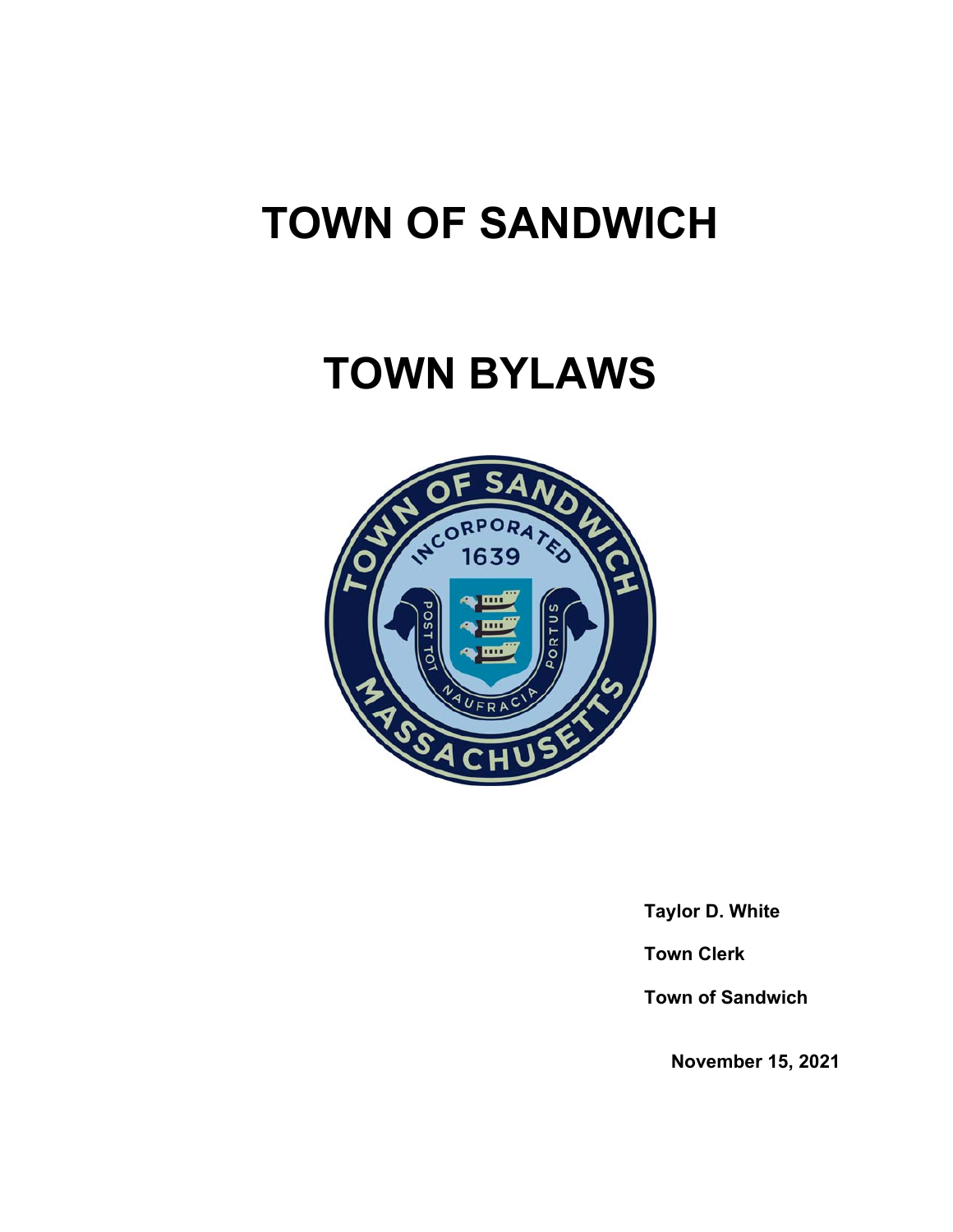# TOWN OF SANDWICH

# TOWN BYLAWS

**Taylor D. White**

**Town Clerk**

**Town of Sandwich**

**November 15, 2021**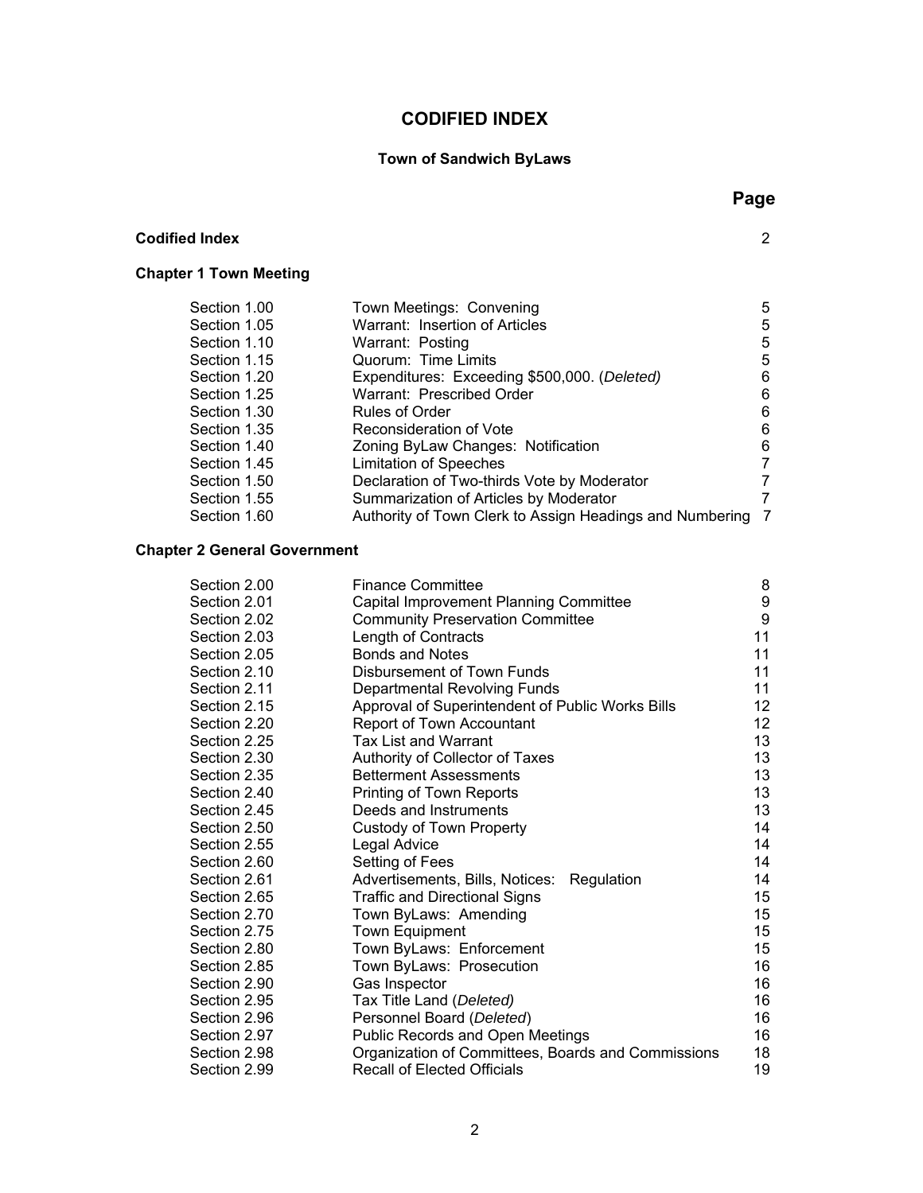# CODIFIED INDEX

### Town of Sandwich ByLaws

| | | Page |
|---|---|---|
| **Codified Index** | | 2 |
| **Chapter 1 Town Meeting** | | |
| Section 1.00 | Town Meetings: Convening | 5 |
| Section 1.05 | Warrant: Insertion of Articles | 5 |
| Section 1.10 | Warrant: Posting | 5 |
| Section 1.15 | Quorum: Time Limits | 5 |
| Section 1.20 | Expenditures: Exceeding $500,000. (*Deleted)* | 6 |
| Section 1.25 | Warrant: Prescribed Order | 6 |
| Section 1.30 | Rules of Order | 6 |
| Section 1.35 | Reconsideration of Vote | 6 |
| Section 1.40 | Zoning ByLaw Changes: Notification | 6 |
| Section 1.45 | Limitation of Speeches | 7 |
| Section 1.50 | Declaration of Two-thirds Vote by Moderator | 7 |
| Section 1.55 | Summarization of Articles by Moderator | 7 |
| Section 1.60 | Authority of Town Clerk to Assign Headings and Numbering | 7 |
| **Chapter 2 General Government** | | |
| Section 2.00 | Finance Committee | 8 |
| Section 2.01 | Capital Improvement Planning Committee | 9 |
| Section 2.02 | Community Preservation Committee | 9 |
| Section 2.03 | Length of Contracts | 11 |
| Section 2.05 | Bonds and Notes | 11 |
| Section 2.10 | Disbursement of Town Funds | 11 |
| Section 2.11 | Departmental Revolving Funds | 11 |
| Section 2.15 | Approval of Superintendent of Public Works Bills | 12 |
| Section 2.20 | Report of Town Accountant | 12 |
| Section 2.25 | Tax List and Warrant | 13 |
| Section 2.30 | Authority of Collector of Taxes | 13 |
| Section 2.35 | Betterment Assessments | 13 |
| Section 2.40 | Printing of Town Reports | 13 |
| Section 2.45 | Deeds and Instruments | 13 |
| Section 2.50 | Custody of Town Property | 14 |
| Section 2.55 | Legal Advice | 14 |
| Section 2.60 | Setting of Fees | 14 |
| Section 2.61 | Advertisements, Bills, Notices: Regulation | 14 |
| Section 2.65 | Traffic and Directional Signs | 15 |
| Section 2.70 | Town ByLaws: Amending | 15 |
| Section 2.75 | Town Equipment | 15 |
| Section 2.80 | Town ByLaws: Enforcement | 15 |
| Section 2.85 | Town ByLaws: Prosecution | 16 |
| Section 2.90 | Gas Inspector | 16 |
| Section 2.95 | Tax Title Land (*Deleted)* | 16 |
| Section 2.96 | Personnel Board (*Deleted*) | 16 |
| Section 2.97 | Public Records and Open Meetings | 16 |
| Section 2.98 | Organization of Committees, Boards and Commissions | 18 |
| Section 2.99 | Recall of Elected Officials | 19 |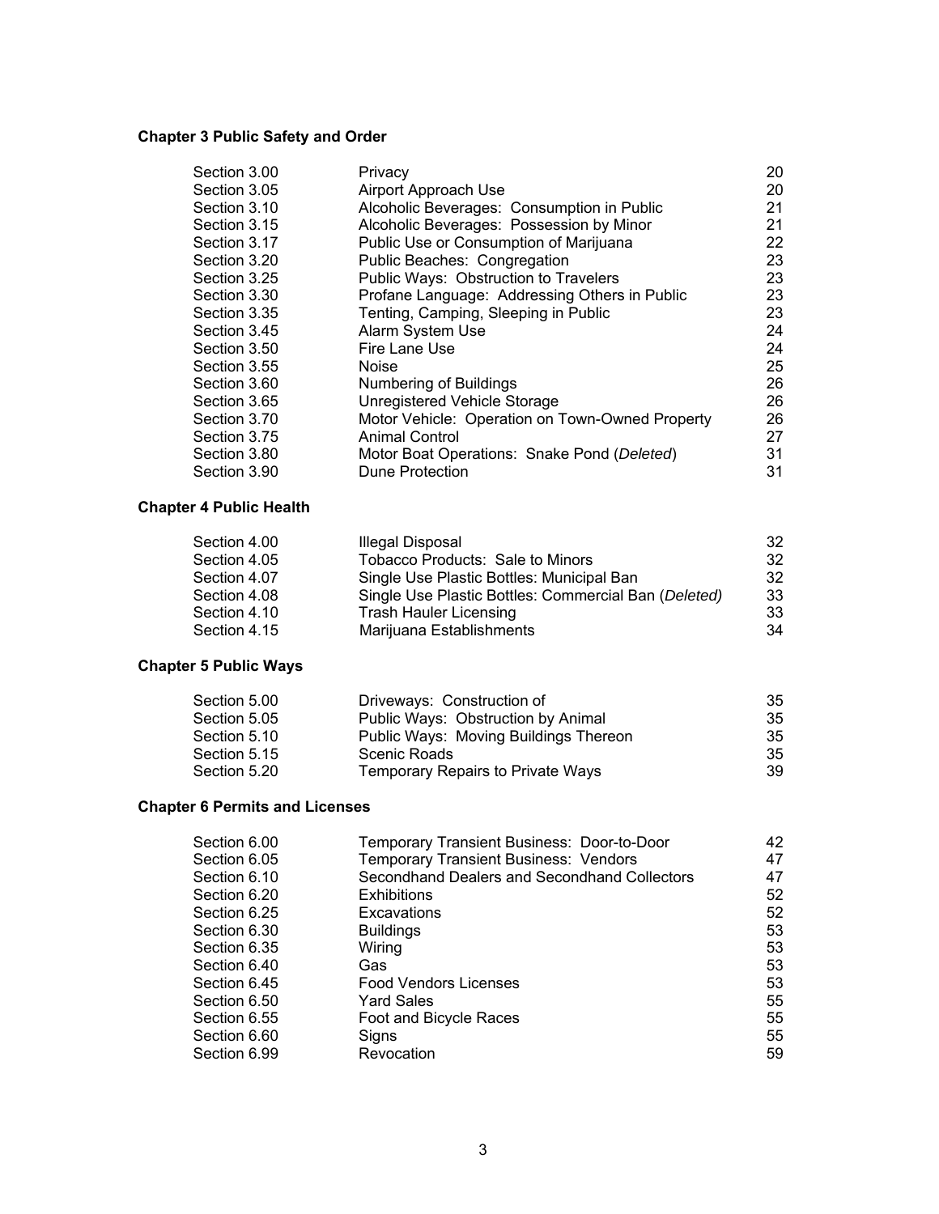## Chapter 3 Public Safety and Order

| | | |
|---|---|---|
| Section 3.00 | Privacy | 20 |
| Section 3.05 | Airport Approach Use | 20 |
| Section 3.10 | Alcoholic Beverages: Consumption in Public | 21 |
| Section 3.15 | Alcoholic Beverages: Possession by Minor | 21 |
| Section 3.17 | Public Use or Consumption of Marijuana | 22 |
| Section 3.20 | Public Beaches: Congregation | 23 |
| Section 3.25 | Public Ways: Obstruction to Travelers | 23 |
| Section 3.30 | Profane Language: Addressing Others in Public | 23 |
| Section 3.35 | Tenting, Camping, Sleeping in Public | 23 |
| Section 3.45 | Alarm System Use | 24 |
| Section 3.50 | Fire Lane Use | 24 |
| Section 3.55 | Noise | 25 |
| Section 3.60 | Numbering of Buildings | 26 |
| Section 3.65 | Unregistered Vehicle Storage | 26 |
| Section 3.70 | Motor Vehicle: Operation on Town-Owned Property | 26 |
| Section 3.75 | Animal Control | 27 |
| Section 3.80 | Motor Boat Operations: Snake Pond (*Deleted*) | 31 |
| Section 3.90 | Dune Protection | 31 |

## Chapter 4 Public Health

| | | |
|---|---|---|
| Section 4.00 | Illegal Disposal | 32 |
| Section 4.05 | Tobacco Products: Sale to Minors | 32 |
| Section 4.07 | Single Use Plastic Bottles: Municipal Ban | 32 |
| Section 4.08 | Single Use Plastic Bottles: Commercial Ban (*Deleted)* | 33 |
| Section 4.10 | Trash Hauler Licensing | 33 |
| Section 4.15 | Marijuana Establishments | 34 |

## Chapter 5 Public Ways

| | | |
|---|---|---|
| Section 5.00 | Driveways: Construction of | 35 |
| Section 5.05 | Public Ways: Obstruction by Animal | 35 |
| Section 5.10 | Public Ways: Moving Buildings Thereon | 35 |
| Section 5.15 | Scenic Roads | 35 |
| Section 5.20 | Temporary Repairs to Private Ways | 39 |

## Chapter 6 Permits and Licenses

| | | |
|---|---|---|
| Section 6.00 | Temporary Transient Business: Door-to-Door | 42 |
| Section 6.05 | Temporary Transient Business: Vendors | 47 |
| Section 6.10 | Secondhand Dealers and Secondhand Collectors | 47 |
| Section 6.20 | Exhibitions | 52 |
| Section 6.25 | Excavations | 52 |
| Section 6.30 | Buildings | 53 |
| Section 6.35 | Wiring | 53 |
| Section 6.40 | Gas | 53 |
| Section 6.45 | Food Vendors Licenses | 53 |
| Section 6.50 | Yard Sales | 55 |
| Section 6.55 | Foot and Bicycle Races | 55 |
| Section 6.60 | Signs | 55 |
| Section 6.99 | Revocation | 59 |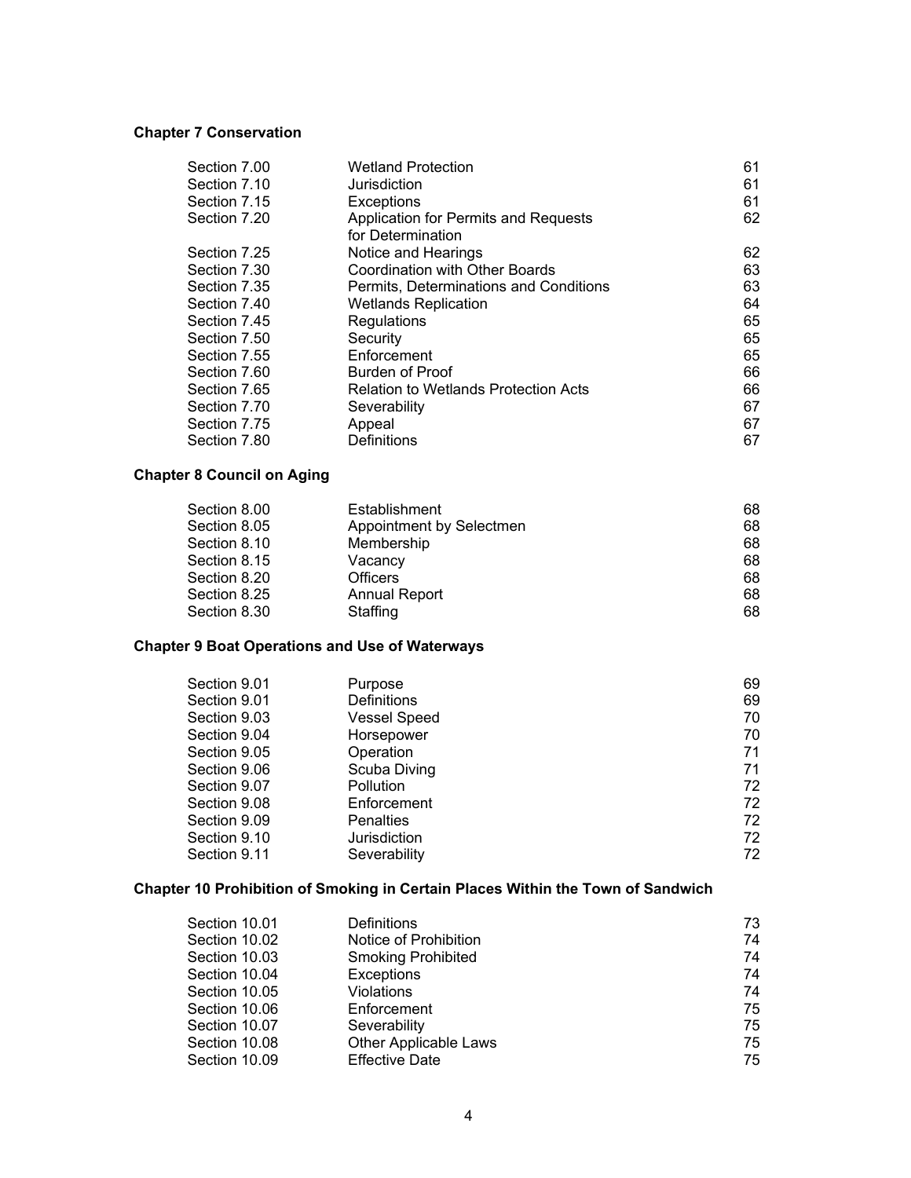**Chapter 7 Conservation**

| | | |
|---|---|---|
| Section 7.00 | Wetland Protection | 61 |
| Section 7.10 | Jurisdiction | 61 |
| Section 7.15 | Exceptions | 61 |
| Section 7.20 | Application for Permits and Requests for Determination | 62 |
| Section 7.25 | Notice and Hearings | 62 |
| Section 7.30 | Coordination with Other Boards | 63 |
| Section 7.35 | Permits, Determinations and Conditions | 63 |
| Section 7.40 | Wetlands Replication | 64 |
| Section 7.45 | Regulations | 65 |
| Section 7.50 | Security | 65 |
| Section 7.55 | Enforcement | 65 |
| Section 7.60 | Burden of Proof | 66 |
| Section 7.65 | Relation to Wetlands Protection Acts | 66 |
| Section 7.70 | Severability | 67 |
| Section 7.75 | Appeal | 67 |
| Section 7.80 | Definitions | 67 |

**Chapter 8 Council on Aging**

| | | |
|---|---|---|
| Section 8.00 | Establishment | 68 |
| Section 8.05 | Appointment by Selectmen | 68 |
| Section 8.10 | Membership | 68 |
| Section 8.15 | Vacancy | 68 |
| Section 8.20 | Officers | 68 |
| Section 8.25 | Annual Report | 68 |
| Section 8.30 | Staffing | 68 |

**Chapter 9 Boat Operations and Use of Waterways**

| | | |
|---|---|---|
| Section 9.01 | Purpose | 69 |
| Section 9.01 | Definitions | 69 |
| Section 9.03 | Vessel Speed | 70 |
| Section 9.04 | Horsepower | 70 |
| Section 9.05 | Operation | 71 |
| Section 9.06 | Scuba Diving | 71 |
| Section 9.07 | Pollution | 72 |
| Section 9.08 | Enforcement | 72 |
| Section 9.09 | Penalties | 72 |
| Section 9.10 | Jurisdiction | 72 |
| Section 9.11 | Severability | 72 |

**Chapter 10 Prohibition of Smoking in Certain Places Within the Town of Sandwich**

| | | |
|---|---|---|
| Section 10.01 | Definitions | 73 |
| Section 10.02 | Notice of Prohibition | 74 |
| Section 10.03 | Smoking Prohibited | 74 |
| Section 10.04 | Exceptions | 74 |
| Section 10.05 | Violations | 74 |
| Section 10.06 | Enforcement | 75 |
| Section 10.07 | Severability | 75 |
| Section 10.08 | Other Applicable Laws | 75 |
| Section 10.09 | Effective Date | 75 |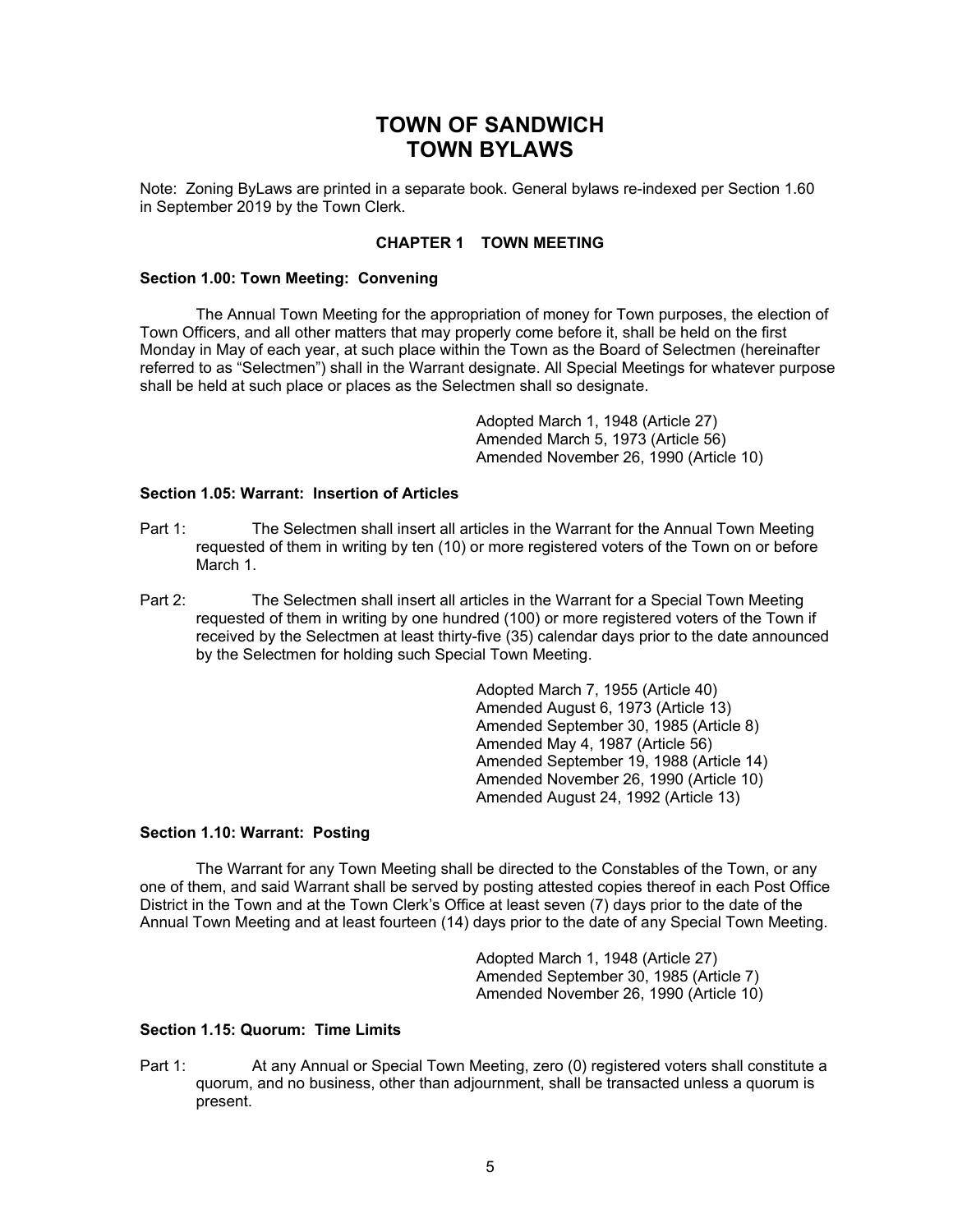# TOWN OF SANDWICH
# TOWN BYLAWS

Note: Zoning ByLaws are printed in a separate book. General bylaws re-indexed per Section 1.60 in September 2019 by the Town Clerk.

## CHAPTER 1 TOWN MEETING

### Section 1.00: Town Meeting: Convening

The Annual Town Meeting for the appropriation of money for Town purposes, the election of Town Officers, and all other matters that may properly come before it, shall be held on the first Monday in May of each year, at such place within the Town as the Board of Selectmen (hereinafter referred to as "Selectmen") shall in the Warrant designate. All Special Meetings for whatever purpose shall be held at such place or places as the Selectmen shall so designate.

Adopted March 1, 1948 (Article 27)
Amended March 5, 1973 (Article 56)
Amended November 26, 1990 (Article 10)

### Section 1.05: Warrant: Insertion of Articles

Part 1: The Selectmen shall insert all articles in the Warrant for the Annual Town Meeting requested of them in writing by ten (10) or more registered voters of the Town on or before March 1.

Part 2: The Selectmen shall insert all articles in the Warrant for a Special Town Meeting requested of them in writing by one hundred (100) or more registered voters of the Town if received by the Selectmen at least thirty-five (35) calendar days prior to the date announced by the Selectmen for holding such Special Town Meeting.

Adopted March 7, 1955 (Article 40)
Amended August 6, 1973 (Article 13)
Amended September 30, 1985 (Article 8)
Amended May 4, 1987 (Article 56)
Amended September 19, 1988 (Article 14)
Amended November 26, 1990 (Article 10)
Amended August 24, 1992 (Article 13)

### Section 1.10: Warrant: Posting

The Warrant for any Town Meeting shall be directed to the Constables of the Town, or any one of them, and said Warrant shall be served by posting attested copies thereof in each Post Office District in the Town and at the Town Clerk's Office at least seven (7) days prior to the date of the Annual Town Meeting and at least fourteen (14) days prior to the date of any Special Town Meeting.

Adopted March 1, 1948 (Article 27)
Amended September 30, 1985 (Article 7)
Amended November 26, 1990 (Article 10)

### Section 1.15: Quorum: Time Limits

Part 1: At any Annual or Special Town Meeting, zero (0) registered voters shall constitute a quorum, and no business, other than adjournment, shall be transacted unless a quorum is present.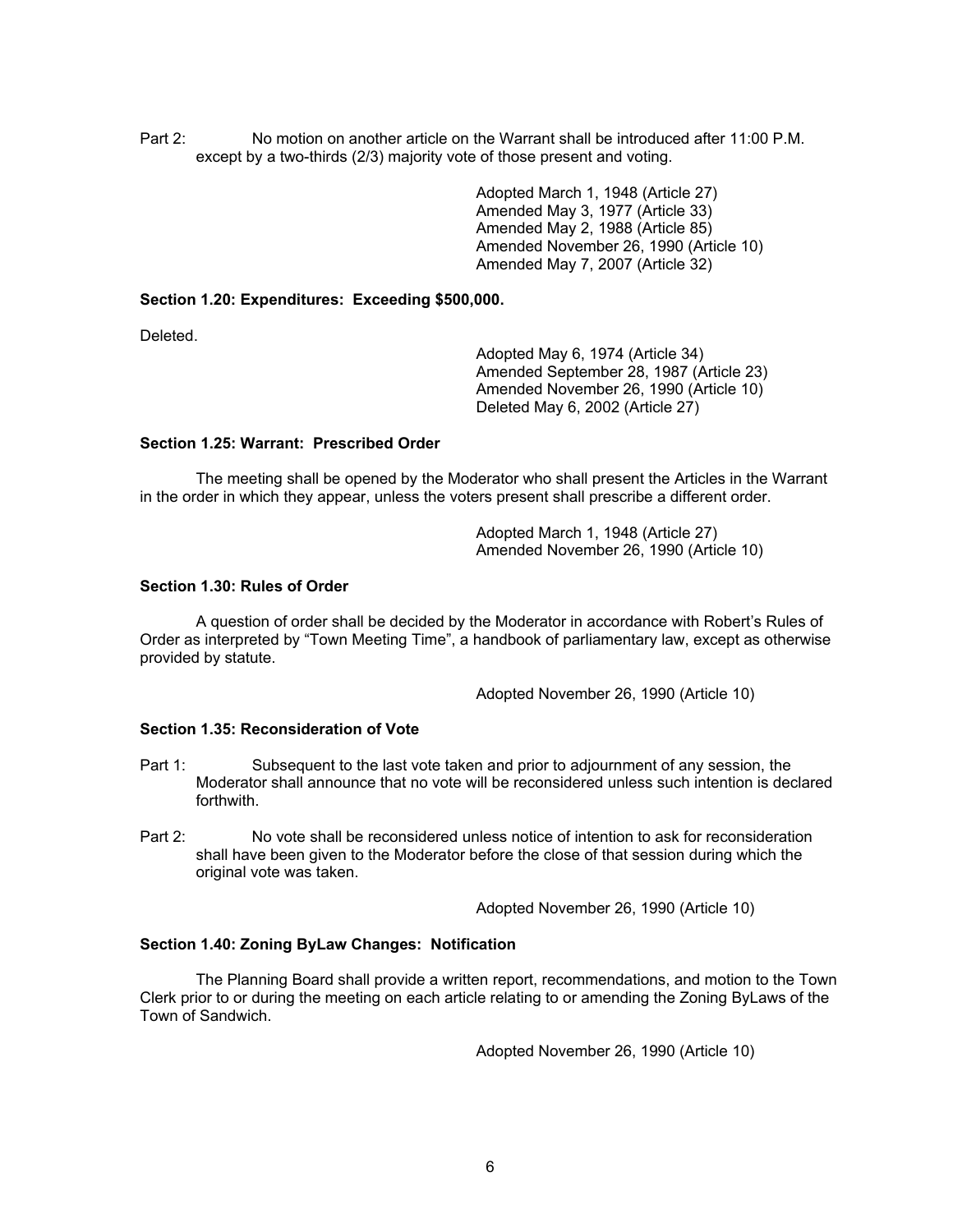Part 2: No motion on another article on the Warrant shall be introduced after 11:00 P.M. except by a two-thirds (2/3) majority vote of those present and voting.

Adopted March 1, 1948 (Article 27)
Amended May 3, 1977 (Article 33)
Amended May 2, 1988 (Article 85)
Amended November 26, 1990 (Article 10)
Amended May 7, 2007 (Article 32)

**Section 1.20: Expenditures: Exceeding $500,000.**

Deleted.

Adopted May 6, 1974 (Article 34)
Amended September 28, 1987 (Article 23)
Amended November 26, 1990 (Article 10)
Deleted May 6, 2002 (Article 27)

**Section 1.25: Warrant: Prescribed Order**

The meeting shall be opened by the Moderator who shall present the Articles in the Warrant in the order in which they appear, unless the voters present shall prescribe a different order.

Adopted March 1, 1948 (Article 27)
Amended November 26, 1990 (Article 10)

**Section 1.30: Rules of Order**

A question of order shall be decided by the Moderator in accordance with Robert's Rules of Order as interpreted by "Town Meeting Time", a handbook of parliamentary law, except as otherwise provided by statute.

Adopted November 26, 1990 (Article 10)

**Section 1.35: Reconsideration of Vote**

Part 1: Subsequent to the last vote taken and prior to adjournment of any session, the Moderator shall announce that no vote will be reconsidered unless such intention is declared forthwith.

Part 2: No vote shall be reconsidered unless notice of intention to ask for reconsideration shall have been given to the Moderator before the close of that session during which the original vote was taken.

Adopted November 26, 1990 (Article 10)

**Section 1.40: Zoning ByLaw Changes: Notification**

The Planning Board shall provide a written report, recommendations, and motion to the Town Clerk prior to or during the meeting on each article relating to or amending the Zoning ByLaws of the Town of Sandwich.

Adopted November 26, 1990 (Article 10)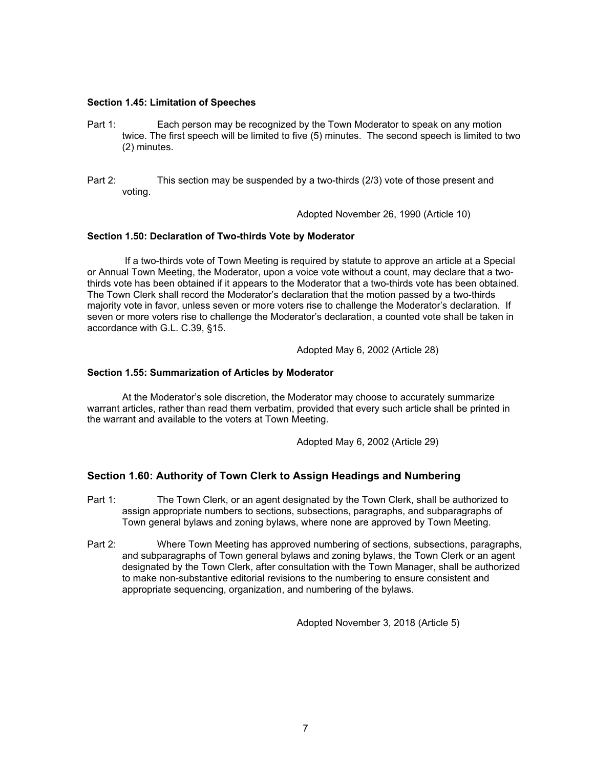### Section 1.45: Limitation of Speeches

Part 1: Each person may be recognized by the Town Moderator to speak on any motion twice. The first speech will be limited to five (5) minutes. The second speech is limited to two (2) minutes.

Part 2: This section may be suspended by a two-thirds (2/3) vote of those present and voting.

Adopted November 26, 1990 (Article 10)

### Section 1.50: Declaration of Two-thirds Vote by Moderator

If a two-thirds vote of Town Meeting is required by statute to approve an article at a Special or Annual Town Meeting, the Moderator, upon a voice vote without a count, may declare that a two-thirds vote has been obtained if it appears to the Moderator that a two-thirds vote has been obtained. The Town Clerk shall record the Moderator's declaration that the motion passed by a two-thirds majority vote in favor, unless seven or more voters rise to challenge the Moderator's declaration. If seven or more voters rise to challenge the Moderator's declaration, a counted vote shall be taken in accordance with G.L. C.39, §15.

Adopted May 6, 2002 (Article 28)

### Section 1.55: Summarization of Articles by Moderator

At the Moderator's sole discretion, the Moderator may choose to accurately summarize warrant articles, rather than read them verbatim, provided that every such article shall be printed in the warrant and available to the voters at Town Meeting.

Adopted May 6, 2002 (Article 29)

### Section 1.60: Authority of Town Clerk to Assign Headings and Numbering

Part 1: The Town Clerk, or an agent designated by the Town Clerk, shall be authorized to assign appropriate numbers to sections, subsections, paragraphs, and subparagraphs of Town general bylaws and zoning bylaws, where none are approved by Town Meeting.

Part 2: Where Town Meeting has approved numbering of sections, subsections, paragraphs, and subparagraphs of Town general bylaws and zoning bylaws, the Town Clerk or an agent designated by the Town Clerk, after consultation with the Town Manager, shall be authorized to make non-substantive editorial revisions to the numbering to ensure consistent and appropriate sequencing, organization, and numbering of the bylaws.

Adopted November 3, 2018 (Article 5)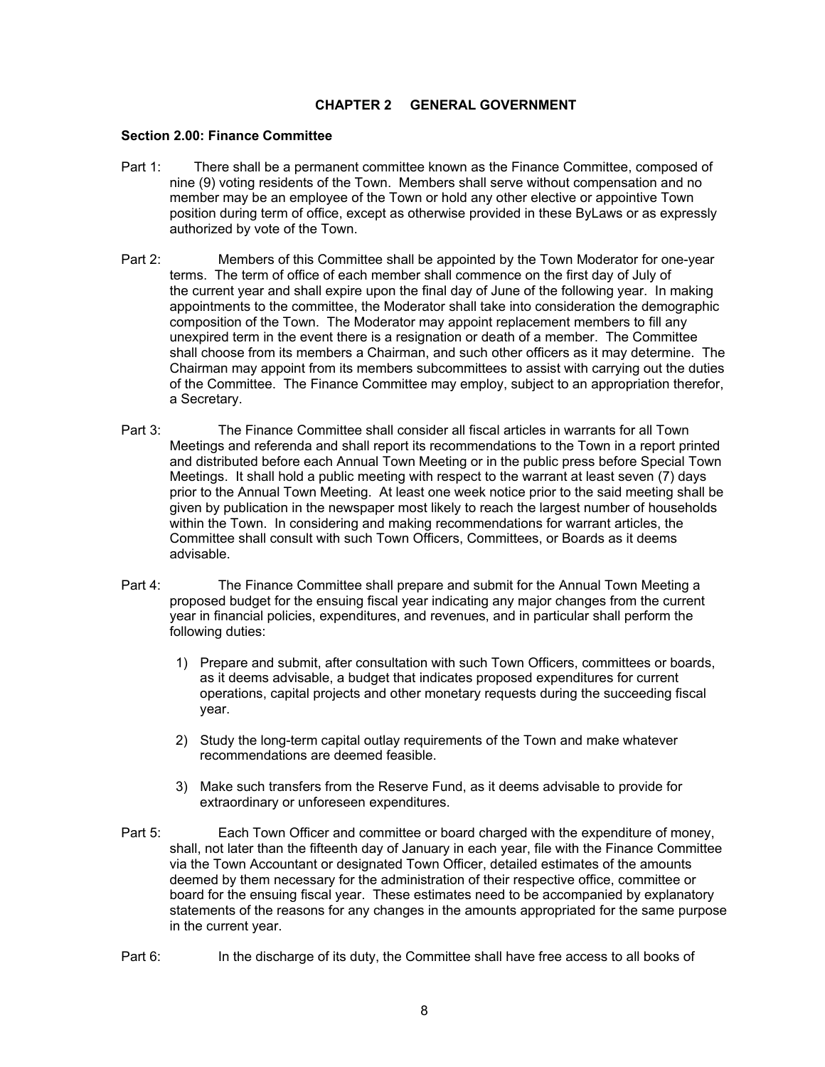## CHAPTER 2 GENERAL GOVERNMENT

### Section 2.00: Finance Committee

Part 1: There shall be a permanent committee known as the Finance Committee, composed of nine (9) voting residents of the Town. Members shall serve without compensation and no member may be an employee of the Town or hold any other elective or appointive Town position during term of office, except as otherwise provided in these ByLaws or as expressly authorized by vote of the Town.

Part 2: Members of this Committee shall be appointed by the Town Moderator for one-year terms. The term of office of each member shall commence on the first day of July of the current year and shall expire upon the final day of June of the following year. In making appointments to the committee, the Moderator shall take into consideration the demographic composition of the Town. The Moderator may appoint replacement members to fill any unexpired term in the event there is a resignation or death of a member. The Committee shall choose from its members a Chairman, and such other officers as it may determine. The Chairman may appoint from its members subcommittees to assist with carrying out the duties of the Committee. The Finance Committee may employ, subject to an appropriation therefor, a Secretary.

Part 3: The Finance Committee shall consider all fiscal articles in warrants for all Town Meetings and referenda and shall report its recommendations to the Town in a report printed and distributed before each Annual Town Meeting or in the public press before Special Town Meetings. It shall hold a public meeting with respect to the warrant at least seven (7) days prior to the Annual Town Meeting. At least one week notice prior to the said meeting shall be given by publication in the newspaper most likely to reach the largest number of households within the Town. In considering and making recommendations for warrant articles, the Committee shall consult with such Town Officers, Committees, or Boards as it deems advisable.

Part 4: The Finance Committee shall prepare and submit for the Annual Town Meeting a proposed budget for the ensuing fiscal year indicating any major changes from the current year in financial policies, expenditures, and revenues, and in particular shall perform the following duties:

1) Prepare and submit, after consultation with such Town Officers, committees or boards, as it deems advisable, a budget that indicates proposed expenditures for current operations, capital projects and other monetary requests during the succeeding fiscal year.

2) Study the long-term capital outlay requirements of the Town and make whatever recommendations are deemed feasible.

3) Make such transfers from the Reserve Fund, as it deems advisable to provide for extraordinary or unforeseen expenditures.

Part 5: Each Town Officer and committee or board charged with the expenditure of money, shall, not later than the fifteenth day of January in each year, file with the Finance Committee via the Town Accountant or designated Town Officer, detailed estimates of the amounts deemed by them necessary for the administration of their respective office, committee or board for the ensuing fiscal year. These estimates need to be accompanied by explanatory statements of the reasons for any changes in the amounts appropriated for the same purpose in the current year.

Part 6: In the discharge of its duty, the Committee shall have free access to all books of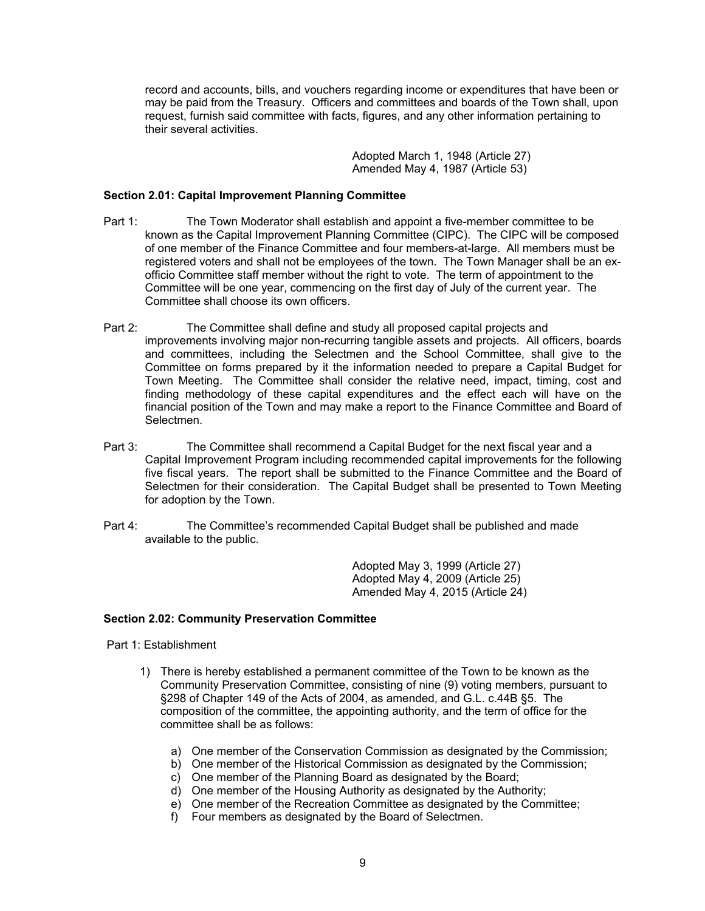record and accounts, bills, and vouchers regarding income or expenditures that have been or may be paid from the Treasury. Officers and committees and boards of the Town shall, upon request, furnish said committee with facts, figures, and any other information pertaining to their several activities.

Adopted March 1, 1948 (Article 27)
Amended May 4, 1987 (Article 53)

**Section 2.01: Capital Improvement Planning Committee**

Part 1: The Town Moderator shall establish and appoint a five-member committee to be known as the Capital Improvement Planning Committee (CIPC). The CIPC will be composed of one member of the Finance Committee and four members-at-large. All members must be registered voters and shall not be employees of the town. The Town Manager shall be an ex-officio Committee staff member without the right to vote. The term of appointment to the Committee will be one year, commencing on the first day of July of the current year. The Committee shall choose its own officers.

Part 2: The Committee shall define and study all proposed capital projects and improvements involving major non-recurring tangible assets and projects. All officers, boards and committees, including the Selectmen and the School Committee, shall give to the Committee on forms prepared by it the information needed to prepare a Capital Budget for Town Meeting. The Committee shall consider the relative need, impact, timing, cost and finding methodology of these capital expenditures and the effect each will have on the financial position of the Town and may make a report to the Finance Committee and Board of Selectmen.

Part 3: The Committee shall recommend a Capital Budget for the next fiscal year and a Capital Improvement Program including recommended capital improvements for the following five fiscal years. The report shall be submitted to the Finance Committee and the Board of Selectmen for their consideration. The Capital Budget shall be presented to Town Meeting for adoption by the Town.

Part 4: The Committee's recommended Capital Budget shall be published and made available to the public.

Adopted May 3, 1999 (Article 27)
Adopted May 4, 2009 (Article 25)
Amended May 4, 2015 (Article 24)

**Section 2.02: Community Preservation Committee**

Part 1: Establishment

1) There is hereby established a permanent committee of the Town to be known as the Community Preservation Committee, consisting of nine (9) voting members, pursuant to §298 of Chapter 149 of the Acts of 2004, as amended, and G.L. c.44B §5. The composition of the committee, the appointing authority, and the term of office for the committee shall be as follows:

   a) One member of the Conservation Commission as designated by the Commission;
   b) One member of the Historical Commission as designated by the Commission;
   c) One member of the Planning Board as designated by the Board;
   d) One member of the Housing Authority as designated by the Authority;
   e) One member of the Recreation Committee as designated by the Committee;
   f) Four members as designated by the Board of Selectmen.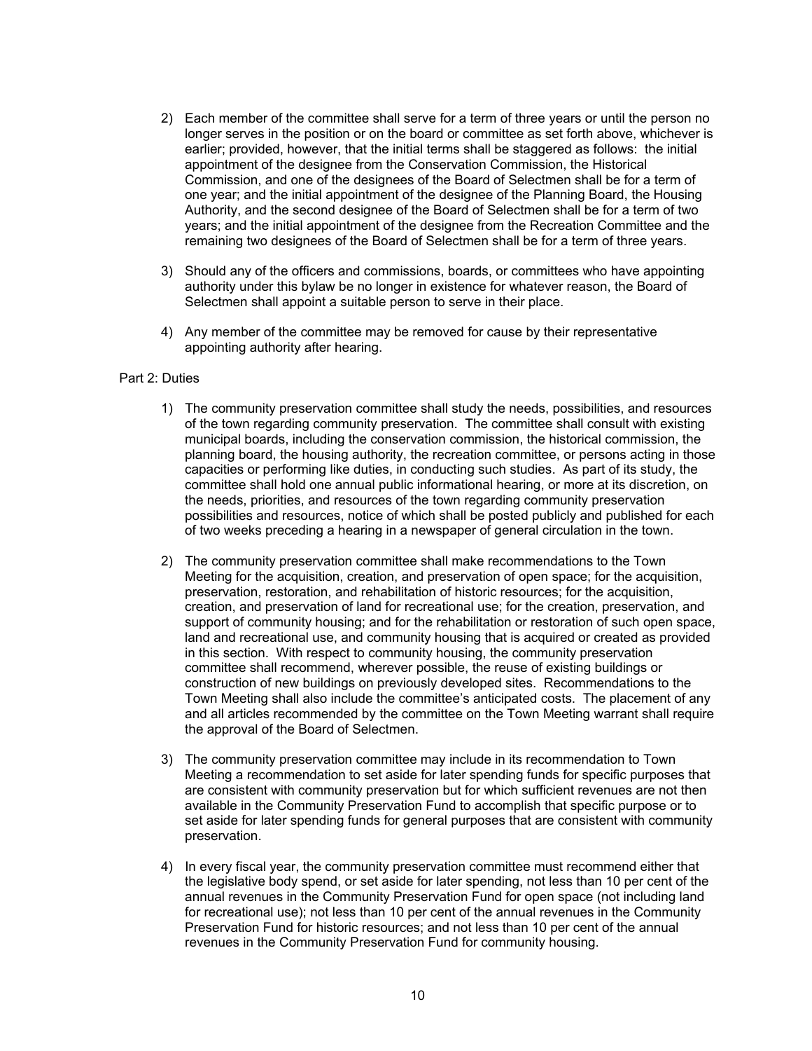2) Each member of the committee shall serve for a term of three years or until the person no longer serves in the position or on the board or committee as set forth above, whichever is earlier; provided, however, that the initial terms shall be staggered as follows: the initial appointment of the designee from the Conservation Commission, the Historical Commission, and one of the designees of the Board of Selectmen shall be for a term of one year; and the initial appointment of the designee of the Planning Board, the Housing Authority, and the second designee of the Board of Selectmen shall be for a term of two years; and the initial appointment of the designee from the Recreation Committee and the remaining two designees of the Board of Selectmen shall be for a term of three years.

3) Should any of the officers and commissions, boards, or committees who have appointing authority under this bylaw be no longer in existence for whatever reason, the Board of Selectmen shall appoint a suitable person to serve in their place.

4) Any member of the committee may be removed for cause by their representative appointing authority after hearing.

Part 2: Duties

1) The community preservation committee shall study the needs, possibilities, and resources of the town regarding community preservation. The committee shall consult with existing municipal boards, including the conservation commission, the historical commission, the planning board, the housing authority, the recreation committee, or persons acting in those capacities or performing like duties, in conducting such studies. As part of its study, the committee shall hold one annual public informational hearing, or more at its discretion, on the needs, priorities, and resources of the town regarding community preservation possibilities and resources, notice of which shall be posted publicly and published for each of two weeks preceding a hearing in a newspaper of general circulation in the town.

2) The community preservation committee shall make recommendations to the Town Meeting for the acquisition, creation, and preservation of open space; for the acquisition, preservation, restoration, and rehabilitation of historic resources; for the acquisition, creation, and preservation of land for recreational use; for the creation, preservation, and support of community housing; and for the rehabilitation or restoration of such open space, land and recreational use, and community housing that is acquired or created as provided in this section. With respect to community housing, the community preservation committee shall recommend, wherever possible, the reuse of existing buildings or construction of new buildings on previously developed sites. Recommendations to the Town Meeting shall also include the committee's anticipated costs. The placement of any and all articles recommended by the committee on the Town Meeting warrant shall require the approval of the Board of Selectmen.

3) The community preservation committee may include in its recommendation to Town Meeting a recommendation to set aside for later spending funds for specific purposes that are consistent with community preservation but for which sufficient revenues are not then available in the Community Preservation Fund to accomplish that specific purpose or to set aside for later spending funds for general purposes that are consistent with community preservation.

4) In every fiscal year, the community preservation committee must recommend either that the legislative body spend, or set aside for later spending, not less than 10 per cent of the annual revenues in the Community Preservation Fund for open space (not including land for recreational use); not less than 10 per cent of the annual revenues in the Community Preservation Fund for historic resources; and not less than 10 per cent of the annual revenues in the Community Preservation Fund for community housing.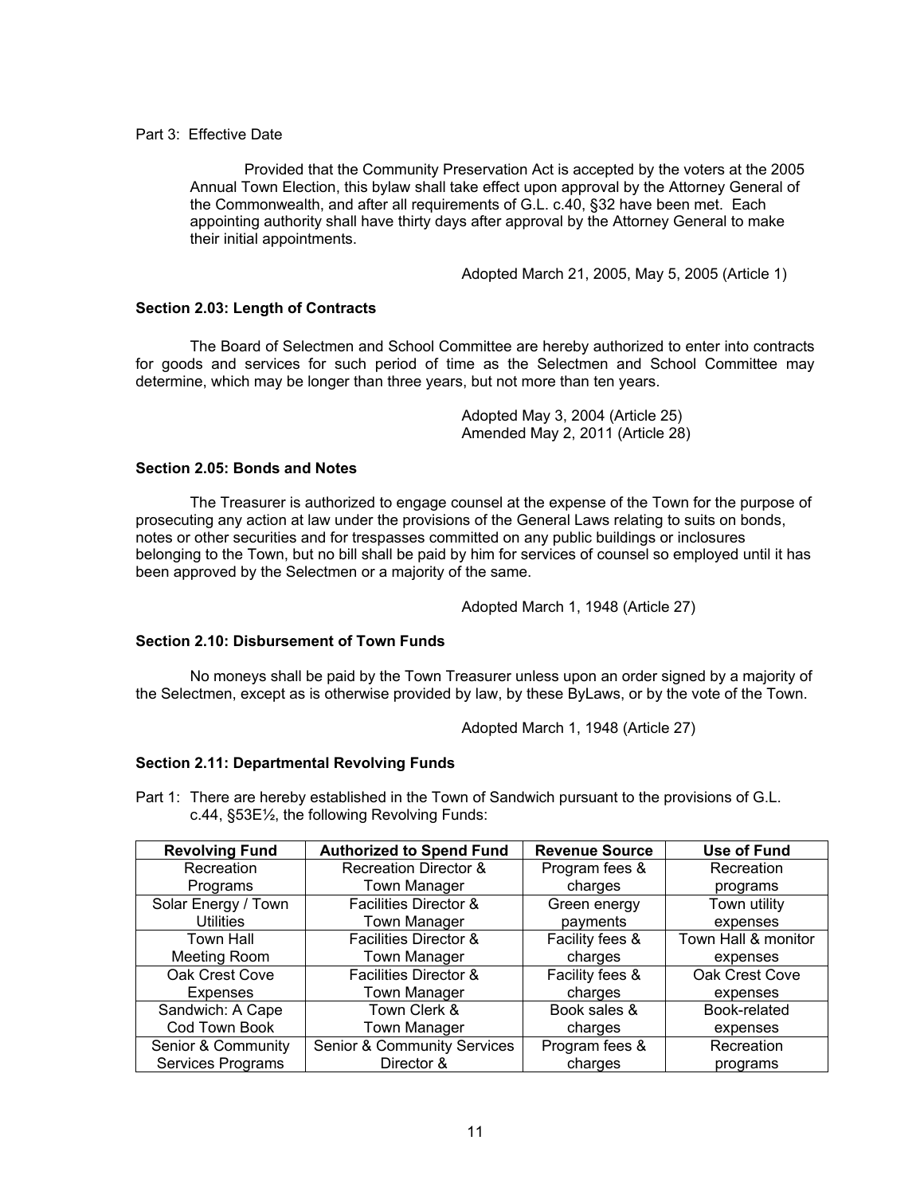Part 3: Effective Date

Provided that the Community Preservation Act is accepted by the voters at the 2005 Annual Town Election, this bylaw shall take effect upon approval by the Attorney General of the Commonwealth, and after all requirements of G.L. c.40, §32 have been met. Each appointing authority shall have thirty days after approval by the Attorney General to make their initial appointments.

Adopted March 21, 2005, May 5, 2005 (Article 1)

**Section 2.03: Length of Contracts**

The Board of Selectmen and School Committee are hereby authorized to enter into contracts for goods and services for such period of time as the Selectmen and School Committee may determine, which may be longer than three years, but not more than ten years.

Adopted May 3, 2004 (Article 25)
Amended May 2, 2011 (Article 28)

**Section 2.05: Bonds and Notes**

The Treasurer is authorized to engage counsel at the expense of the Town for the purpose of prosecuting any action at law under the provisions of the General Laws relating to suits on bonds, notes or other securities and for trespasses committed on any public buildings or inclosures belonging to the Town, but no bill shall be paid by him for services of counsel so employed until it has been approved by the Selectmen or a majority of the same.

Adopted March 1, 1948 (Article 27)

**Section 2.10: Disbursement of Town Funds**

No moneys shall be paid by the Town Treasurer unless upon an order signed by a majority of the Selectmen, except as is otherwise provided by law, by these ByLaws, or by the vote of the Town.

Adopted March 1, 1948 (Article 27)

**Section 2.11: Departmental Revolving Funds**

Part 1: There are hereby established in the Town of Sandwich pursuant to the provisions of G.L. c.44, §53E½, the following Revolving Funds:

| Revolving Fund | Authorized to Spend Fund | Revenue Source | Use of Fund |
|---|---|---|---|
| Recreation Programs | Recreation Director & Town Manager | Program fees & charges | Recreation programs |
| Solar Energy / Town Utilities | Facilities Director & Town Manager | Green energy payments | Town utility expenses |
| Town Hall Meeting Room | Facilities Director & Town Manager | Facility fees & charges | Town Hall & monitor expenses |
| Oak Crest Cove Expenses | Facilities Director & Town Manager | Facility fees & charges | Oak Crest Cove expenses |
| Sandwich: A Cape Cod Town Book | Town Clerk & Town Manager | Book sales & charges | Book-related expenses |
| Senior & Community Services Programs | Senior & Community Services Director & | Program fees & charges | Recreation programs |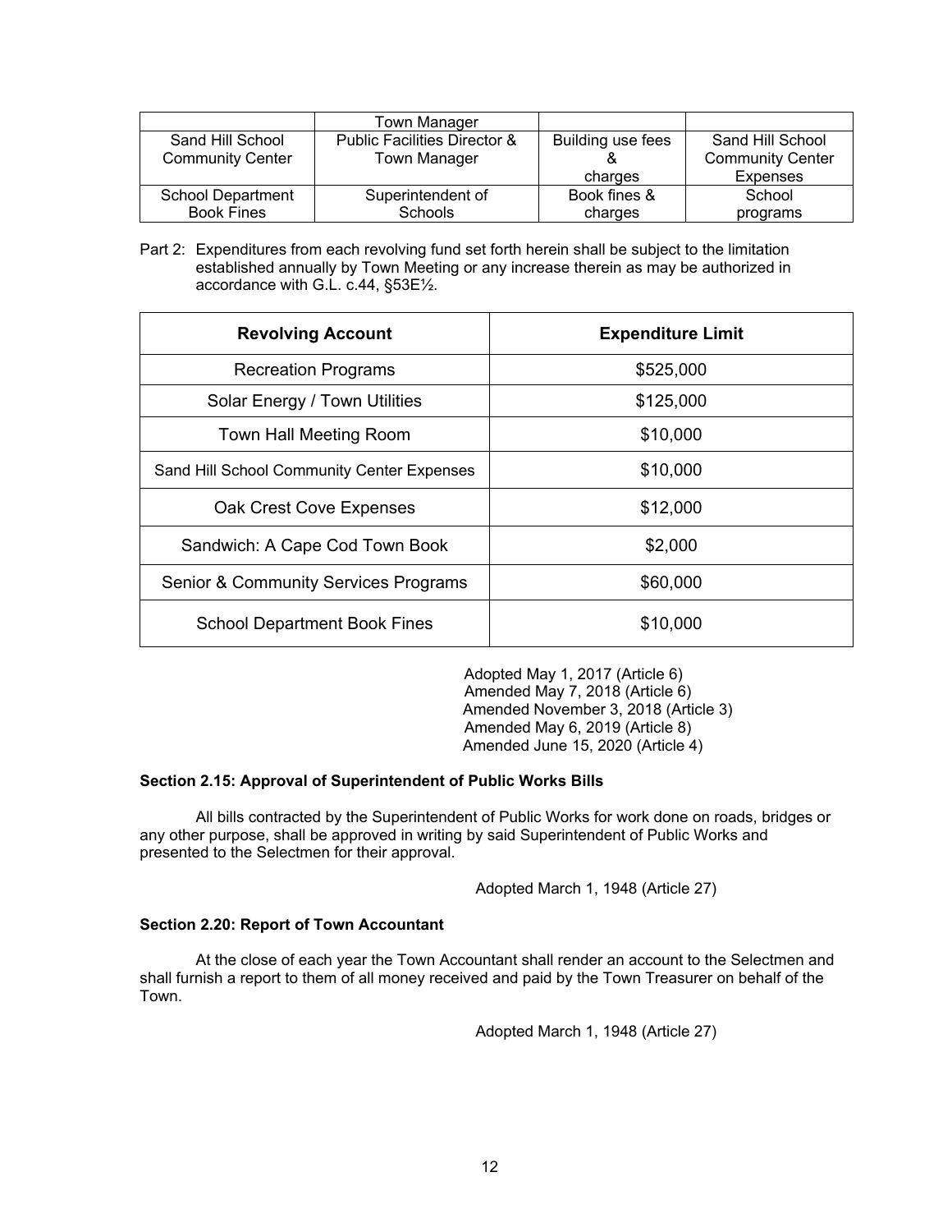| | Town Manager | | |
|---|---|---|---|
| Sand Hill School Community Center | Public Facilities Director & Town Manager | Building use fees & charges | Sand Hill School Community Center Expenses |
| School Department Book Fines | Superintendent of Schools | Book fines & charges | School programs |

Part 2: Expenditures from each revolving fund set forth herein shall be subject to the limitation established annually by Town Meeting or any increase therein as may be authorized in accordance with G.L. c.44, §53E½.

| Revolving Account | Expenditure Limit |
|---|---|
| Recreation Programs | \$525,000 |
| Solar Energy / Town Utilities | \$125,000 |
| Town Hall Meeting Room | \$10,000 |
| Sand Hill School Community Center Expenses | \$10,000 |
| Oak Crest Cove Expenses | \$12,000 |
| Sandwich: A Cape Cod Town Book | \$2,000 |
| Senior & Community Services Programs | \$60,000 |
| School Department Book Fines | \$10,000 |

Adopted May 1, 2017 (Article 6)
Amended May 7, 2018 (Article 6)
Amended November 3, 2018 (Article 3)
Amended May 6, 2019 (Article 8)
Amended June 15, 2020 (Article 4)

**Section 2.15: Approval of Superintendent of Public Works Bills**

All bills contracted by the Superintendent of Public Works for work done on roads, bridges or any other purpose, shall be approved in writing by said Superintendent of Public Works and presented to the Selectmen for their approval.

Adopted March 1, 1948 (Article 27)

**Section 2.20: Report of Town Accountant**

At the close of each year the Town Accountant shall render an account to the Selectmen and shall furnish a report to them of all money received and paid by the Town Treasurer on behalf of the Town.

Adopted March 1, 1948 (Article 27)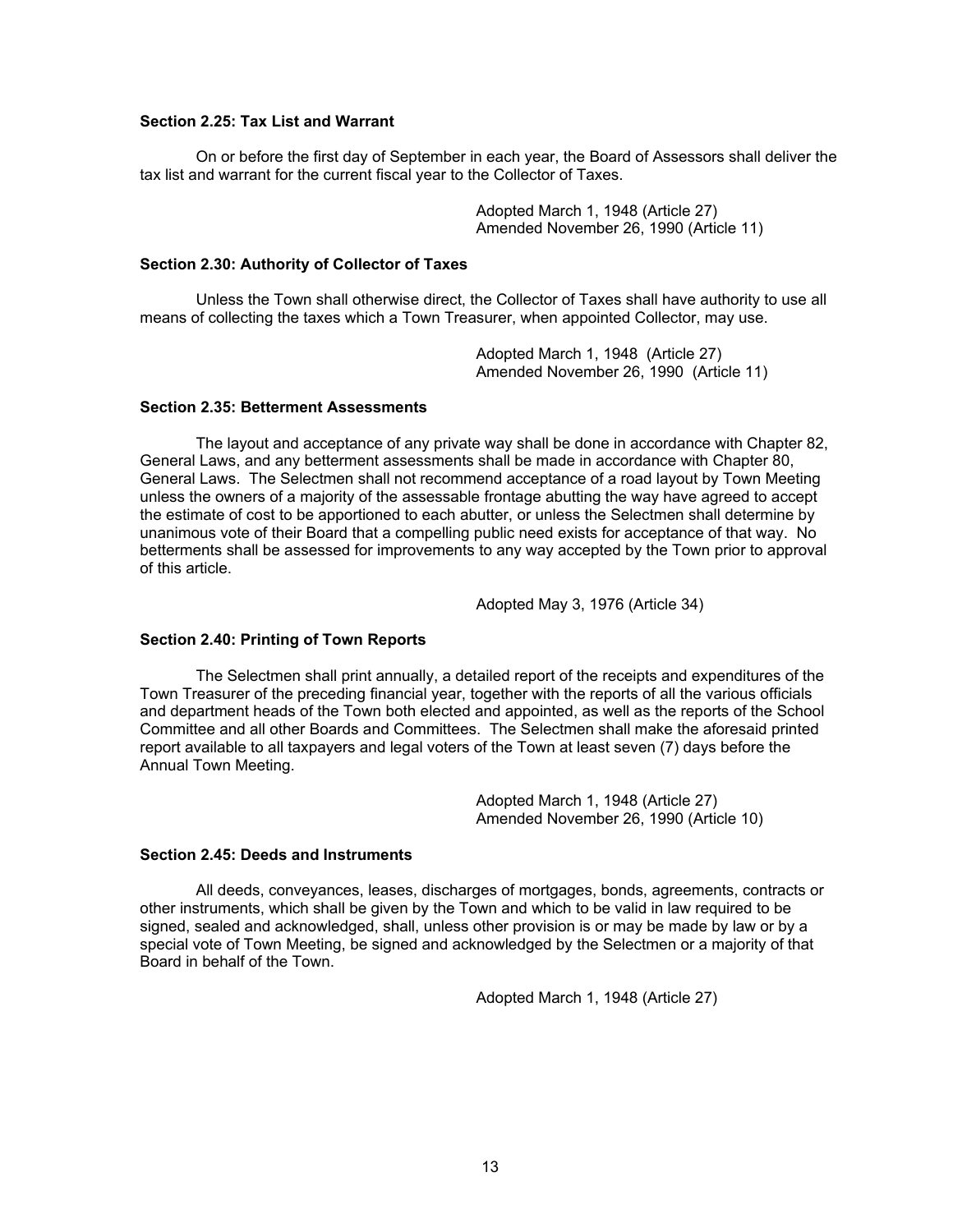### Section 2.25: Tax List and Warrant

On or before the first day of September in each year, the Board of Assessors shall deliver the tax list and warrant for the current fiscal year to the Collector of Taxes.

Adopted March 1, 1948 (Article 27)
Amended November 26, 1990 (Article 11)

### Section 2.30: Authority of Collector of Taxes

Unless the Town shall otherwise direct, the Collector of Taxes shall have authority to use all means of collecting the taxes which a Town Treasurer, when appointed Collector, may use.

Adopted March 1, 1948 (Article 27)
Amended November 26, 1990 (Article 11)

### Section 2.35: Betterment Assessments

The layout and acceptance of any private way shall be done in accordance with Chapter 82, General Laws, and any betterment assessments shall be made in accordance with Chapter 80, General Laws. The Selectmen shall not recommend acceptance of a road layout by Town Meeting unless the owners of a majority of the assessable frontage abutting the way have agreed to accept the estimate of cost to be apportioned to each abutter, or unless the Selectmen shall determine by unanimous vote of their Board that a compelling public need exists for acceptance of that way. No betterments shall be assessed for improvements to any way accepted by the Town prior to approval of this article.

Adopted May 3, 1976 (Article 34)

### Section 2.40: Printing of Town Reports

The Selectmen shall print annually, a detailed report of the receipts and expenditures of the Town Treasurer of the preceding financial year, together with the reports of all the various officials and department heads of the Town both elected and appointed, as well as the reports of the School Committee and all other Boards and Committees. The Selectmen shall make the aforesaid printed report available to all taxpayers and legal voters of the Town at least seven (7) days before the Annual Town Meeting.

Adopted March 1, 1948 (Article 27)
Amended November 26, 1990 (Article 10)

### Section 2.45: Deeds and Instruments

All deeds, conveyances, leases, discharges of mortgages, bonds, agreements, contracts or other instruments, which shall be given by the Town and which to be valid in law required to be signed, sealed and acknowledged, shall, unless other provision is or may be made by law or by a special vote of Town Meeting, be signed and acknowledged by the Selectmen or a majority of that Board in behalf of the Town.

Adopted March 1, 1948 (Article 27)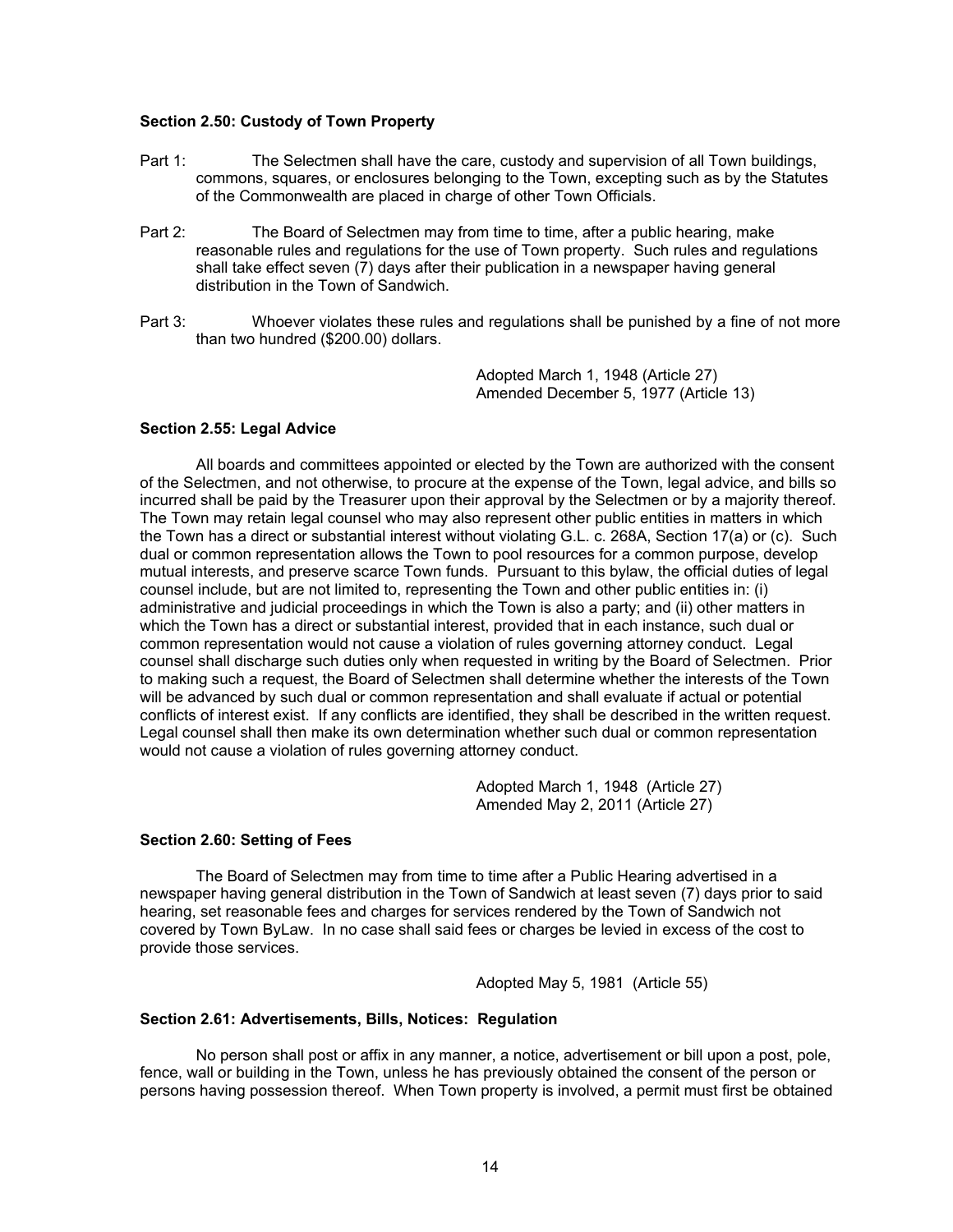**Section 2.50: Custody of Town Property**

Part 1: The Selectmen shall have the care, custody and supervision of all Town buildings, commons, squares, or enclosures belonging to the Town, excepting such as by the Statutes of the Commonwealth are placed in charge of other Town Officials.

Part 2: The Board of Selectmen may from time to time, after a public hearing, make reasonable rules and regulations for the use of Town property. Such rules and regulations shall take effect seven (7) days after their publication in a newspaper having general distribution in the Town of Sandwich.

Part 3: Whoever violates these rules and regulations shall be punished by a fine of not more than two hundred ($200.00) dollars.

Adopted March 1, 1948 (Article 27)
Amended December 5, 1977 (Article 13)

**Section 2.55: Legal Advice**

All boards and committees appointed or elected by the Town are authorized with the consent of the Selectmen, and not otherwise, to procure at the expense of the Town, legal advice, and bills so incurred shall be paid by the Treasurer upon their approval by the Selectmen or by a majority thereof. The Town may retain legal counsel who may also represent other public entities in matters in which the Town has a direct or substantial interest without violating G.L. c. 268A, Section 17(a) or (c). Such dual or common representation allows the Town to pool resources for a common purpose, develop mutual interests, and preserve scarce Town funds. Pursuant to this bylaw, the official duties of legal counsel include, but are not limited to, representing the Town and other public entities in: (i) administrative and judicial proceedings in which the Town is also a party; and (ii) other matters in which the Town has a direct or substantial interest, provided that in each instance, such dual or common representation would not cause a violation of rules governing attorney conduct. Legal counsel shall discharge such duties only when requested in writing by the Board of Selectmen. Prior to making such a request, the Board of Selectmen shall determine whether the interests of the Town will be advanced by such dual or common representation and shall evaluate if actual or potential conflicts of interest exist. If any conflicts are identified, they shall be described in the written request. Legal counsel shall then make its own determination whether such dual or common representation would not cause a violation of rules governing attorney conduct.

Adopted March 1, 1948 (Article 27)
Amended May 2, 2011 (Article 27)

**Section 2.60: Setting of Fees**

The Board of Selectmen may from time to time after a Public Hearing advertised in a newspaper having general distribution in the Town of Sandwich at least seven (7) days prior to said hearing, set reasonable fees and charges for services rendered by the Town of Sandwich not covered by Town ByLaw. In no case shall said fees or charges be levied in excess of the cost to provide those services.

Adopted May 5, 1981 (Article 55)

**Section 2.61: Advertisements, Bills, Notices: Regulation**

No person shall post or affix in any manner, a notice, advertisement or bill upon a post, pole, fence, wall or building in the Town, unless he has previously obtained the consent of the person or persons having possession thereof. When Town property is involved, a permit must first be obtained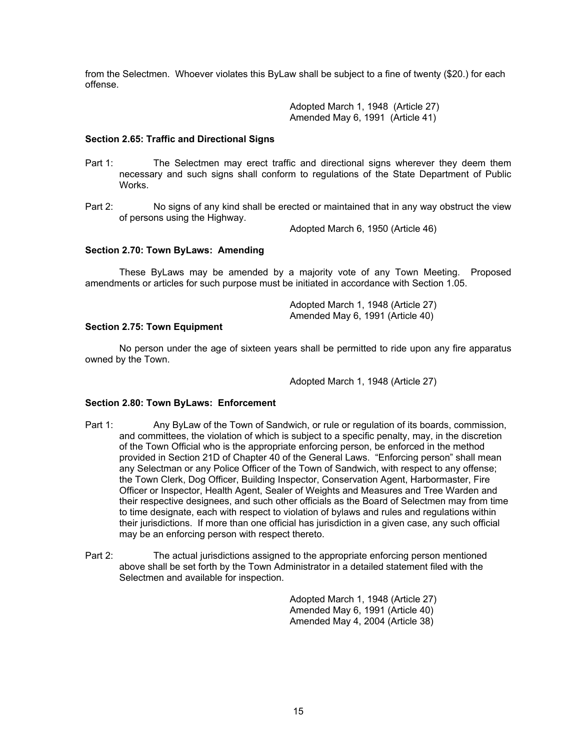from the Selectmen. Whoever violates this ByLaw shall be subject to a fine of twenty ($20.) for each offense.

Adopted March 1, 1948 (Article 27)
Amended May 6, 1991 (Article 41)

**Section 2.65: Traffic and Directional Signs**

Part 1: The Selectmen may erect traffic and directional signs wherever they deem them necessary and such signs shall conform to regulations of the State Department of Public Works.

Part 2: No signs of any kind shall be erected or maintained that in any way obstruct the view of persons using the Highway.

Adopted March 6, 1950 (Article 46)

**Section 2.70: Town ByLaws: Amending**

These ByLaws may be amended by a majority vote of any Town Meeting. Proposed amendments or articles for such purpose must be initiated in accordance with Section 1.05.

Adopted March 1, 1948 (Article 27)
Amended May 6, 1991 (Article 40)

**Section 2.75: Town Equipment**

No person under the age of sixteen years shall be permitted to ride upon any fire apparatus owned by the Town.

Adopted March 1, 1948 (Article 27)

**Section 2.80: Town ByLaws: Enforcement**

Part 1: Any ByLaw of the Town of Sandwich, or rule or regulation of its boards, commission, and committees, the violation of which is subject to a specific penalty, may, in the discretion of the Town Official who is the appropriate enforcing person, be enforced in the method provided in Section 21D of Chapter 40 of the General Laws. "Enforcing person" shall mean any Selectman or any Police Officer of the Town of Sandwich, with respect to any offense; the Town Clerk, Dog Officer, Building Inspector, Conservation Agent, Harbormaster, Fire Officer or Inspector, Health Agent, Sealer of Weights and Measures and Tree Warden and their respective designees, and such other officials as the Board of Selectmen may from time to time designate, each with respect to violation of bylaws and rules and regulations within their jurisdictions. If more than one official has jurisdiction in a given case, any such official may be an enforcing person with respect thereto.

Part 2: The actual jurisdictions assigned to the appropriate enforcing person mentioned above shall be set forth by the Town Administrator in a detailed statement filed with the Selectmen and available for inspection.

Adopted March 1, 1948 (Article 27)
Amended May 6, 1991 (Article 40)
Amended May 4, 2004 (Article 38)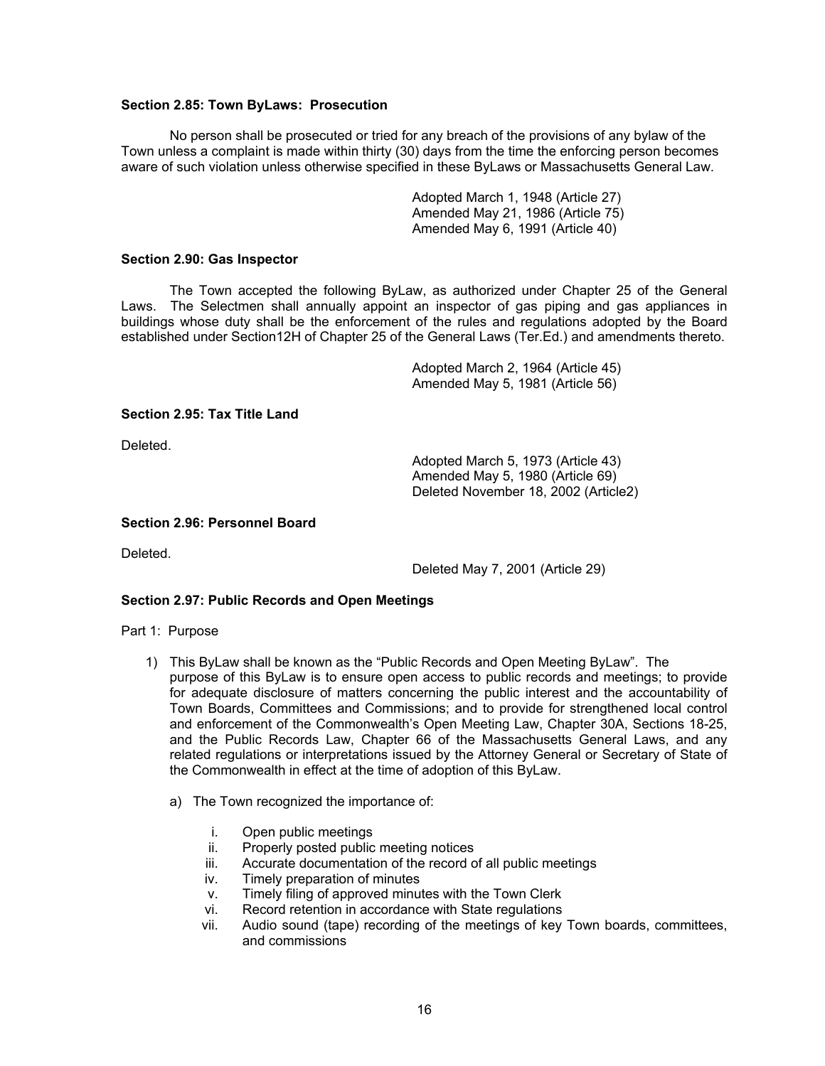### Section 2.85: Town ByLaws: Prosecution

No person shall be prosecuted or tried for any breach of the provisions of any bylaw of the Town unless a complaint is made within thirty (30) days from the time the enforcing person becomes aware of such violation unless otherwise specified in these ByLaws or Massachusetts General Law.

Adopted March 1, 1948 (Article 27)
Amended May 21, 1986 (Article 75)
Amended May 6, 1991 (Article 40)

### Section 2.90: Gas Inspector

The Town accepted the following ByLaw, as authorized under Chapter 25 of the General Laws. The Selectmen shall annually appoint an inspector of gas piping and gas appliances in buildings whose duty shall be the enforcement of the rules and regulations adopted by the Board established under Section12H of Chapter 25 of the General Laws (Ter.Ed.) and amendments thereto.

Adopted March 2, 1964 (Article 45)
Amended May 5, 1981 (Article 56)

### Section 2.95: Tax Title Land

Deleted.

Adopted March 5, 1973 (Article 43)
Amended May 5, 1980 (Article 69)
Deleted November 18, 2002 (Article2)

### Section 2.96: Personnel Board

Deleted.

Deleted May 7, 2001 (Article 29)

### Section 2.97: Public Records and Open Meetings

Part 1: Purpose

1) This ByLaw shall be known as the "Public Records and Open Meeting ByLaw". The purpose of this ByLaw is to ensure open access to public records and meetings; to provide for adequate disclosure of matters concerning the public interest and the accountability of Town Boards, Committees and Commissions; and to provide for strengthened local control and enforcement of the Commonwealth's Open Meeting Law, Chapter 30A, Sections 18-25, and the Public Records Law, Chapter 66 of the Massachusetts General Laws, and any related regulations or interpretations issued by the Attorney General or Secretary of State of the Commonwealth in effect at the time of adoption of this ByLaw.

   a) The Town recognized the importance of:

      i. Open public meetings
      ii. Properly posted public meeting notices
      iii. Accurate documentation of the record of all public meetings
      iv. Timely preparation of minutes
      v. Timely filing of approved minutes with the Town Clerk
      vi. Record retention in accordance with State regulations
      vii. Audio sound (tape) recording of the meetings of key Town boards, committees, and commissions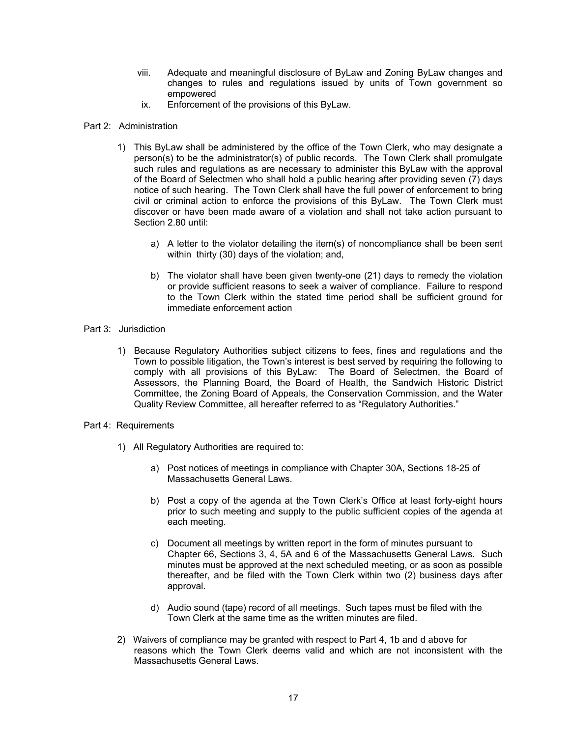viii. Adequate and meaningful disclosure of ByLaw and Zoning ByLaw changes and changes to rules and regulations issued by units of Town government so empowered

ix. Enforcement of the provisions of this ByLaw.

Part 2: Administration

1) This ByLaw shall be administered by the office of the Town Clerk, who may designate a person(s) to be the administrator(s) of public records. The Town Clerk shall promulgate such rules and regulations as are necessary to administer this ByLaw with the approval of the Board of Selectmen who shall hold a public hearing after providing seven (7) days notice of such hearing. The Town Clerk shall have the full power of enforcement to bring civil or criminal action to enforce the provisions of this ByLaw. The Town Clerk must discover or have been made aware of a violation and shall not take action pursuant to Section 2.80 until:

   a) A letter to the violator detailing the item(s) of noncompliance shall be been sent within thirty (30) days of the violation; and,

   b) The violator shall have been given twenty-one (21) days to remedy the violation or provide sufficient reasons to seek a waiver of compliance. Failure to respond to the Town Clerk within the stated time period shall be sufficient ground for immediate enforcement action

Part 3: Jurisdiction

1) Because Regulatory Authorities subject citizens to fees, fines and regulations and the Town to possible litigation, the Town's interest is best served by requiring the following to comply with all provisions of this ByLaw: The Board of Selectmen, the Board of Assessors, the Planning Board, the Board of Health, the Sandwich Historic District Committee, the Zoning Board of Appeals, the Conservation Commission, and the Water Quality Review Committee, all hereafter referred to as "Regulatory Authorities."

Part 4: Requirements

1) All Regulatory Authorities are required to:

   a) Post notices of meetings in compliance with Chapter 30A, Sections 18-25 of Massachusetts General Laws.

   b) Post a copy of the agenda at the Town Clerk's Office at least forty-eight hours prior to such meeting and supply to the public sufficient copies of the agenda at each meeting.

   c) Document all meetings by written report in the form of minutes pursuant to Chapter 66, Sections 3, 4, 5A and 6 of the Massachusetts General Laws. Such minutes must be approved at the next scheduled meeting, or as soon as possible thereafter, and be filed with the Town Clerk within two (2) business days after approval.

   d) Audio sound (tape) record of all meetings. Such tapes must be filed with the Town Clerk at the same time as the written minutes are filed.

2) Waivers of compliance may be granted with respect to Part 4, 1b and d above for reasons which the Town Clerk deems valid and which are not inconsistent with the Massachusetts General Laws.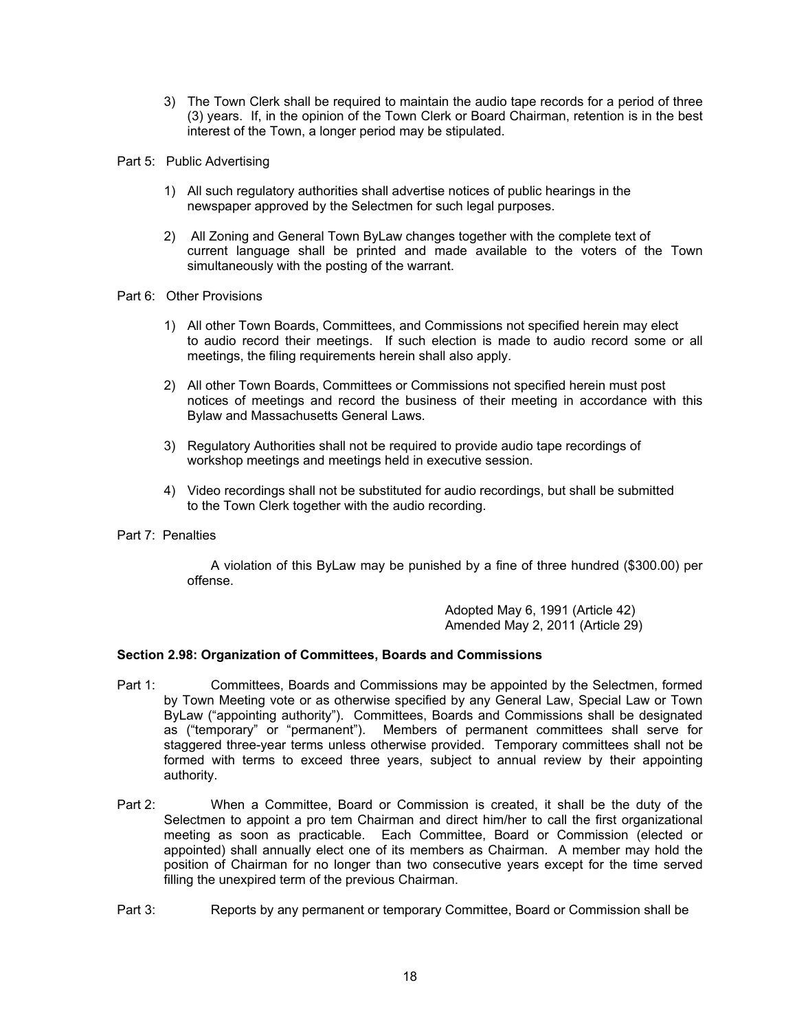3) The Town Clerk shall be required to maintain the audio tape records for a period of three (3) years. If, in the opinion of the Town Clerk or Board Chairman, retention is in the best interest of the Town, a longer period may be stipulated.

Part 5: Public Advertising

1) All such regulatory authorities shall advertise notices of public hearings in the newspaper approved by the Selectmen for such legal purposes.

2) All Zoning and General Town ByLaw changes together with the complete text of current language shall be printed and made available to the voters of the Town simultaneously with the posting of the warrant.

Part 6: Other Provisions

1) All other Town Boards, Committees, and Commissions not specified herein may elect to audio record their meetings. If such election is made to audio record some or all meetings, the filing requirements herein shall also apply.

2) All other Town Boards, Committees or Commissions not specified herein must post notices of meetings and record the business of their meeting in accordance with this Bylaw and Massachusetts General Laws.

3) Regulatory Authorities shall not be required to provide audio tape recordings of workshop meetings and meetings held in executive session.

4) Video recordings shall not be substituted for audio recordings, but shall be submitted to the Town Clerk together with the audio recording.

Part 7: Penalties

A violation of this ByLaw may be punished by a fine of three hundred ($300.00) per offense.

Adopted May 6, 1991 (Article 42)
Amended May 2, 2011 (Article 29)

**Section 2.98: Organization of Committees, Boards and Commissions**

Part 1: Committees, Boards and Commissions may be appointed by the Selectmen, formed by Town Meeting vote or as otherwise specified by any General Law, Special Law or Town ByLaw ("appointing authority"). Committees, Boards and Commissions shall be designated as ("temporary" or "permanent"). Members of permanent committees shall serve for staggered three-year terms unless otherwise provided. Temporary committees shall not be formed with terms to exceed three years, subject to annual review by their appointing authority.

Part 2: When a Committee, Board or Commission is created, it shall be the duty of the Selectmen to appoint a pro tem Chairman and direct him/her to call the first organizational meeting as soon as practicable. Each Committee, Board or Commission (elected or appointed) shall annually elect one of its members as Chairman. A member may hold the position of Chairman for no longer than two consecutive years except for the time served filling the unexpired term of the previous Chairman.

Part 3: Reports by any permanent or temporary Committee, Board or Commission shall be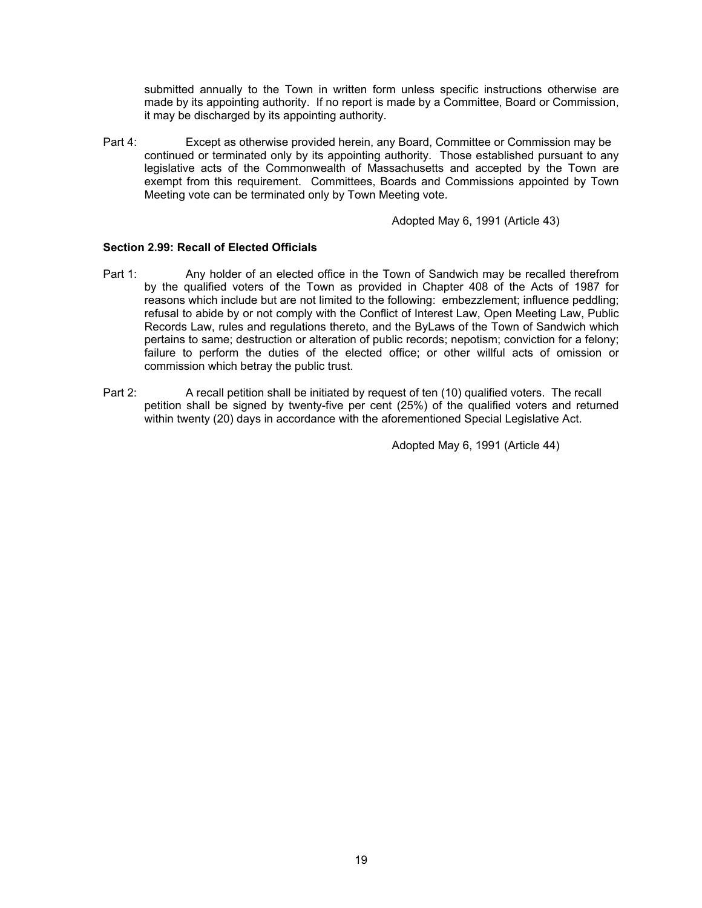submitted annually to the Town in written form unless specific instructions otherwise are made by its appointing authority. If no report is made by a Committee, Board or Commission, it may be discharged by its appointing authority.

Part 4: Except as otherwise provided herein, any Board, Committee or Commission may be continued or terminated only by its appointing authority. Those established pursuant to any legislative acts of the Commonwealth of Massachusetts and accepted by the Town are exempt from this requirement. Committees, Boards and Commissions appointed by Town Meeting vote can be terminated only by Town Meeting vote.

Adopted May 6, 1991 (Article 43)

**Section 2.99: Recall of Elected Officials**

Part 1: Any holder of an elected office in the Town of Sandwich may be recalled therefrom by the qualified voters of the Town as provided in Chapter 408 of the Acts of 1987 for reasons which include but are not limited to the following: embezzlement; influence peddling; refusal to abide by or not comply with the Conflict of Interest Law, Open Meeting Law, Public Records Law, rules and regulations thereto, and the ByLaws of the Town of Sandwich which pertains to same; destruction or alteration of public records; nepotism; conviction for a felony; failure to perform the duties of the elected office; or other willful acts of omission or commission which betray the public trust.

Part 2: A recall petition shall be initiated by request of ten (10) qualified voters. The recall petition shall be signed by twenty-five per cent (25%) of the qualified voters and returned within twenty (20) days in accordance with the aforementioned Special Legislative Act.

Adopted May 6, 1991 (Article 44)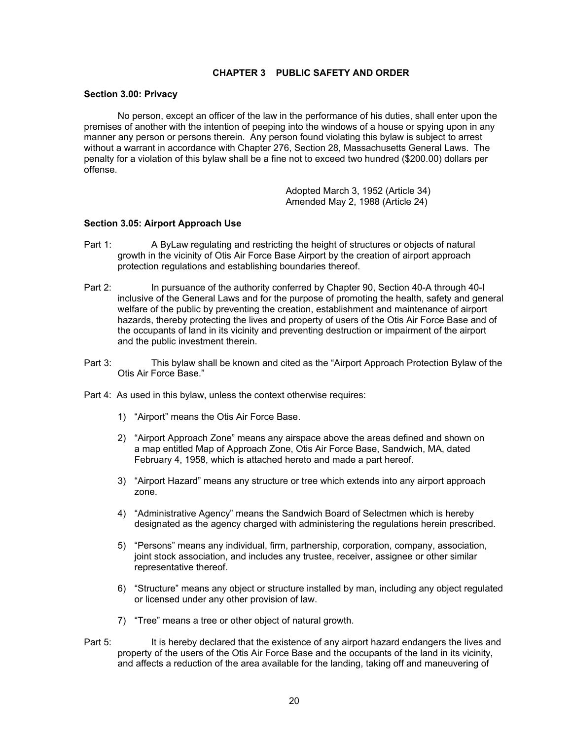## CHAPTER 3 PUBLIC SAFETY AND ORDER

### Section 3.00: Privacy

No person, except an officer of the law in the performance of his duties, shall enter upon the premises of another with the intention of peeping into the windows of a house or spying upon in any manner any person or persons therein. Any person found violating this bylaw is subject to arrest without a warrant in accordance with Chapter 276, Section 28, Massachusetts General Laws. The penalty for a violation of this bylaw shall be a fine not to exceed two hundred ($200.00) dollars per offense.

Adopted March 3, 1952 (Article 34)
Amended May 2, 1988 (Article 24)

### Section 3.05: Airport Approach Use

Part 1: A ByLaw regulating and restricting the height of structures or objects of natural growth in the vicinity of Otis Air Force Base Airport by the creation of airport approach protection regulations and establishing boundaries thereof.

Part 2: In pursuance of the authority conferred by Chapter 90, Section 40-A through 40-I inclusive of the General Laws and for the purpose of promoting the health, safety and general welfare of the public by preventing the creation, establishment and maintenance of airport hazards, thereby protecting the lives and property of users of the Otis Air Force Base and of the occupants of land in its vicinity and preventing destruction or impairment of the airport and the public investment therein.

Part 3: This bylaw shall be known and cited as the "Airport Approach Protection Bylaw of the Otis Air Force Base."

Part 4: As used in this bylaw, unless the context otherwise requires:

1) "Airport" means the Otis Air Force Base.
2) "Airport Approach Zone" means any airspace above the areas defined and shown on a map entitled Map of Approach Zone, Otis Air Force Base, Sandwich, MA, dated February 4, 1958, which is attached hereto and made a part hereof.
3) "Airport Hazard" means any structure or tree which extends into any airport approach zone.
4) "Administrative Agency" means the Sandwich Board of Selectmen which is hereby designated as the agency charged with administering the regulations herein prescribed.
5) "Persons" means any individual, firm, partnership, corporation, company, association, joint stock association, and includes any trustee, receiver, assignee or other similar representative thereof.
6) "Structure" means any object or structure installed by man, including any object regulated or licensed under any other provision of law.
7) "Tree" means a tree or other object of natural growth.

Part 5: It is hereby declared that the existence of any airport hazard endangers the lives and property of the users of the Otis Air Force Base and the occupants of the land in its vicinity, and affects a reduction of the area available for the landing, taking off and maneuvering of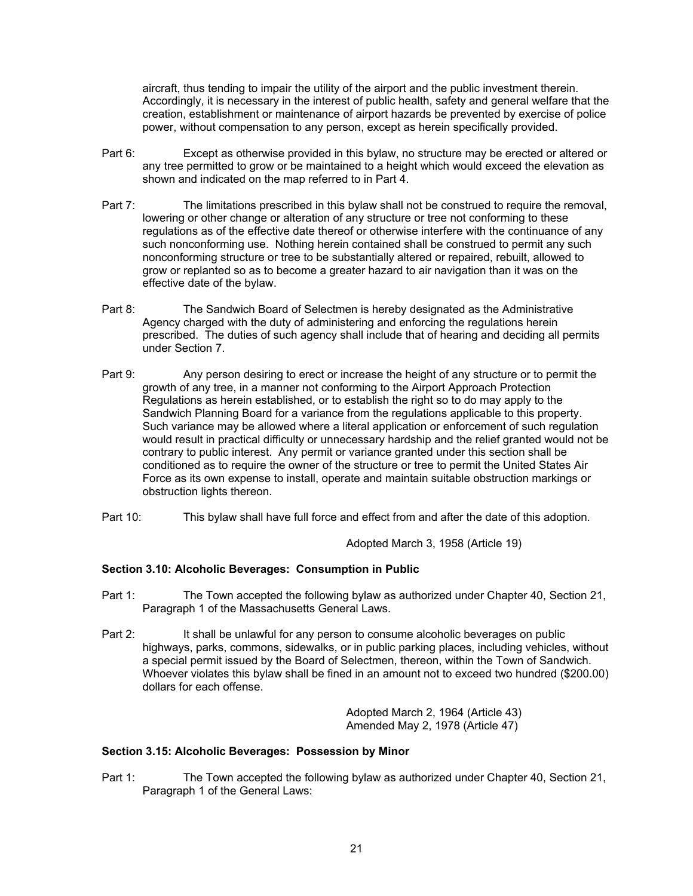aircraft, thus tending to impair the utility of the airport and the public investment therein. Accordingly, it is necessary in the interest of public health, safety and general welfare that the creation, establishment or maintenance of airport hazards be prevented by exercise of police power, without compensation to any person, except as herein specifically provided.

Part 6: Except as otherwise provided in this bylaw, no structure may be erected or altered or any tree permitted to grow or be maintained to a height which would exceed the elevation as shown and indicated on the map referred to in Part 4.

Part 7: The limitations prescribed in this bylaw shall not be construed to require the removal, lowering or other change or alteration of any structure or tree not conforming to these regulations as of the effective date thereof or otherwise interfere with the continuance of any such nonconforming use. Nothing herein contained shall be construed to permit any such nonconforming structure or tree to be substantially altered or repaired, rebuilt, allowed to grow or replanted so as to become a greater hazard to air navigation than it was on the effective date of the bylaw.

Part 8: The Sandwich Board of Selectmen is hereby designated as the Administrative Agency charged with the duty of administering and enforcing the regulations herein prescribed. The duties of such agency shall include that of hearing and deciding all permits under Section 7.

Part 9: Any person desiring to erect or increase the height of any structure or to permit the growth of any tree, in a manner not conforming to the Airport Approach Protection Regulations as herein established, or to establish the right so to do may apply to the Sandwich Planning Board for a variance from the regulations applicable to this property. Such variance may be allowed where a literal application or enforcement of such regulation would result in practical difficulty or unnecessary hardship and the relief granted would not be contrary to public interest. Any permit or variance granted under this section shall be conditioned as to require the owner of the structure or tree to permit the United States Air Force as its own expense to install, operate and maintain suitable obstruction markings or obstruction lights thereon.

Part 10: This bylaw shall have full force and effect from and after the date of this adoption.

Adopted March 3, 1958 (Article 19)

**Section 3.10: Alcoholic Beverages: Consumption in Public**

Part 1: The Town accepted the following bylaw as authorized under Chapter 40, Section 21, Paragraph 1 of the Massachusetts General Laws.

Part 2: It shall be unlawful for any person to consume alcoholic beverages on public highways, parks, commons, sidewalks, or in public parking places, including vehicles, without a special permit issued by the Board of Selectmen, thereon, within the Town of Sandwich. Whoever violates this bylaw shall be fined in an amount not to exceed two hundred ($200.00) dollars for each offense.

Adopted March 2, 1964 (Article 43)
Amended May 2, 1978 (Article 47)

**Section 3.15: Alcoholic Beverages: Possession by Minor**

Part 1: The Town accepted the following bylaw as authorized under Chapter 40, Section 21, Paragraph 1 of the General Laws: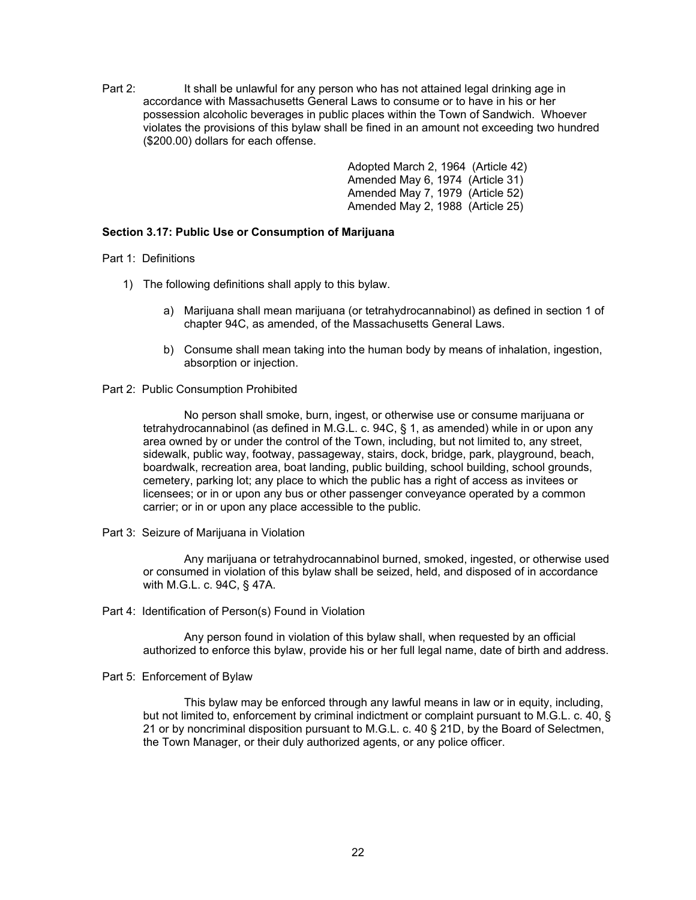Part 2: It shall be unlawful for any person who has not attained legal drinking age in accordance with Massachusetts General Laws to consume or to have in his or her possession alcoholic beverages in public places within the Town of Sandwich. Whoever violates the provisions of this bylaw shall be fined in an amount not exceeding two hundred ($200.00) dollars for each offense.

Adopted March 2, 1964 (Article 42)
Amended May 6, 1974 (Article 31)
Amended May 7, 1979 (Article 52)
Amended May 2, 1988 (Article 25)

**Section 3.17: Public Use or Consumption of Marijuana**

Part 1: Definitions

1) The following definitions shall apply to this bylaw.

   a) Marijuana shall mean marijuana (or tetrahydrocannabinol) as defined in section 1 of chapter 94C, as amended, of the Massachusetts General Laws.

   b) Consume shall mean taking into the human body by means of inhalation, ingestion, absorption or injection.

Part 2: Public Consumption Prohibited

No person shall smoke, burn, ingest, or otherwise use or consume marijuana or tetrahydrocannabinol (as defined in M.G.L. c. 94C, § 1, as amended) while in or upon any area owned by or under the control of the Town, including, but not limited to, any street, sidewalk, public way, footway, passageway, stairs, dock, bridge, park, playground, beach, boardwalk, recreation area, boat landing, public building, school building, school grounds, cemetery, parking lot; any place to which the public has a right of access as invitees or licensees; or in or upon any bus or other passenger conveyance operated by a common carrier; or in or upon any place accessible to the public.

Part 3: Seizure of Marijuana in Violation

Any marijuana or tetrahydrocannabinol burned, smoked, ingested, or otherwise used or consumed in violation of this bylaw shall be seized, held, and disposed of in accordance with M.G.L. c. 94C, § 47A.

Part 4: Identification of Person(s) Found in Violation

Any person found in violation of this bylaw shall, when requested by an official authorized to enforce this bylaw, provide his or her full legal name, date of birth and address.

Part 5: Enforcement of Bylaw

This bylaw may be enforced through any lawful means in law or in equity, including, but not limited to, enforcement by criminal indictment or complaint pursuant to M.G.L. c. 40, § 21 or by noncriminal disposition pursuant to M.G.L. c. 40 § 21D, by the Board of Selectmen, the Town Manager, or their duly authorized agents, or any police officer.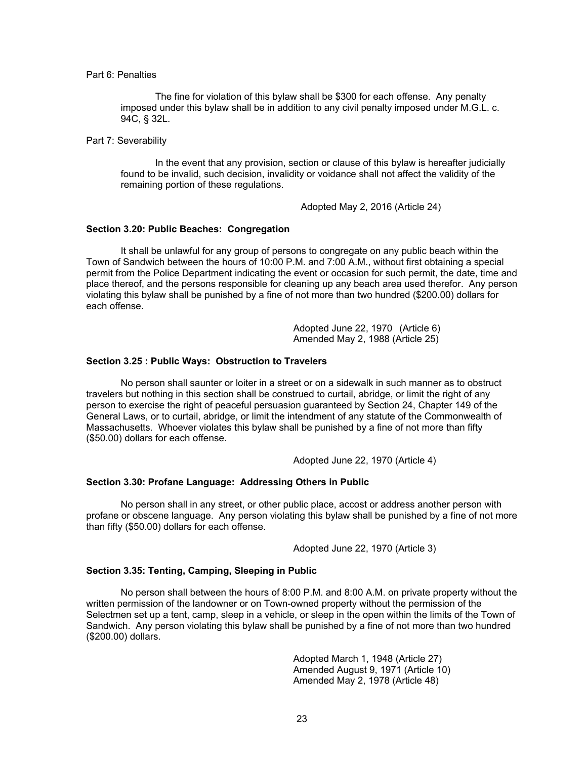Part 6: Penalties

The fine for violation of this bylaw shall be $300 for each offense. Any penalty imposed under this bylaw shall be in addition to any civil penalty imposed under M.G.L. c. 94C, § 32L.

Part 7: Severability

In the event that any provision, section or clause of this bylaw is hereafter judicially found to be invalid, such decision, invalidity or voidance shall not affect the validity of the remaining portion of these regulations.

Adopted May 2, 2016 (Article 24)

**Section 3.20: Public Beaches: Congregation**

It shall be unlawful for any group of persons to congregate on any public beach within the Town of Sandwich between the hours of 10:00 P.M. and 7:00 A.M., without first obtaining a special permit from the Police Department indicating the event or occasion for such permit, the date, time and place thereof, and the persons responsible for cleaning up any beach area used therefor. Any person violating this bylaw shall be punished by a fine of not more than two hundred ($200.00) dollars for each offense.

Adopted June 22, 1970 (Article 6)
Amended May 2, 1988 (Article 25)

**Section 3.25 : Public Ways: Obstruction to Travelers**

No person shall saunter or loiter in a street or on a sidewalk in such manner as to obstruct travelers but nothing in this section shall be construed to curtail, abridge, or limit the right of any person to exercise the right of peaceful persuasion guaranteed by Section 24, Chapter 149 of the General Laws, or to curtail, abridge, or limit the intendment of any statute of the Commonwealth of Massachusetts. Whoever violates this bylaw shall be punished by a fine of not more than fifty ($50.00) dollars for each offense.

Adopted June 22, 1970 (Article 4)

**Section 3.30: Profane Language: Addressing Others in Public**

No person shall in any street, or other public place, accost or address another person with profane or obscene language. Any person violating this bylaw shall be punished by a fine of not more than fifty ($50.00) dollars for each offense.

Adopted June 22, 1970 (Article 3)

**Section 3.35: Tenting, Camping, Sleeping in Public**

No person shall between the hours of 8:00 P.M. and 8:00 A.M. on private property without the written permission of the landowner or on Town-owned property without the permission of the Selectmen set up a tent, camp, sleep in a vehicle, or sleep in the open within the limits of the Town of Sandwich. Any person violating this bylaw shall be punished by a fine of not more than two hundred ($200.00) dollars.

Adopted March 1, 1948 (Article 27)
Amended August 9, 1971 (Article 10)
Amended May 2, 1978 (Article 48)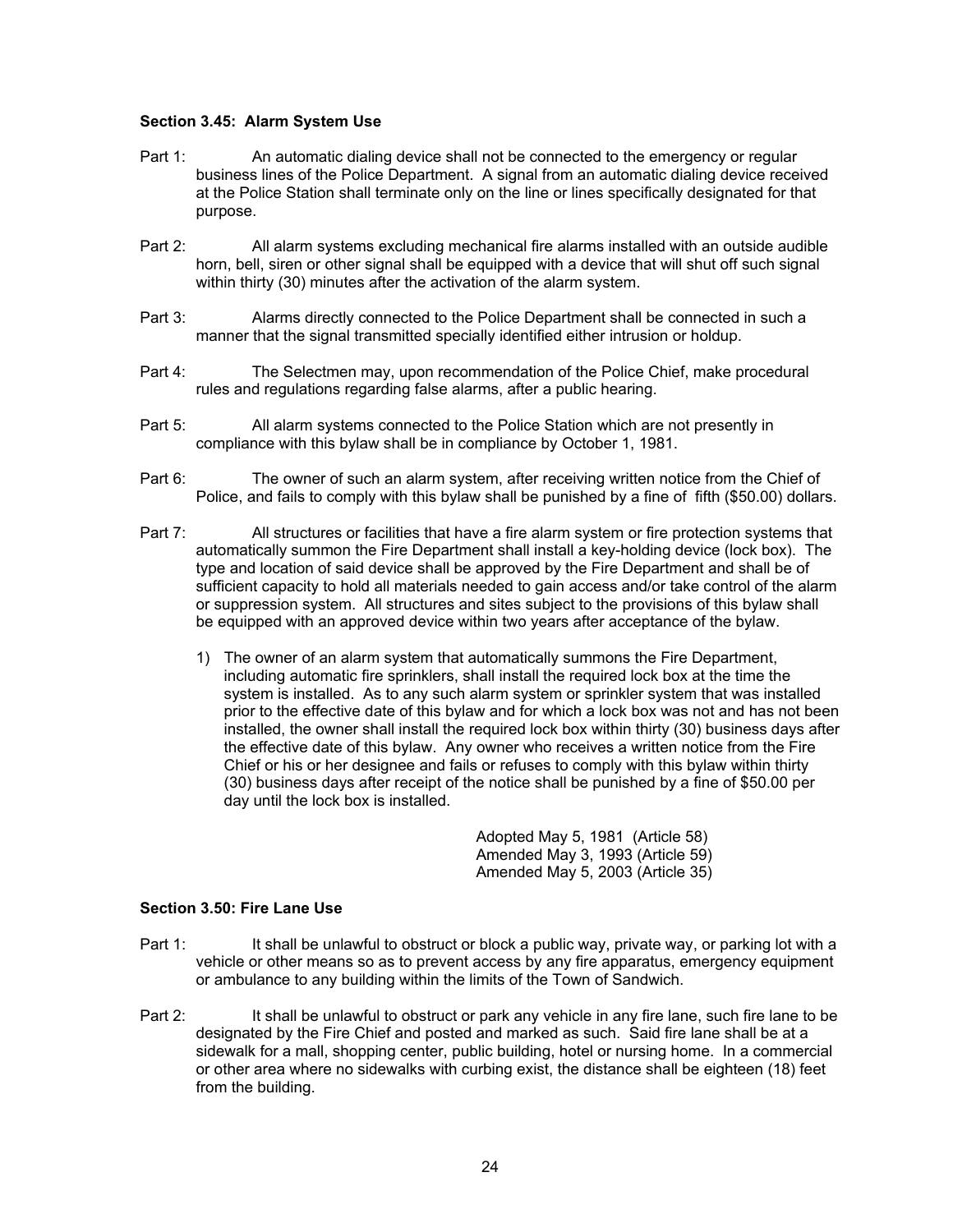**Section 3.45: Alarm System Use**

Part 1: An automatic dialing device shall not be connected to the emergency or regular business lines of the Police Department. A signal from an automatic dialing device received at the Police Station shall terminate only on the line or lines specifically designated for that purpose.

Part 2: All alarm systems excluding mechanical fire alarms installed with an outside audible horn, bell, siren or other signal shall be equipped with a device that will shut off such signal within thirty (30) minutes after the activation of the alarm system.

Part 3: Alarms directly connected to the Police Department shall be connected in such a manner that the signal transmitted specially identified either intrusion or holdup.

Part 4: The Selectmen may, upon recommendation of the Police Chief, make procedural rules and regulations regarding false alarms, after a public hearing.

Part 5: All alarm systems connected to the Police Station which are not presently in compliance with this bylaw shall be in compliance by October 1, 1981.

Part 6: The owner of such an alarm system, after receiving written notice from the Chief of Police, and fails to comply with this bylaw shall be punished by a fine of fifth ($50.00) dollars.

Part 7: All structures or facilities that have a fire alarm system or fire protection systems that automatically summon the Fire Department shall install a key-holding device (lock box). The type and location of said device shall be approved by the Fire Department and shall be of sufficient capacity to hold all materials needed to gain access and/or take control of the alarm or suppression system. All structures and sites subject to the provisions of this bylaw shall be equipped with an approved device within two years after acceptance of the bylaw.

1) The owner of an alarm system that automatically summons the Fire Department, including automatic fire sprinklers, shall install the required lock box at the time the system is installed. As to any such alarm system or sprinkler system that was installed prior to the effective date of this bylaw and for which a lock box was not and has not been installed, the owner shall install the required lock box within thirty (30) business days after the effective date of this bylaw. Any owner who receives a written notice from the Fire Chief or his or her designee and fails or refuses to comply with this bylaw within thirty (30) business days after receipt of the notice shall be punished by a fine of $50.00 per day until the lock box is installed.

Adopted May 5, 1981 (Article 58)
Amended May 3, 1993 (Article 59)
Amended May 5, 2003 (Article 35)

**Section 3.50: Fire Lane Use**

Part 1: It shall be unlawful to obstruct or block a public way, private way, or parking lot with a vehicle or other means so as to prevent access by any fire apparatus, emergency equipment or ambulance to any building within the limits of the Town of Sandwich.

Part 2: It shall be unlawful to obstruct or park any vehicle in any fire lane, such fire lane to be designated by the Fire Chief and posted and marked as such. Said fire lane shall be at a sidewalk for a mall, shopping center, public building, hotel or nursing home. In a commercial or other area where no sidewalks with curbing exist, the distance shall be eighteen (18) feet from the building.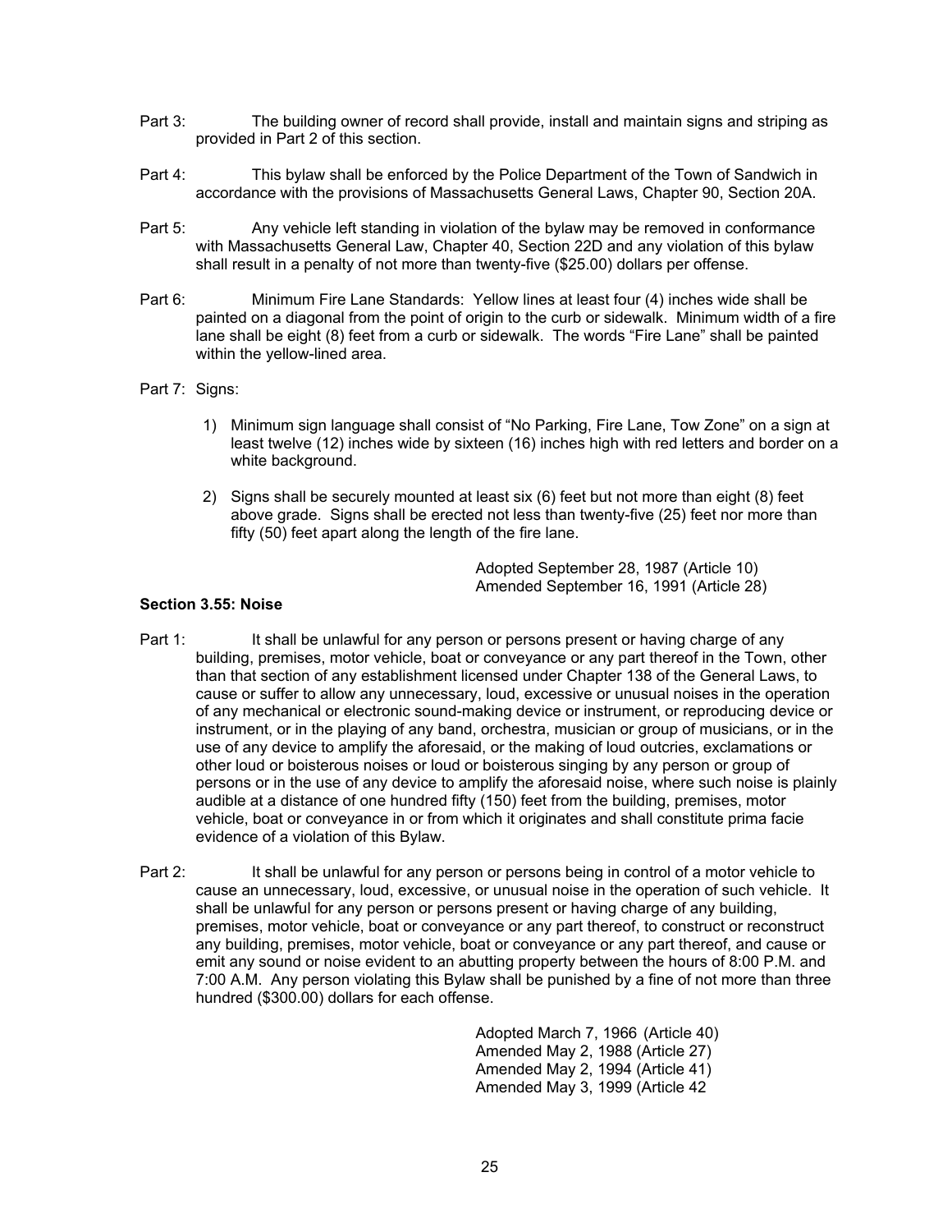Part 3: The building owner of record shall provide, install and maintain signs and striping as provided in Part 2 of this section.

Part 4: This bylaw shall be enforced by the Police Department of the Town of Sandwich in accordance with the provisions of Massachusetts General Laws, Chapter 90, Section 20A.

Part 5: Any vehicle left standing in violation of the bylaw may be removed in conformance with Massachusetts General Law, Chapter 40, Section 22D and any violation of this bylaw shall result in a penalty of not more than twenty-five ($25.00) dollars per offense.

Part 6: Minimum Fire Lane Standards: Yellow lines at least four (4) inches wide shall be painted on a diagonal from the point of origin to the curb or sidewalk. Minimum width of a fire lane shall be eight (8) feet from a curb or sidewalk. The words "Fire Lane" shall be painted within the yellow-lined area.

Part 7: Signs:

1) Minimum sign language shall consist of "No Parking, Fire Lane, Tow Zone" on a sign at least twelve (12) inches wide by sixteen (16) inches high with red letters and border on a white background.
2) Signs shall be securely mounted at least six (6) feet but not more than eight (8) feet above grade. Signs shall be erected not less than twenty-five (25) feet nor more than fifty (50) feet apart along the length of the fire lane.

Adopted September 28, 1987 (Article 10)
Amended September 16, 1991 (Article 28)

**Section 3.55: Noise**

Part 1: It shall be unlawful for any person or persons present or having charge of any building, premises, motor vehicle, boat or conveyance or any part thereof in the Town, other than that section of any establishment licensed under Chapter 138 of the General Laws, to cause or suffer to allow any unnecessary, loud, excessive or unusual noises in the operation of any mechanical or electronic sound-making device or instrument, or reproducing device or instrument, or in the playing of any band, orchestra, musician or group of musicians, or in the use of any device to amplify the aforesaid, or the making of loud outcries, exclamations or other loud or boisterous noises or loud or boisterous singing by any person or group of persons or in the use of any device to amplify the aforesaid noise, where such noise is plainly audible at a distance of one hundred fifty (150) feet from the building, premises, motor vehicle, boat or conveyance in or from which it originates and shall constitute prima facie evidence of a violation of this Bylaw.

Part 2: It shall be unlawful for any person or persons being in control of a motor vehicle to cause an unnecessary, loud, excessive, or unusual noise in the operation of such vehicle. It shall be unlawful for any person or persons present or having charge of any building, premises, motor vehicle, boat or conveyance or any part thereof, to construct or reconstruct any building, premises, motor vehicle, boat or conveyance or any part thereof, and cause or emit any sound or noise evident to an abutting property between the hours of 8:00 P.M. and 7:00 A.M. Any person violating this Bylaw shall be punished by a fine of not more than three hundred ($300.00) dollars for each offense.

Adopted March 7, 1966 (Article 40)
Amended May 2, 1988 (Article 27)
Amended May 2, 1994 (Article 41)
Amended May 3, 1999 (Article 42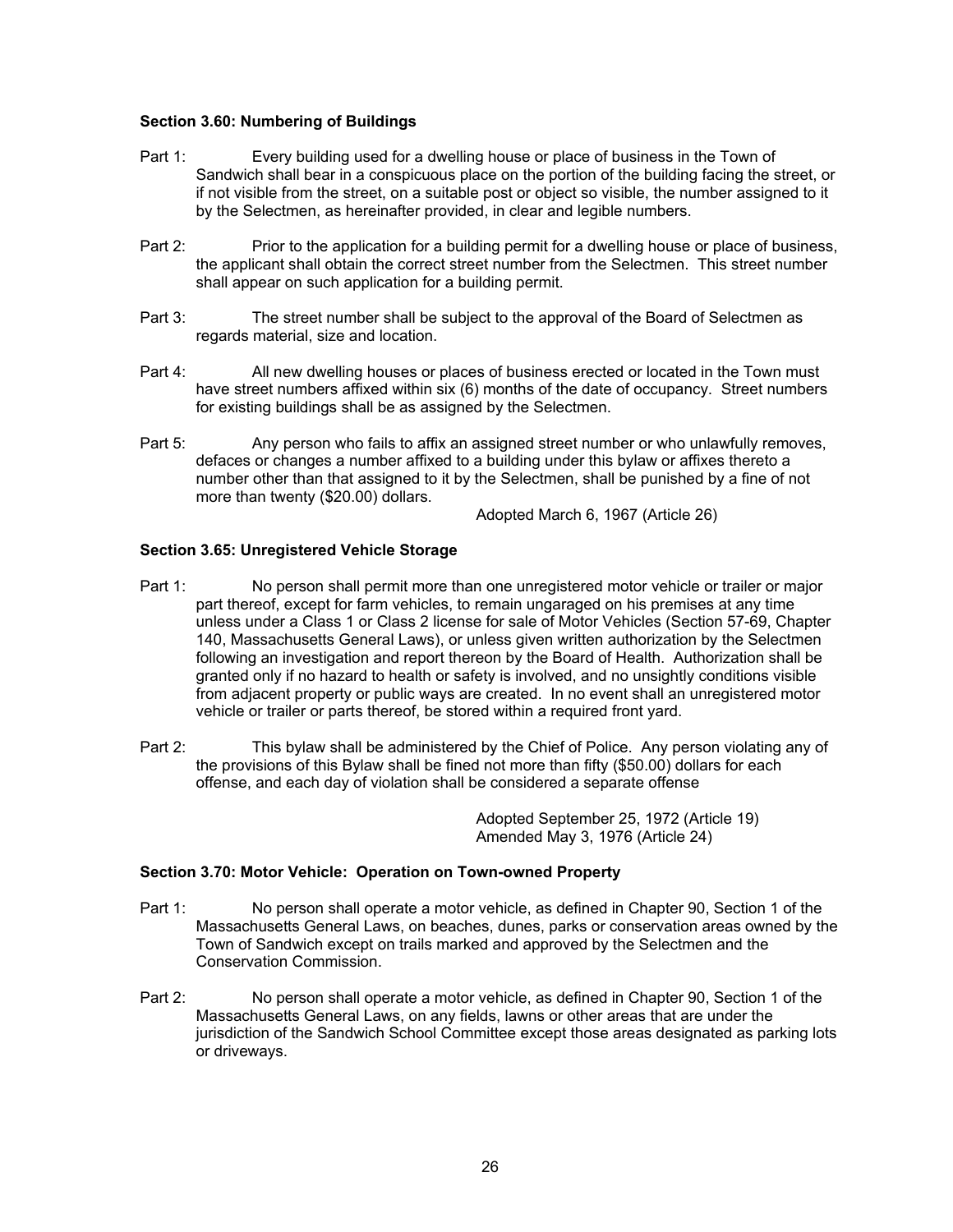### Section 3.60: Numbering of Buildings

Part 1: Every building used for a dwelling house or place of business in the Town of Sandwich shall bear in a conspicuous place on the portion of the building facing the street, or if not visible from the street, on a suitable post or object so visible, the number assigned to it by the Selectmen, as hereinafter provided, in clear and legible numbers.

Part 2: Prior to the application for a building permit for a dwelling house or place of business, the applicant shall obtain the correct street number from the Selectmen. This street number shall appear on such application for a building permit.

Part 3: The street number shall be subject to the approval of the Board of Selectmen as regards material, size and location.

Part 4: All new dwelling houses or places of business erected or located in the Town must have street numbers affixed within six (6) months of the date of occupancy. Street numbers for existing buildings shall be as assigned by the Selectmen.

Part 5: Any person who fails to affix an assigned street number or who unlawfully removes, defaces or changes a number affixed to a building under this bylaw or affixes thereto a number other than that assigned to it by the Selectmen, shall be punished by a fine of not more than twenty ($20.00) dollars.

Adopted March 6, 1967 (Article 26)

### Section 3.65: Unregistered Vehicle Storage

Part 1: No person shall permit more than one unregistered motor vehicle or trailer or major part thereof, except for farm vehicles, to remain ungaraged on his premises at any time unless under a Class 1 or Class 2 license for sale of Motor Vehicles (Section 57-69, Chapter 140, Massachusetts General Laws), or unless given written authorization by the Selectmen following an investigation and report thereon by the Board of Health. Authorization shall be granted only if no hazard to health or safety is involved, and no unsightly conditions visible from adjacent property or public ways are created. In no event shall an unregistered motor vehicle or trailer or parts thereof, be stored within a required front yard.

Part 2: This bylaw shall be administered by the Chief of Police. Any person violating any of the provisions of this Bylaw shall be fined not more than fifty ($50.00) dollars for each offense, and each day of violation shall be considered a separate offense

Adopted September 25, 1972 (Article 19)
Amended May 3, 1976 (Article 24)

### Section 3.70: Motor Vehicle: Operation on Town-owned Property

Part 1: No person shall operate a motor vehicle, as defined in Chapter 90, Section 1 of the Massachusetts General Laws, on beaches, dunes, parks or conservation areas owned by the Town of Sandwich except on trails marked and approved by the Selectmen and the Conservation Commission.

Part 2: No person shall operate a motor vehicle, as defined in Chapter 90, Section 1 of the Massachusetts General Laws, on any fields, lawns or other areas that are under the jurisdiction of the Sandwich School Committee except those areas designated as parking lots or driveways.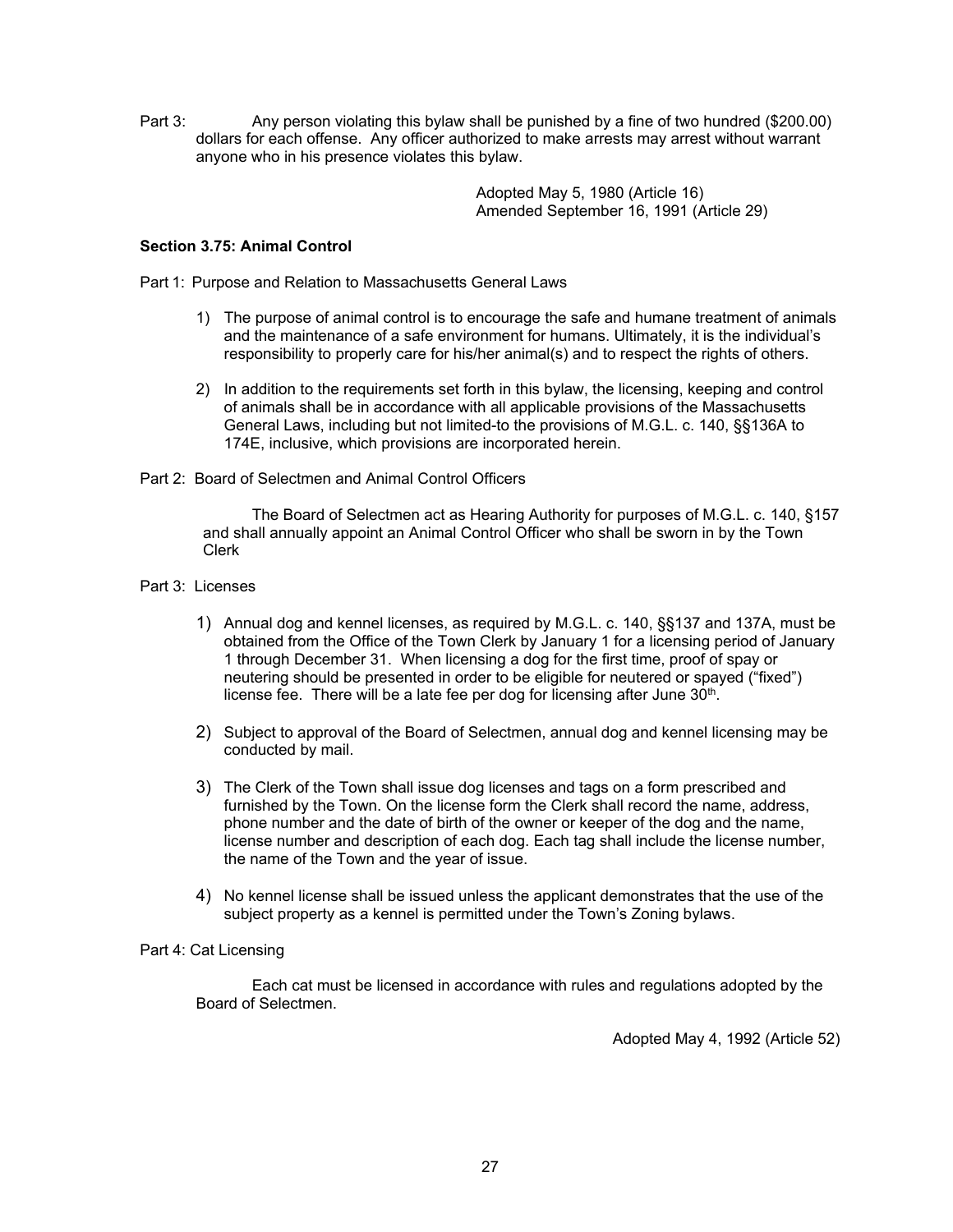Part 3: Any person violating this bylaw shall be punished by a fine of two hundred ($200.00) dollars for each offense. Any officer authorized to make arrests may arrest without warrant anyone who in his presence violates this bylaw.

Adopted May 5, 1980 (Article 16)
Amended September 16, 1991 (Article 29)

**Section 3.75: Animal Control**

Part 1: Purpose and Relation to Massachusetts General Laws

1) The purpose of animal control is to encourage the safe and humane treatment of animals and the maintenance of a safe environment for humans. Ultimately, it is the individual's responsibility to properly care for his/her animal(s) and to respect the rights of others.

2) In addition to the requirements set forth in this bylaw, the licensing, keeping and control of animals shall be in accordance with all applicable provisions of the Massachusetts General Laws, including but not limited-to the provisions of M.G.L. c. 140, §§136A to 174E, inclusive, which provisions are incorporated herein.

Part 2: Board of Selectmen and Animal Control Officers

The Board of Selectmen act as Hearing Authority for purposes of M.G.L. c. 140, §157 and shall annually appoint an Animal Control Officer who shall be sworn in by the Town Clerk

Part 3: Licenses

1) Annual dog and kennel licenses, as required by M.G.L. c. 140, §§137 and 137A, must be obtained from the Office of the Town Clerk by January 1 for a licensing period of January 1 through December 31. When licensing a dog for the first time, proof of spay or neutering should be presented in order to be eligible for neutered or spayed ("fixed") license fee. There will be a late fee per dog for licensing after June 30th.

2) Subject to approval of the Board of Selectmen, annual dog and kennel licensing may be conducted by mail.

3) The Clerk of the Town shall issue dog licenses and tags on a form prescribed and furnished by the Town. On the license form the Clerk shall record the name, address, phone number and the date of birth of the owner or keeper of the dog and the name, license number and description of each dog. Each tag shall include the license number, the name of the Town and the year of issue.

4) No kennel license shall be issued unless the applicant demonstrates that the use of the subject property as a kennel is permitted under the Town's Zoning bylaws.

Part 4: Cat Licensing

Each cat must be licensed in accordance with rules and regulations adopted by the Board of Selectmen.

Adopted May 4, 1992 (Article 52)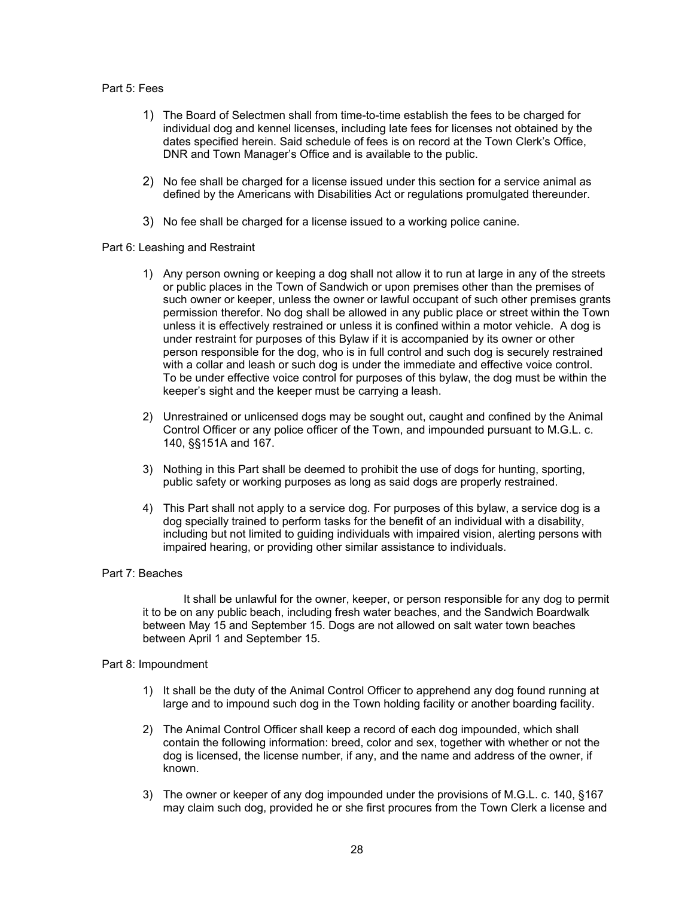Part 5: Fees

1) The Board of Selectmen shall from time-to-time establish the fees to be charged for individual dog and kennel licenses, including late fees for licenses not obtained by the dates specified herein. Said schedule of fees is on record at the Town Clerk's Office, DNR and Town Manager's Office and is available to the public.

2) No fee shall be charged for a license issued under this section for a service animal as defined by the Americans with Disabilities Act or regulations promulgated thereunder.

3) No fee shall be charged for a license issued to a working police canine.

Part 6: Leashing and Restraint

1) Any person owning or keeping a dog shall not allow it to run at large in any of the streets or public places in the Town of Sandwich or upon premises other than the premises of such owner or keeper, unless the owner or lawful occupant of such other premises grants permission therefor. No dog shall be allowed in any public place or street within the Town unless it is effectively restrained or unless it is confined within a motor vehicle. A dog is under restraint for purposes of this Bylaw if it is accompanied by its owner or other person responsible for the dog, who is in full control and such dog is securely restrained with a collar and leash or such dog is under the immediate and effective voice control. To be under effective voice control for purposes of this bylaw, the dog must be within the keeper's sight and the keeper must be carrying a leash.

2) Unrestrained or unlicensed dogs may be sought out, caught and confined by the Animal Control Officer or any police officer of the Town, and impounded pursuant to M.G.L. c. 140, §§151A and 167.

3) Nothing in this Part shall be deemed to prohibit the use of dogs for hunting, sporting, public safety or working purposes as long as said dogs are properly restrained.

4) This Part shall not apply to a service dog. For purposes of this bylaw, a service dog is a dog specially trained to perform tasks for the benefit of an individual with a disability, including but not limited to guiding individuals with impaired vision, alerting persons with impaired hearing, or providing other similar assistance to individuals.

Part 7: Beaches

It shall be unlawful for the owner, keeper, or person responsible for any dog to permit it to be on any public beach, including fresh water beaches, and the Sandwich Boardwalk between May 15 and September 15. Dogs are not allowed on salt water town beaches between April 1 and September 15.

Part 8: Impoundment

1) It shall be the duty of the Animal Control Officer to apprehend any dog found running at large and to impound such dog in the Town holding facility or another boarding facility.

2) The Animal Control Officer shall keep a record of each dog impounded, which shall contain the following information: breed, color and sex, together with whether or not the dog is licensed, the license number, if any, and the name and address of the owner, if known.

3) The owner or keeper of any dog impounded under the provisions of M.G.L. c. 140, §167 may claim such dog, provided he or she first procures from the Town Clerk a license and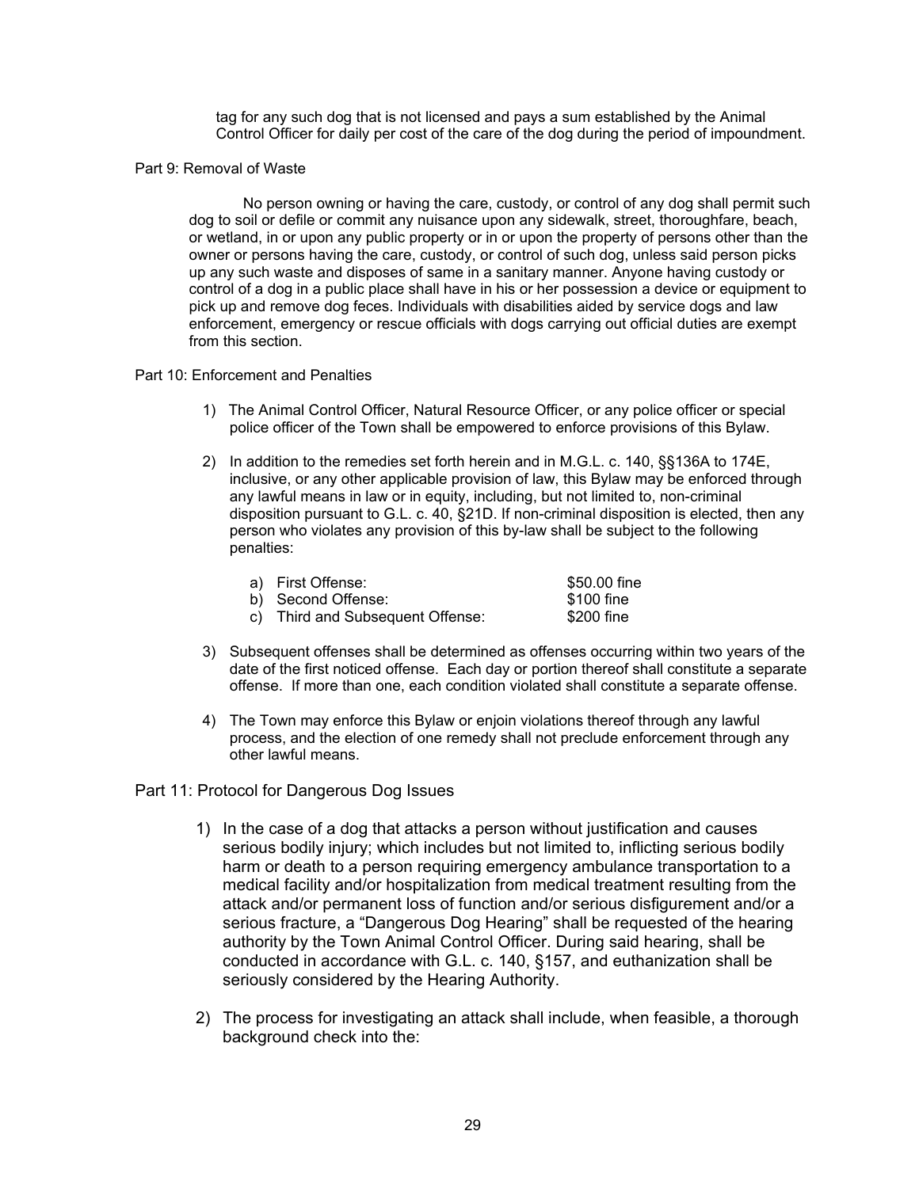tag for any such dog that is not licensed and pays a sum established by the Animal Control Officer for daily per cost of the care of the dog during the period of impoundment.

Part 9: Removal of Waste

No person owning or having the care, custody, or control of any dog shall permit such dog to soil or defile or commit any nuisance upon any sidewalk, street, thoroughfare, beach, or wetland, in or upon any public property or in or upon the property of persons other than the owner or persons having the care, custody, or control of such dog, unless said person picks up any such waste and disposes of same in a sanitary manner. Anyone having custody or control of a dog in a public place shall have in his or her possession a device or equipment to pick up and remove dog feces. Individuals with disabilities aided by service dogs and law enforcement, emergency or rescue officials with dogs carrying out official duties are exempt from this section.

Part 10: Enforcement and Penalties

1) The Animal Control Officer, Natural Resource Officer, or any police officer or special police officer of the Town shall be empowered to enforce provisions of this Bylaw.

2) In addition to the remedies set forth herein and in M.G.L. c. 140, §§136A to 174E, inclusive, or any other applicable provision of law, this Bylaw may be enforced through any lawful means in law or in equity, including, but not limited to, non-criminal disposition pursuant to G.L. c. 40, §21D. If non-criminal disposition is elected, then any person who violates any provision of this by-law shall be subject to the following penalties:

   a) First Offense: $50.00 fine
   b) Second Offense: $100 fine
   c) Third and Subsequent Offense: $200 fine

3) Subsequent offenses shall be determined as offenses occurring within two years of the date of the first noticed offense. Each day or portion thereof shall constitute a separate offense. If more than one, each condition violated shall constitute a separate offense.

4) The Town may enforce this Bylaw or enjoin violations thereof through any lawful process, and the election of one remedy shall not preclude enforcement through any other lawful means.

Part 11: Protocol for Dangerous Dog Issues

1) In the case of a dog that attacks a person without justification and causes serious bodily injury; which includes but not limited to, inflicting serious bodily harm or death to a person requiring emergency ambulance transportation to a medical facility and/or hospitalization from medical treatment resulting from the attack and/or permanent loss of function and/or serious disfigurement and/or a serious fracture, a "Dangerous Dog Hearing" shall be requested of the hearing authority by the Town Animal Control Officer. During said hearing, shall be conducted in accordance with G.L. c. 140, §157, and euthanization shall be seriously considered by the Hearing Authority.

2) The process for investigating an attack shall include, when feasible, a thorough background check into the: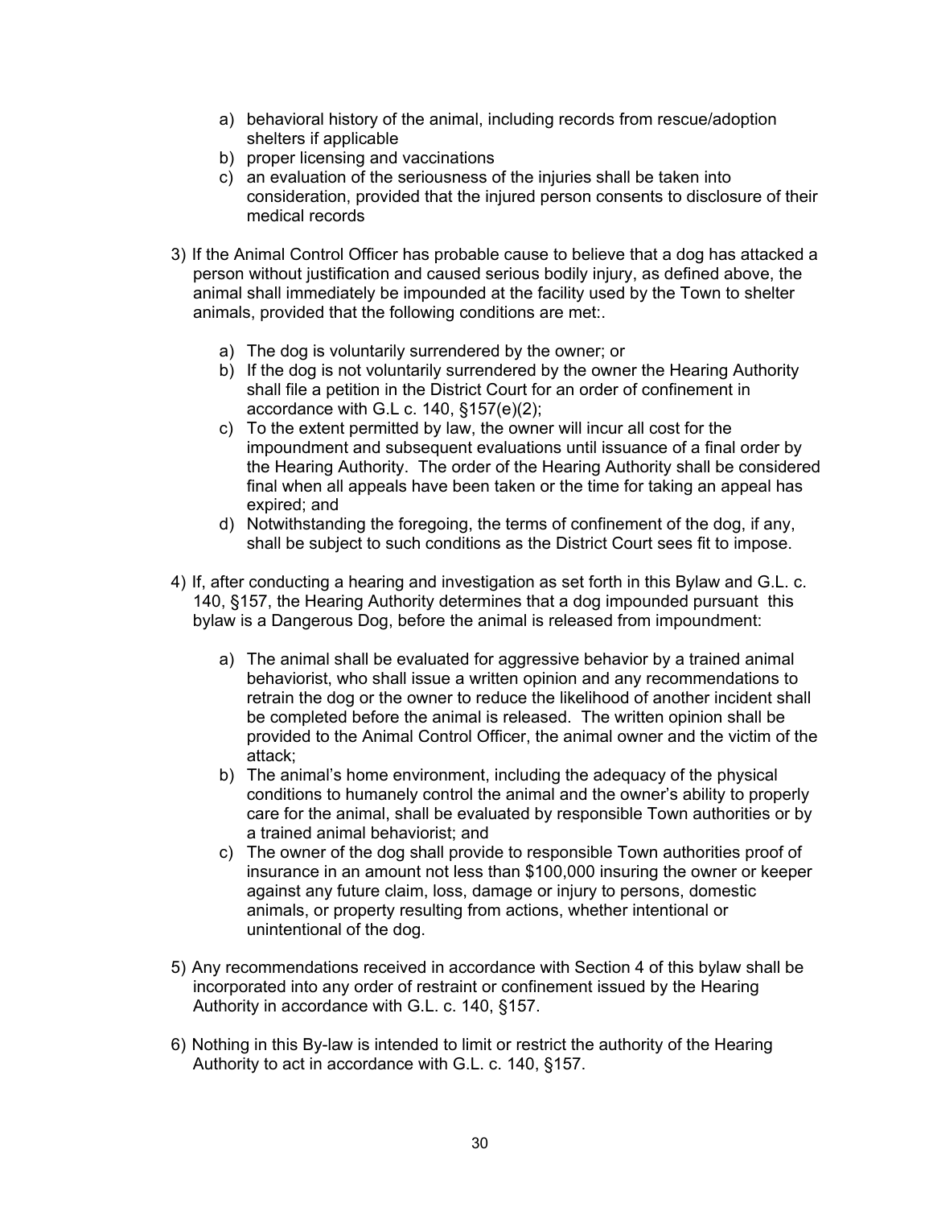a) behavioral history of the animal, including records from rescue/adoption shelters if applicable
b) proper licensing and vaccinations
c) an evaluation of the seriousness of the injuries shall be taken into consideration, provided that the injured person consents to disclosure of their medical records

3) If the Animal Control Officer has probable cause to believe that a dog has attacked a person without justification and caused serious bodily injury, as defined above, the animal shall immediately be impounded at the facility used by the Town to shelter animals, provided that the following conditions are met:.

   a) The dog is voluntarily surrendered by the owner; or
   b) If the dog is not voluntarily surrendered by the owner the Hearing Authority shall file a petition in the District Court for an order of confinement in accordance with G.L c. 140, §157(e)(2);
   c) To the extent permitted by law, the owner will incur all cost for the impoundment and subsequent evaluations until issuance of a final order by the Hearing Authority. The order of the Hearing Authority shall be considered final when all appeals have been taken or the time for taking an appeal has expired; and
   d) Notwithstanding the foregoing, the terms of confinement of the dog, if any, shall be subject to such conditions as the District Court sees fit to impose.

4) If, after conducting a hearing and investigation as set forth in this Bylaw and G.L. c. 140, §157, the Hearing Authority determines that a dog impounded pursuant this bylaw is a Dangerous Dog, before the animal is released from impoundment:

   a) The animal shall be evaluated for aggressive behavior by a trained animal behaviorist, who shall issue a written opinion and any recommendations to retrain the dog or the owner to reduce the likelihood of another incident shall be completed before the animal is released. The written opinion shall be provided to the Animal Control Officer, the animal owner and the victim of the attack;
   b) The animal's home environment, including the adequacy of the physical conditions to humanely control the animal and the owner's ability to properly care for the animal, shall be evaluated by responsible Town authorities or by a trained animal behaviorist; and
   c) The owner of the dog shall provide to responsible Town authorities proof of insurance in an amount not less than $100,000 insuring the owner or keeper against any future claim, loss, damage or injury to persons, domestic animals, or property resulting from actions, whether intentional or unintentional of the dog.

5) Any recommendations received in accordance with Section 4 of this bylaw shall be incorporated into any order of restraint or confinement issued by the Hearing Authority in accordance with G.L. c. 140, §157.

6) Nothing in this By-law is intended to limit or restrict the authority of the Hearing Authority to act in accordance with G.L. c. 140, §157.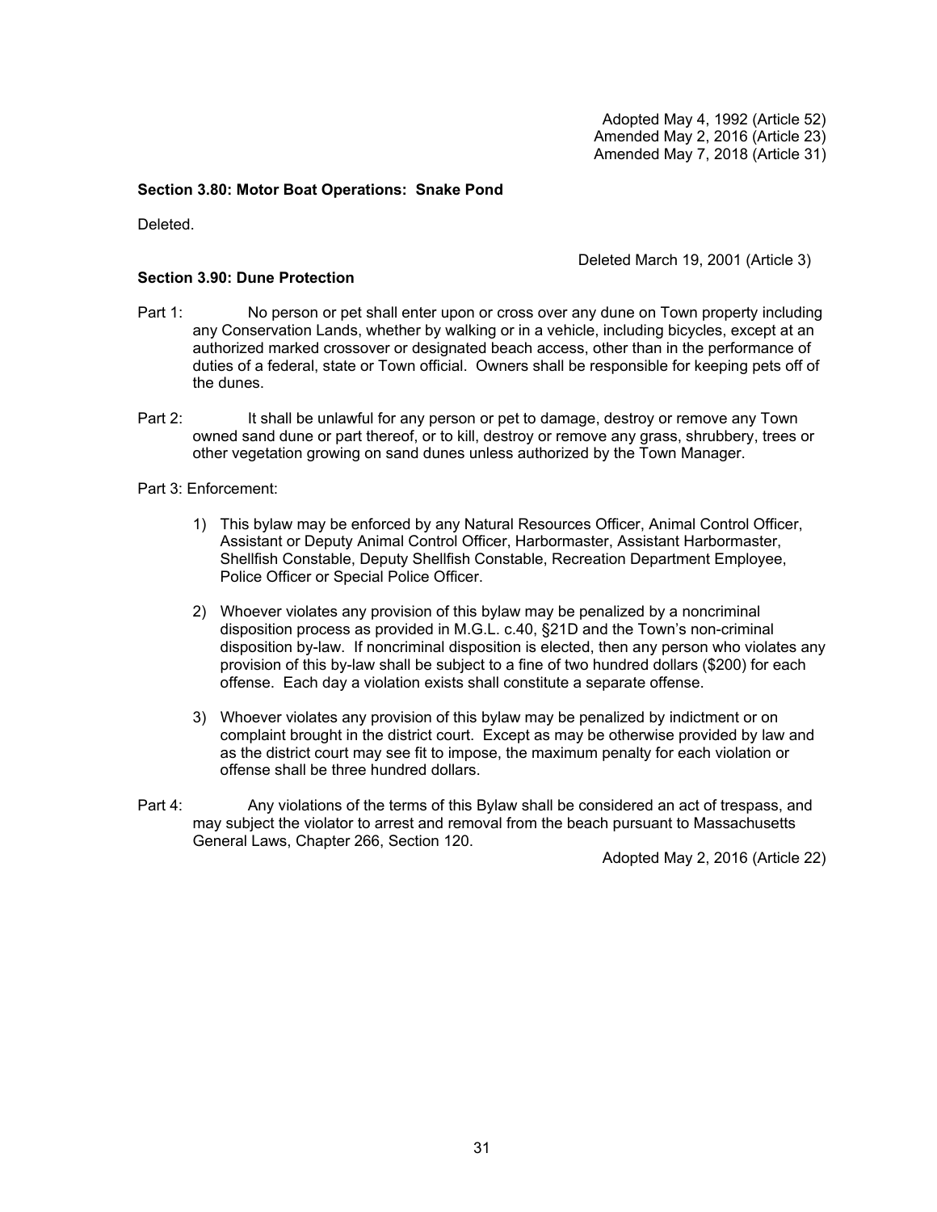Adopted May 4, 1992 (Article 52)
Amended May 2, 2016 (Article 23)
Amended May 7, 2018 (Article 31)

**Section 3.80: Motor Boat Operations: Snake Pond**

Deleted.

Deleted March 19, 2001 (Article 3)

**Section 3.90: Dune Protection**

Part 1: No person or pet shall enter upon or cross over any dune on Town property including any Conservation Lands, whether by walking or in a vehicle, including bicycles, except at an authorized marked crossover or designated beach access, other than in the performance of duties of a federal, state or Town official. Owners shall be responsible for keeping pets off of the dunes.

Part 2: It shall be unlawful for any person or pet to damage, destroy or remove any Town owned sand dune or part thereof, or to kill, destroy or remove any grass, shrubbery, trees or other vegetation growing on sand dunes unless authorized by the Town Manager.

Part 3: Enforcement:

1) This bylaw may be enforced by any Natural Resources Officer, Animal Control Officer, Assistant or Deputy Animal Control Officer, Harbormaster, Assistant Harbormaster, Shellfish Constable, Deputy Shellfish Constable, Recreation Department Employee, Police Officer or Special Police Officer.

2) Whoever violates any provision of this bylaw may be penalized by a noncriminal disposition process as provided in M.G.L. c.40, §21D and the Town's non-criminal disposition by-law. If noncriminal disposition is elected, then any person who violates any provision of this by-law shall be subject to a fine of two hundred dollars ($200) for each offense. Each day a violation exists shall constitute a separate offense.

3) Whoever violates any provision of this bylaw may be penalized by indictment or on complaint brought in the district court. Except as may be otherwise provided by law and as the district court may see fit to impose, the maximum penalty for each violation or offense shall be three hundred dollars.

Part 4: Any violations of the terms of this Bylaw shall be considered an act of trespass, and may subject the violator to arrest and removal from the beach pursuant to Massachusetts General Laws, Chapter 266, Section 120.

Adopted May 2, 2016 (Article 22)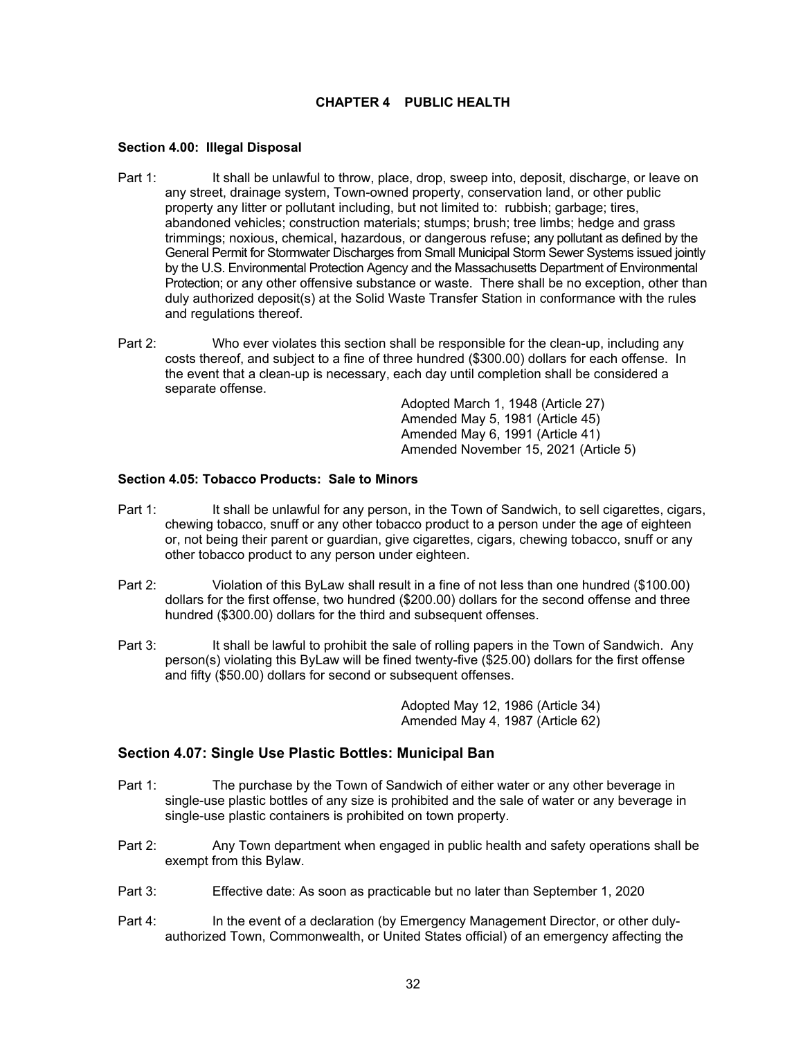# CHAPTER 4 PUBLIC HEALTH

### Section 4.00: Illegal Disposal

Part 1: It shall be unlawful to throw, place, drop, sweep into, deposit, discharge, or leave on any street, drainage system, Town-owned property, conservation land, or other public property any litter or pollutant including, but not limited to: rubbish; garbage; tires, abandoned vehicles; construction materials; stumps; brush; tree limbs; hedge and grass trimmings; noxious, chemical, hazardous, or dangerous refuse; any pollutant as defined by the General Permit for Stormwater Discharges from Small Municipal Storm Sewer Systems issued jointly by the U.S. Environmental Protection Agency and the Massachusetts Department of Environmental Protection; or any other offensive substance or waste. There shall be no exception, other than duly authorized deposit(s) at the Solid Waste Transfer Station in conformance with the rules and regulations thereof.

Part 2: Who ever violates this section shall be responsible for the clean-up, including any costs thereof, and subject to a fine of three hundred ($300.00) dollars for each offense. In the event that a clean-up is necessary, each day until completion shall be considered a separate offense.

Adopted March 1, 1948 (Article 27)
Amended May 5, 1981 (Article 45)
Amended May 6, 1991 (Article 41)
Amended November 15, 2021 (Article 5)

### Section 4.05: Tobacco Products: Sale to Minors

Part 1: It shall be unlawful for any person, in the Town of Sandwich, to sell cigarettes, cigars, chewing tobacco, snuff or any other tobacco product to a person under the age of eighteen or, not being their parent or guardian, give cigarettes, cigars, chewing tobacco, snuff or any other tobacco product to any person under eighteen.

Part 2: Violation of this ByLaw shall result in a fine of not less than one hundred ($100.00) dollars for the first offense, two hundred ($200.00) dollars for the second offense and three hundred ($300.00) dollars for the third and subsequent offenses.

Part 3: It shall be lawful to prohibit the sale of rolling papers in the Town of Sandwich. Any person(s) violating this ByLaw will be fined twenty-five ($25.00) dollars for the first offense and fifty ($50.00) dollars for second or subsequent offenses.

Adopted May 12, 1986 (Article 34)
Amended May 4, 1987 (Article 62)

### Section 4.07: Single Use Plastic Bottles: Municipal Ban

Part 1: The purchase by the Town of Sandwich of either water or any other beverage in single-use plastic bottles of any size is prohibited and the sale of water or any beverage in single-use plastic containers is prohibited on town property.

Part 2: Any Town department when engaged in public health and safety operations shall be exempt from this Bylaw.

Part 3: Effective date: As soon as practicable but no later than September 1, 2020

Part 4: In the event of a declaration (by Emergency Management Director, or other duly-authorized Town, Commonwealth, or United States official) of an emergency affecting the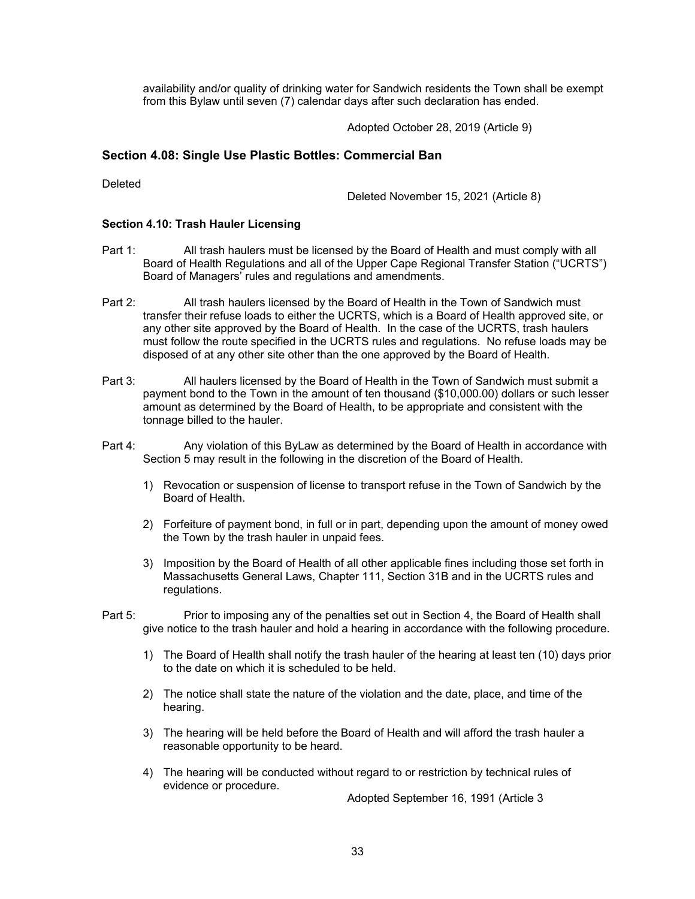availability and/or quality of drinking water for Sandwich residents the Town shall be exempt from this Bylaw until seven (7) calendar days after such declaration has ended.

Adopted October 28, 2019 (Article 9)

## Section 4.08: Single Use Plastic Bottles: Commercial Ban

Deleted

Deleted November 15, 2021 (Article 8)

### Section 4.10: Trash Hauler Licensing

Part 1: All trash haulers must be licensed by the Board of Health and must comply with all Board of Health Regulations and all of the Upper Cape Regional Transfer Station ("UCRTS") Board of Managers' rules and regulations and amendments.

Part 2: All trash haulers licensed by the Board of Health in the Town of Sandwich must transfer their refuse loads to either the UCRTS, which is a Board of Health approved site, or any other site approved by the Board of Health. In the case of the UCRTS, trash haulers must follow the route specified in the UCRTS rules and regulations. No refuse loads may be disposed of at any other site other than the one approved by the Board of Health.

Part 3: All haulers licensed by the Board of Health in the Town of Sandwich must submit a payment bond to the Town in the amount of ten thousand ($10,000.00) dollars or such lesser amount as determined by the Board of Health, to be appropriate and consistent with the tonnage billed to the hauler.

Part 4: Any violation of this ByLaw as determined by the Board of Health in accordance with Section 5 may result in the following in the discretion of the Board of Health.

1) Revocation or suspension of license to transport refuse in the Town of Sandwich by the Board of Health.
2) Forfeiture of payment bond, in full or in part, depending upon the amount of money owed the Town by the trash hauler in unpaid fees.
3) Imposition by the Board of Health of all other applicable fines including those set forth in Massachusetts General Laws, Chapter 111, Section 31B and in the UCRTS rules and regulations.

Part 5: Prior to imposing any of the penalties set out in Section 4, the Board of Health shall give notice to the trash hauler and hold a hearing in accordance with the following procedure.

1) The Board of Health shall notify the trash hauler of the hearing at least ten (10) days prior to the date on which it is scheduled to be held.
2) The notice shall state the nature of the violation and the date, place, and time of the hearing.
3) The hearing will be held before the Board of Health and will afford the trash hauler a reasonable opportunity to be heard.
4) The hearing will be conducted without regard to or restriction by technical rules of evidence or procedure.

Adopted September 16, 1991 (Article 3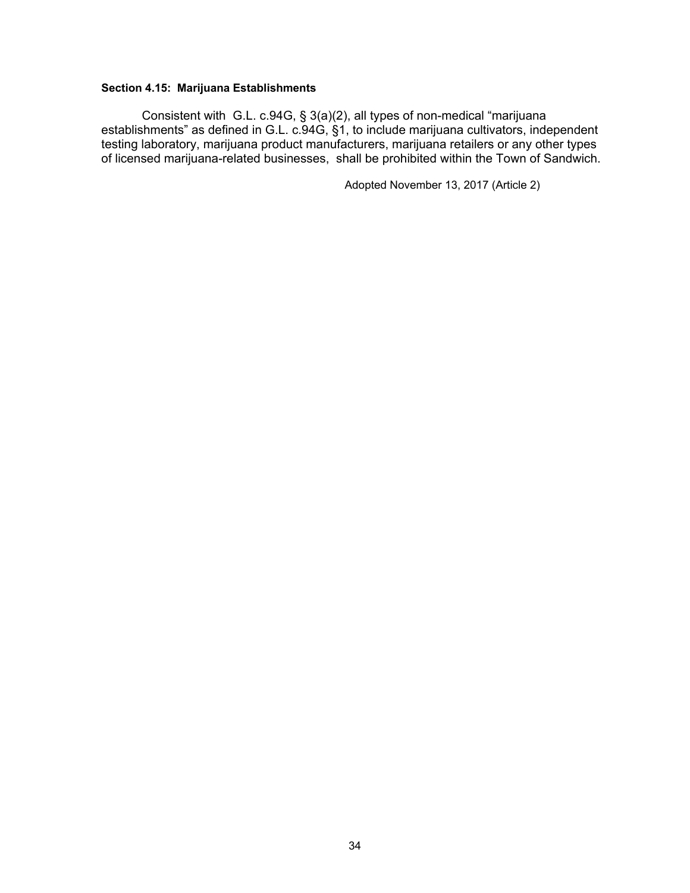**Section 4.15: Marijuana Establishments**

Consistent with G.L. c.94G, § 3(a)(2), all types of non-medical "marijuana establishments" as defined in G.L. c.94G, §1, to include marijuana cultivators, independent testing laboratory, marijuana product manufacturers, marijuana retailers or any other types of licensed marijuana-related businesses, shall be prohibited within the Town of Sandwich.

Adopted November 13, 2017 (Article 2)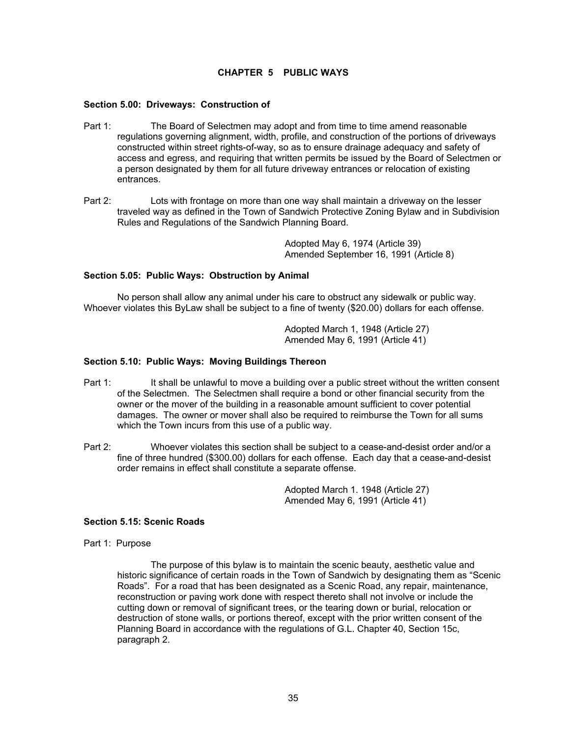# CHAPTER 5 PUBLIC WAYS

### Section 5.00: Driveways: Construction of

Part 1: The Board of Selectmen may adopt and from time to time amend reasonable regulations governing alignment, width, profile, and construction of the portions of driveways constructed within street rights-of-way, so as to ensure drainage adequacy and safety of access and egress, and requiring that written permits be issued by the Board of Selectmen or a person designated by them for all future driveway entrances or relocation of existing entrances.

Part 2: Lots with frontage on more than one way shall maintain a driveway on the lesser traveled way as defined in the Town of Sandwich Protective Zoning Bylaw and in Subdivision Rules and Regulations of the Sandwich Planning Board.

Adopted May 6, 1974 (Article 39)
Amended September 16, 1991 (Article 8)

### Section 5.05: Public Ways: Obstruction by Animal

No person shall allow any animal under his care to obstruct any sidewalk or public way. Whoever violates this ByLaw shall be subject to a fine of twenty ($20.00) dollars for each offense.

Adopted March 1, 1948 (Article 27)
Amended May 6, 1991 (Article 41)

### Section 5.10: Public Ways: Moving Buildings Thereon

Part 1: It shall be unlawful to move a building over a public street without the written consent of the Selectmen. The Selectmen shall require a bond or other financial security from the owner or the mover of the building in a reasonable amount sufficient to cover potential damages. The owner or mover shall also be required to reimburse the Town for all sums which the Town incurs from this use of a public way.

Part 2: Whoever violates this section shall be subject to a cease-and-desist order and/or a fine of three hundred ($300.00) dollars for each offense. Each day that a cease-and-desist order remains in effect shall constitute a separate offense.

Adopted March 1. 1948 (Article 27)
Amended May 6, 1991 (Article 41)

### Section 5.15: Scenic Roads

Part 1: Purpose

The purpose of this bylaw is to maintain the scenic beauty, aesthetic value and historic significance of certain roads in the Town of Sandwich by designating them as "Scenic Roads". For a road that has been designated as a Scenic Road, any repair, maintenance, reconstruction or paving work done with respect thereto shall not involve or include the cutting down or removal of significant trees, or the tearing down or burial, relocation or destruction of stone walls, or portions thereof, except with the prior written consent of the Planning Board in accordance with the regulations of G.L. Chapter 40, Section 15c, paragraph 2.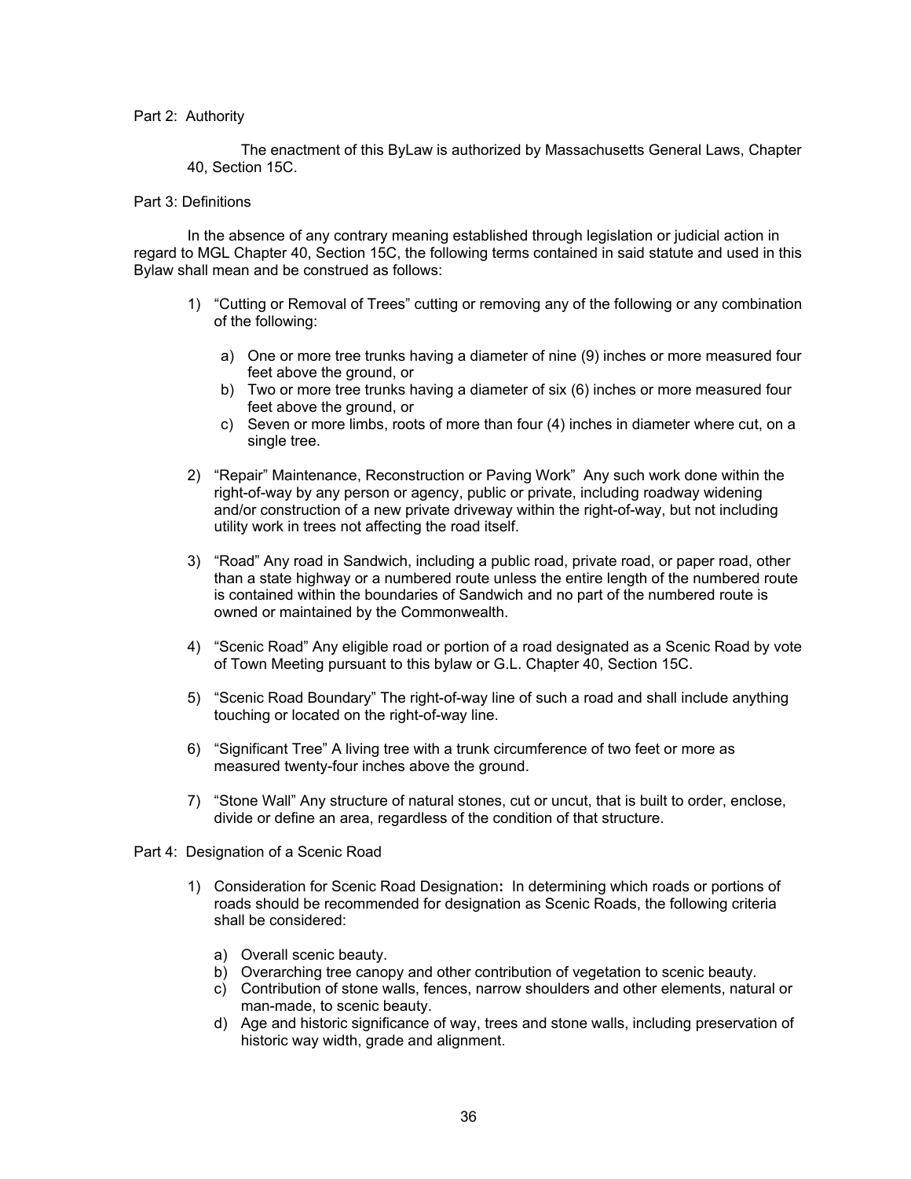Part 2: Authority

The enactment of this ByLaw is authorized by Massachusetts General Laws, Chapter 40, Section 15C.

Part 3: Definitions

In the absence of any contrary meaning established through legislation or judicial action in regard to MGL Chapter 40, Section 15C, the following terms contained in said statute and used in this Bylaw shall mean and be construed as follows:

1) “Cutting or Removal of Trees” cutting or removing any of the following or any combination of the following:

   a) One or more tree trunks having a diameter of nine (9) inches or more measured four feet above the ground, or
   b) Two or more tree trunks having a diameter of six (6) inches or more measured four feet above the ground, or
   c) Seven or more limbs, roots of more than four (4) inches in diameter where cut, on a single tree.

2) “Repair” Maintenance, Reconstruction or Paving Work” Any such work done within the right-of-way by any person or agency, public or private, including roadway widening and/or construction of a new private driveway within the right-of-way, but not including utility work in trees not affecting the road itself.

3) “Road” Any road in Sandwich, including a public road, private road, or paper road, other than a state highway or a numbered route unless the entire length of the numbered route is contained within the boundaries of Sandwich and no part of the numbered route is owned or maintained by the Commonwealth.

4) “Scenic Road” Any eligible road or portion of a road designated as a Scenic Road by vote of Town Meeting pursuant to this bylaw or G.L. Chapter 40, Section 15C.

5) “Scenic Road Boundary” The right-of-way line of such a road and shall include anything touching or located on the right-of-way line.

6) “Significant Tree” A living tree with a trunk circumference of two feet or more as measured twenty-four inches above the ground.

7) “Stone Wall” Any structure of natural stones, cut or uncut, that is built to order, enclose, divide or define an area, regardless of the condition of that structure.

Part 4: Designation of a Scenic Road

1) Consideration for Scenic Road Designation**:** In determining which roads or portions of roads should be recommended for designation as Scenic Roads, the following criteria shall be considered:

   a) Overall scenic beauty.
   b) Overarching tree canopy and other contribution of vegetation to scenic beauty.
   c) Contribution of stone walls, fences, narrow shoulders and other elements, natural or man-made, to scenic beauty.
   d) Age and historic significance of way, trees and stone walls, including preservation of historic way width, grade and alignment.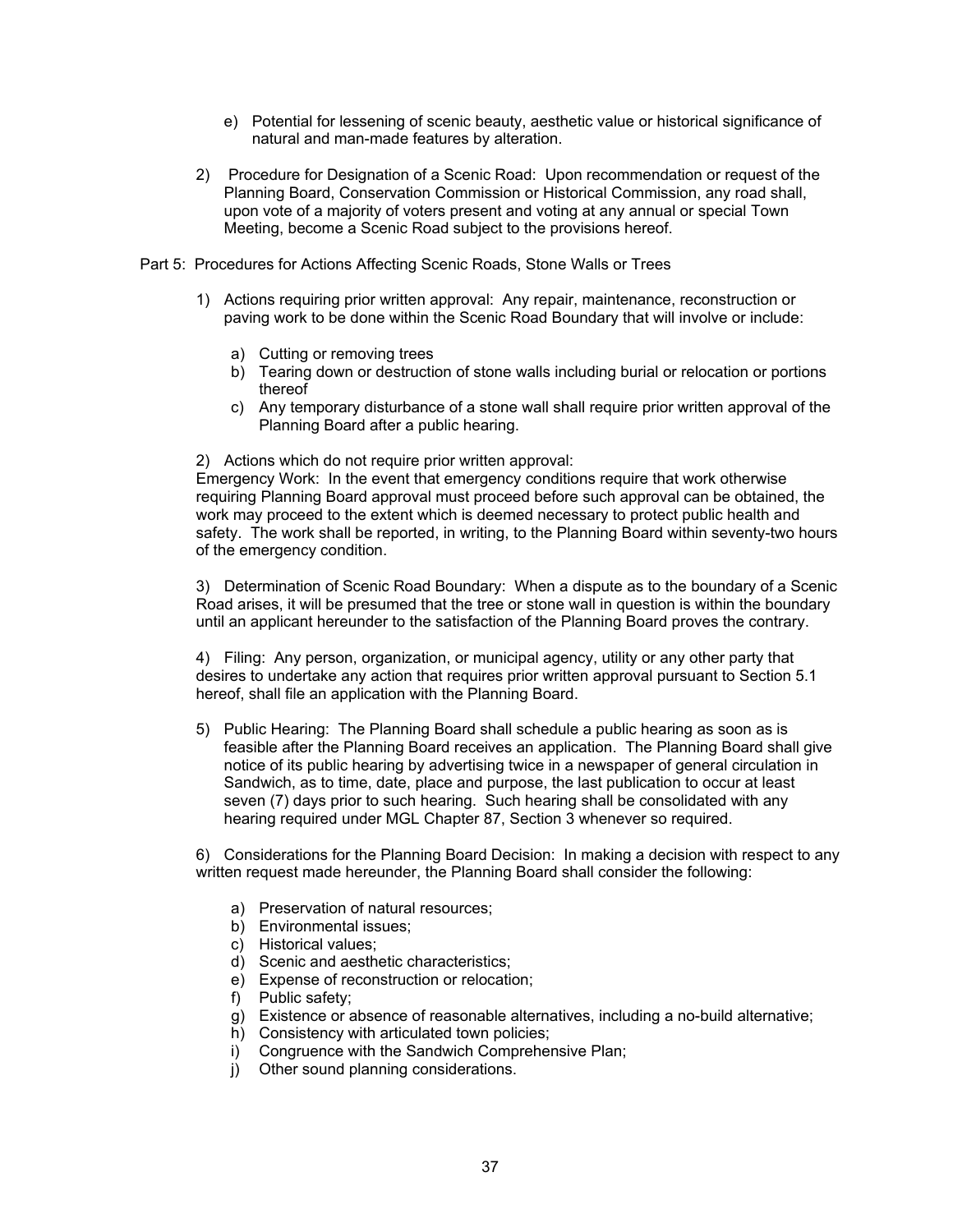e) Potential for lessening of scenic beauty, aesthetic value or historical significance of natural and man-made features by alteration.

2) Procedure for Designation of a Scenic Road: Upon recommendation or request of the Planning Board, Conservation Commission or Historical Commission, any road shall, upon vote of a majority of voters present and voting at any annual or special Town Meeting, become a Scenic Road subject to the provisions hereof.

Part 5: Procedures for Actions Affecting Scenic Roads, Stone Walls or Trees

1) Actions requiring prior written approval: Any repair, maintenance, reconstruction or paving work to be done within the Scenic Road Boundary that will involve or include:

   a) Cutting or removing trees
   b) Tearing down or destruction of stone walls including burial or relocation or portions thereof
   c) Any temporary disturbance of a stone wall shall require prior written approval of the Planning Board after a public hearing.

2) Actions which do not require prior written approval:
Emergency Work: In the event that emergency conditions require that work otherwise requiring Planning Board approval must proceed before such approval can be obtained, the work may proceed to the extent which is deemed necessary to protect public health and safety. The work shall be reported, in writing, to the Planning Board within seventy-two hours of the emergency condition.

3) Determination of Scenic Road Boundary: When a dispute as to the boundary of a Scenic Road arises, it will be presumed that the tree or stone wall in question is within the boundary until an applicant hereunder to the satisfaction of the Planning Board proves the contrary.

4) Filing: Any person, organization, or municipal agency, utility or any other party that desires to undertake any action that requires prior written approval pursuant to Section 5.1 hereof, shall file an application with the Planning Board.

5) Public Hearing: The Planning Board shall schedule a public hearing as soon as is feasible after the Planning Board receives an application. The Planning Board shall give notice of its public hearing by advertising twice in a newspaper of general circulation in Sandwich, as to time, date, place and purpose, the last publication to occur at least seven (7) days prior to such hearing. Such hearing shall be consolidated with any hearing required under MGL Chapter 87, Section 3 whenever so required.

6) Considerations for the Planning Board Decision: In making a decision with respect to any written request made hereunder, the Planning Board shall consider the following:

   a) Preservation of natural resources;
   b) Environmental issues;
   c) Historical values;
   d) Scenic and aesthetic characteristics;
   e) Expense of reconstruction or relocation;
   f) Public safety;
   g) Existence or absence of reasonable alternatives, including a no-build alternative;
   h) Consistency with articulated town policies;
   i) Congruence with the Sandwich Comprehensive Plan;
   j) Other sound planning considerations.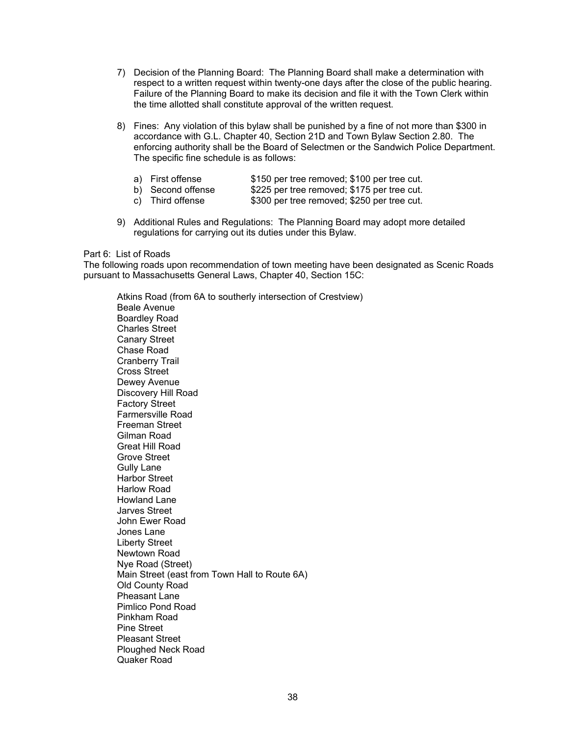7) Decision of the Planning Board: The Planning Board shall make a determination with respect to a written request within twenty-one days after the close of the public hearing. Failure of the Planning Board to make its decision and file it with the Town Clerk within the time allotted shall constitute approval of the written request.

8) Fines: Any violation of this bylaw shall be punished by a fine of not more than $300 in accordance with G.L. Chapter 40, Section 21D and Town Bylaw Section 2.80. The enforcing authority shall be the Board of Selectmen or the Sandwich Police Department. The specific fine schedule is as follows:

   a) First offense — $150 per tree removed; $100 per tree cut.
   b) Second offense — $225 per tree removed; $175 per tree cut.
   c) Third offense — $300 per tree removed; $250 per tree cut.

9) Additional Rules and Regulations: The Planning Board may adopt more detailed regulations for carrying out its duties under this Bylaw.

Part 6: List of Roads

The following roads upon recommendation of town meeting have been designated as Scenic Roads pursuant to Massachusetts General Laws, Chapter 40, Section 15C:

Atkins Road (from 6A to southerly intersection of Crestview)
Beale Avenue
Boardley Road
Charles Street
Canary Street
Chase Road
Cranberry Trail
Cross Street
Dewey Avenue
Discovery Hill Road
Factory Street
Farmersville Road
Freeman Street
Gilman Road
Great Hill Road
Grove Street
Gully Lane
Harbor Street
Harlow Road
Howland Lane
Jarves Street
John Ewer Road
Jones Lane
Liberty Street
Newtown Road
Nye Road (Street)
Main Street (east from Town Hall to Route 6A)
Old County Road
Pheasant Lane
Pimlico Pond Road
Pinkham Road
Pine Street
Pleasant Street
Ploughed Neck Road
Quaker Road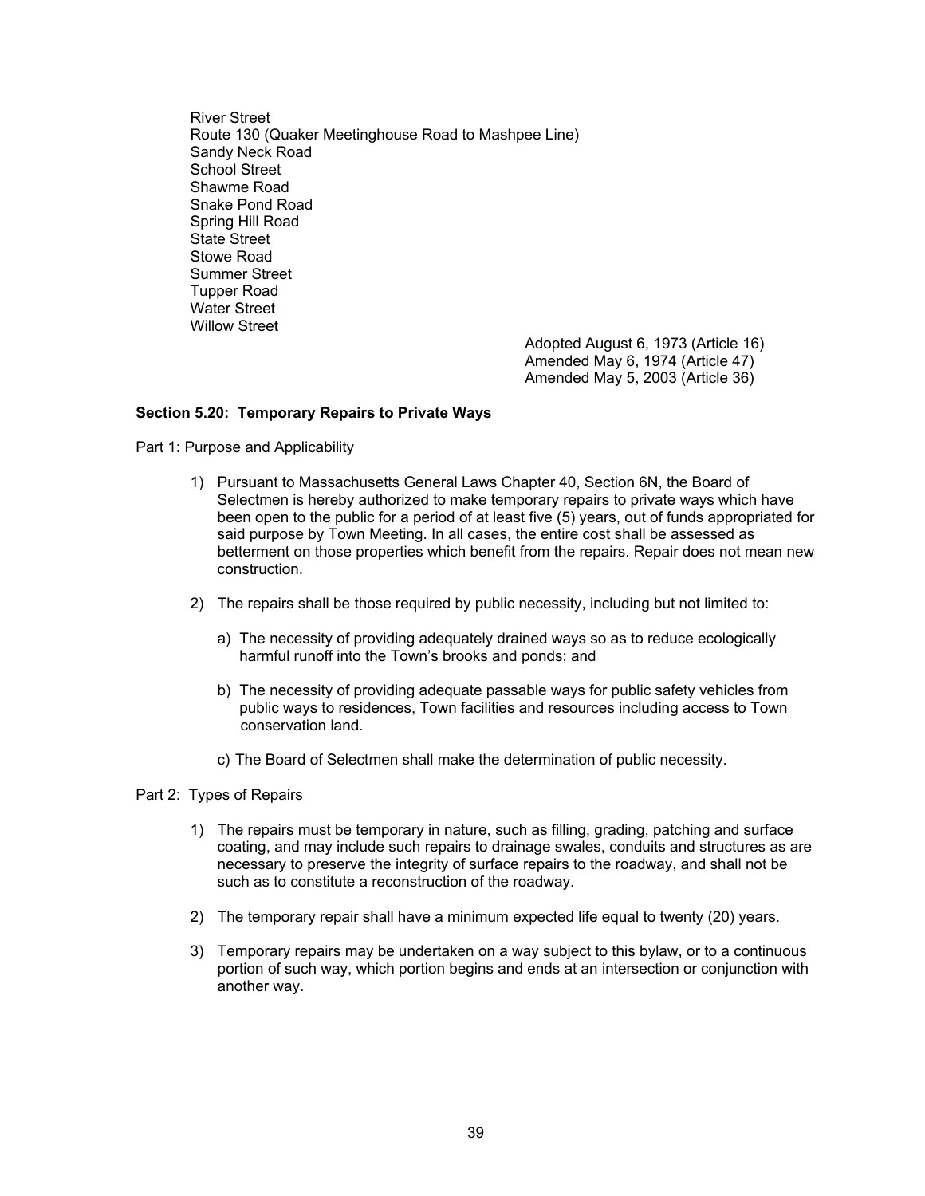River Street
Route 130 (Quaker Meetinghouse Road to Mashpee Line)
Sandy Neck Road
School Street
Shawme Road
Snake Pond Road
Spring Hill Road
State Street
Stowe Road
Summer Street
Tupper Road
Water Street
Willow Street

Adopted August 6, 1973 (Article 16)
Amended May 6, 1974 (Article 47)
Amended May 5, 2003 (Article 36)

**Section 5.20: Temporary Repairs to Private Ways**

Part 1: Purpose and Applicability

1) Pursuant to Massachusetts General Laws Chapter 40, Section 6N, the Board of Selectmen is hereby authorized to make temporary repairs to private ways which have been open to the public for a period of at least five (5) years, out of funds appropriated for said purpose by Town Meeting. In all cases, the entire cost shall be assessed as betterment on those properties which benefit from the repairs. Repair does not mean new construction.

2) The repairs shall be those required by public necessity, including but not limited to:

   a) The necessity of providing adequately drained ways so as to reduce ecologically harmful runoff into the Town's brooks and ponds; and

   b) The necessity of providing adequate passable ways for public safety vehicles from public ways to residences, Town facilities and resources including access to Town conservation land.

   c) The Board of Selectmen shall make the determination of public necessity.

Part 2: Types of Repairs

1) The repairs must be temporary in nature, such as filling, grading, patching and surface coating, and may include such repairs to drainage swales, conduits and structures as are necessary to preserve the integrity of surface repairs to the roadway, and shall not be such as to constitute a reconstruction of the roadway.

2) The temporary repair shall have a minimum expected life equal to twenty (20) years.

3) Temporary repairs may be undertaken on a way subject to this bylaw, or to a continuous portion of such way, which portion begins and ends at an intersection or conjunction with another way.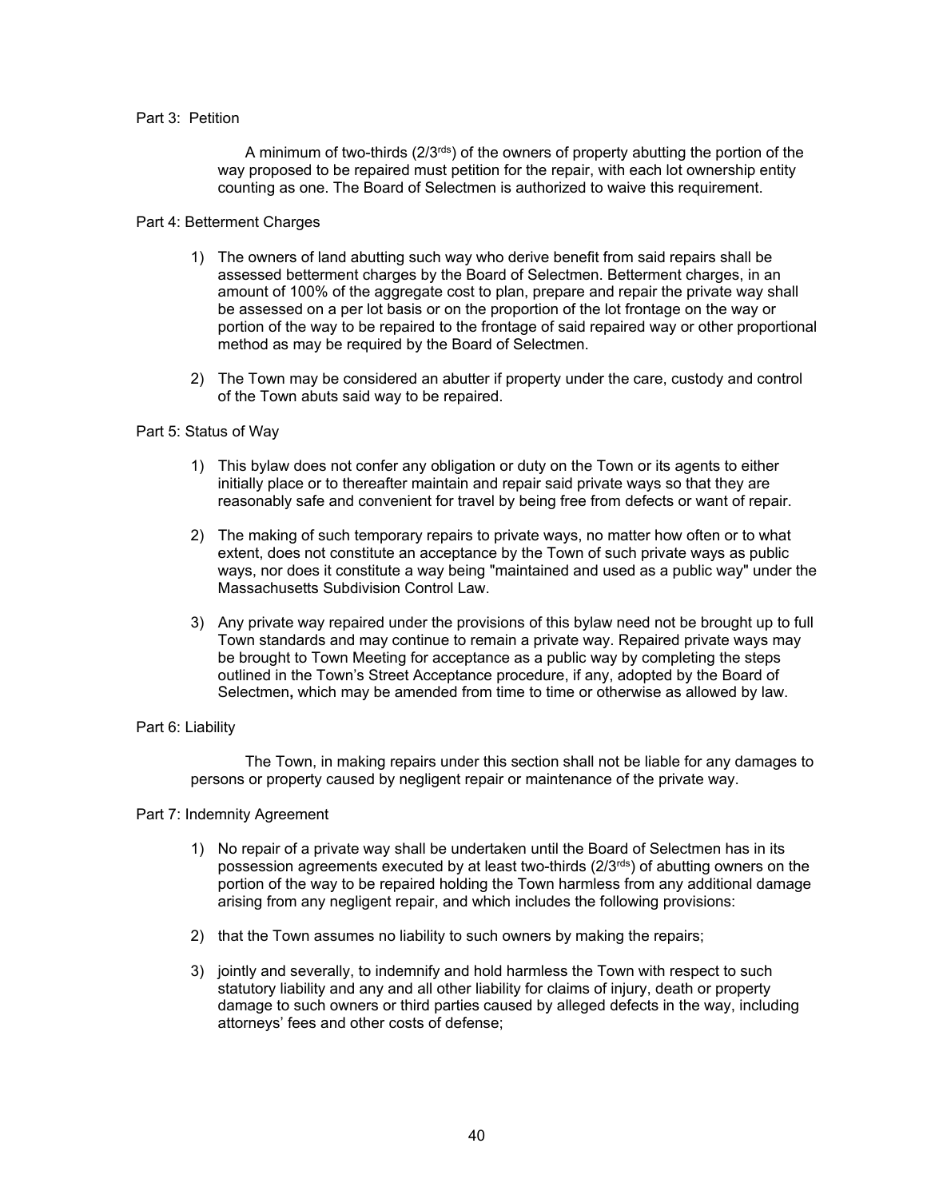Part 3: Petition

A minimum of two-thirds (2/3[rds]) of the owners of property abutting the portion of the way proposed to be repaired must petition for the repair, with each lot ownership entity counting as one. The Board of Selectmen is authorized to waive this requirement.

Part 4: Betterment Charges

1) The owners of land abutting such way who derive benefit from said repairs shall be assessed betterment charges by the Board of Selectmen. Betterment charges, in an amount of 100% of the aggregate cost to plan, prepare and repair the private way shall be assessed on a per lot basis or on the proportion of the lot frontage on the way or portion of the way to be repaired to the frontage of said repaired way or other proportional method as may be required by the Board of Selectmen.

2) The Town may be considered an abutter if property under the care, custody and control of the Town abuts said way to be repaired.

Part 5: Status of Way

1) This bylaw does not confer any obligation or duty on the Town or its agents to either initially place or to thereafter maintain and repair said private ways so that they are reasonably safe and convenient for travel by being free from defects or want of repair.

2) The making of such temporary repairs to private ways, no matter how often or to what extent, does not constitute an acceptance by the Town of such private ways as public ways, nor does it constitute a way being "maintained and used as a public way" under the Massachusetts Subdivision Control Law.

3) Any private way repaired under the provisions of this bylaw need not be brought up to full Town standards and may continue to remain a private way. Repaired private ways may be brought to Town Meeting for acceptance as a public way by completing the steps outlined in the Town's Street Acceptance procedure, if any, adopted by the Board of Selectmen**,** which may be amended from time to time or otherwise as allowed by law.

Part 6: Liability

The Town, in making repairs under this section shall not be liable for any damages to persons or property caused by negligent repair or maintenance of the private way.

Part 7: Indemnity Agreement

1) No repair of a private way shall be undertaken until the Board of Selectmen has in its possession agreements executed by at least two-thirds (2/3[rds]) of abutting owners on the portion of the way to be repaired holding the Town harmless from any additional damage arising from any negligent repair, and which includes the following provisions:

2) that the Town assumes no liability to such owners by making the repairs;

3) jointly and severally, to indemnify and hold harmless the Town with respect to such statutory liability and any and all other liability for claims of injury, death or property damage to such owners or third parties caused by alleged defects in the way, including attorneys' fees and other costs of defense;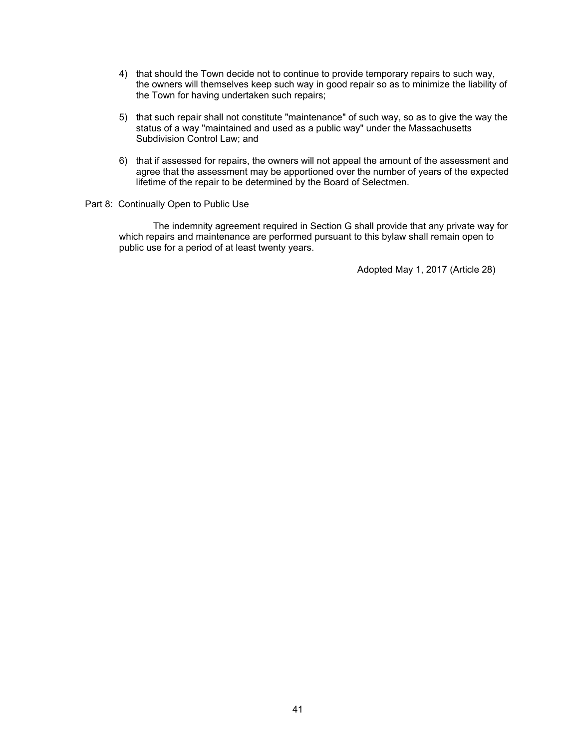4) that should the Town decide not to continue to provide temporary repairs to such way, the owners will themselves keep such way in good repair so as to minimize the liability of the Town for having undertaken such repairs;

5) that such repair shall not constitute "maintenance" of such way, so as to give the way the status of a way "maintained and used as a public way" under the Massachusetts Subdivision Control Law; and

6) that if assessed for repairs, the owners will not appeal the amount of the assessment and agree that the assessment may be apportioned over the number of years of the expected lifetime of the repair to be determined by the Board of Selectmen.

Part 8: Continually Open to Public Use

The indemnity agreement required in Section G shall provide that any private way for which repairs and maintenance are performed pursuant to this bylaw shall remain open to public use for a period of at least twenty years.

Adopted May 1, 2017 (Article 28)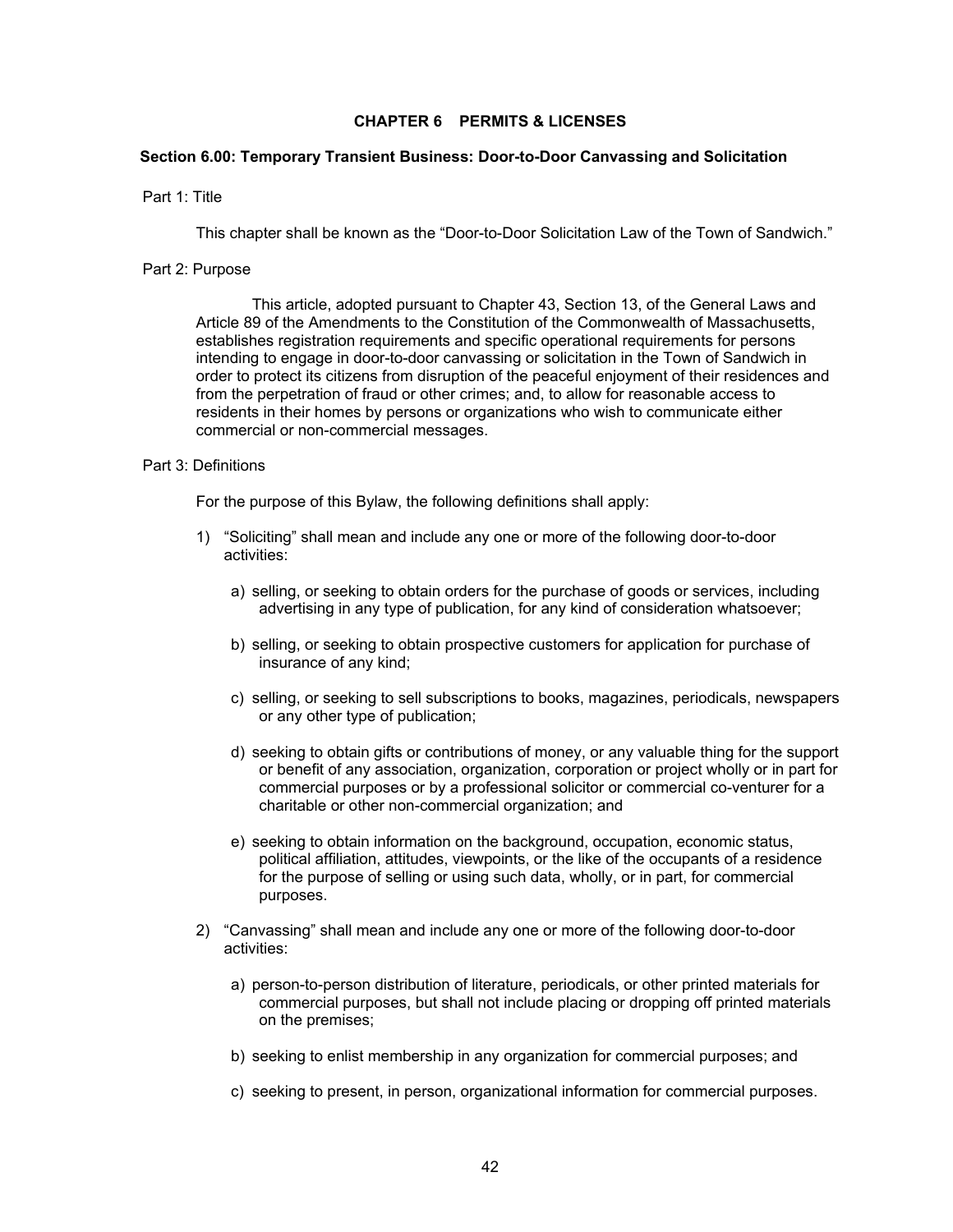# CHAPTER 6 PERMITS & LICENSES

## Section 6.00: Temporary Transient Business: Door-to-Door Canvassing and Solicitation

Part 1: Title

This chapter shall be known as the “Door-to-Door Solicitation Law of the Town of Sandwich.”

Part 2: Purpose

This article, adopted pursuant to Chapter 43, Section 13, of the General Laws and Article 89 of the Amendments to the Constitution of the Commonwealth of Massachusetts, establishes registration requirements and specific operational requirements for persons intending to engage in door-to-door canvassing or solicitation in the Town of Sandwich in order to protect its citizens from disruption of the peaceful enjoyment of their residences and from the perpetration of fraud or other crimes; and, to allow for reasonable access to residents in their homes by persons or organizations who wish to communicate either commercial or non-commercial messages.

Part 3: Definitions

For the purpose of this Bylaw, the following definitions shall apply:

1) “Soliciting” shall mean and include any one or more of the following door-to-door activities:

   a) selling, or seeking to obtain orders for the purchase of goods or services, including advertising in any type of publication, for any kind of consideration whatsoever;

   b) selling, or seeking to obtain prospective customers for application for purchase of insurance of any kind;

   c) selling, or seeking to sell subscriptions to books, magazines, periodicals, newspapers or any other type of publication;

   d) seeking to obtain gifts or contributions of money, or any valuable thing for the support or benefit of any association, organization, corporation or project wholly or in part for commercial purposes or by a professional solicitor or commercial co-venturer for a charitable or other non-commercial organization; and

   e) seeking to obtain information on the background, occupation, economic status, political affiliation, attitudes, viewpoints, or the like of the occupants of a residence for the purpose of selling or using such data, wholly, or in part, for commercial purposes.

2) “Canvassing” shall mean and include any one or more of the following door-to-door activities:

   a) person-to-person distribution of literature, periodicals, or other printed materials for commercial purposes, but shall not include placing or dropping off printed materials on the premises;

   b) seeking to enlist membership in any organization for commercial purposes; and

   c) seeking to present, in person, organizational information for commercial purposes.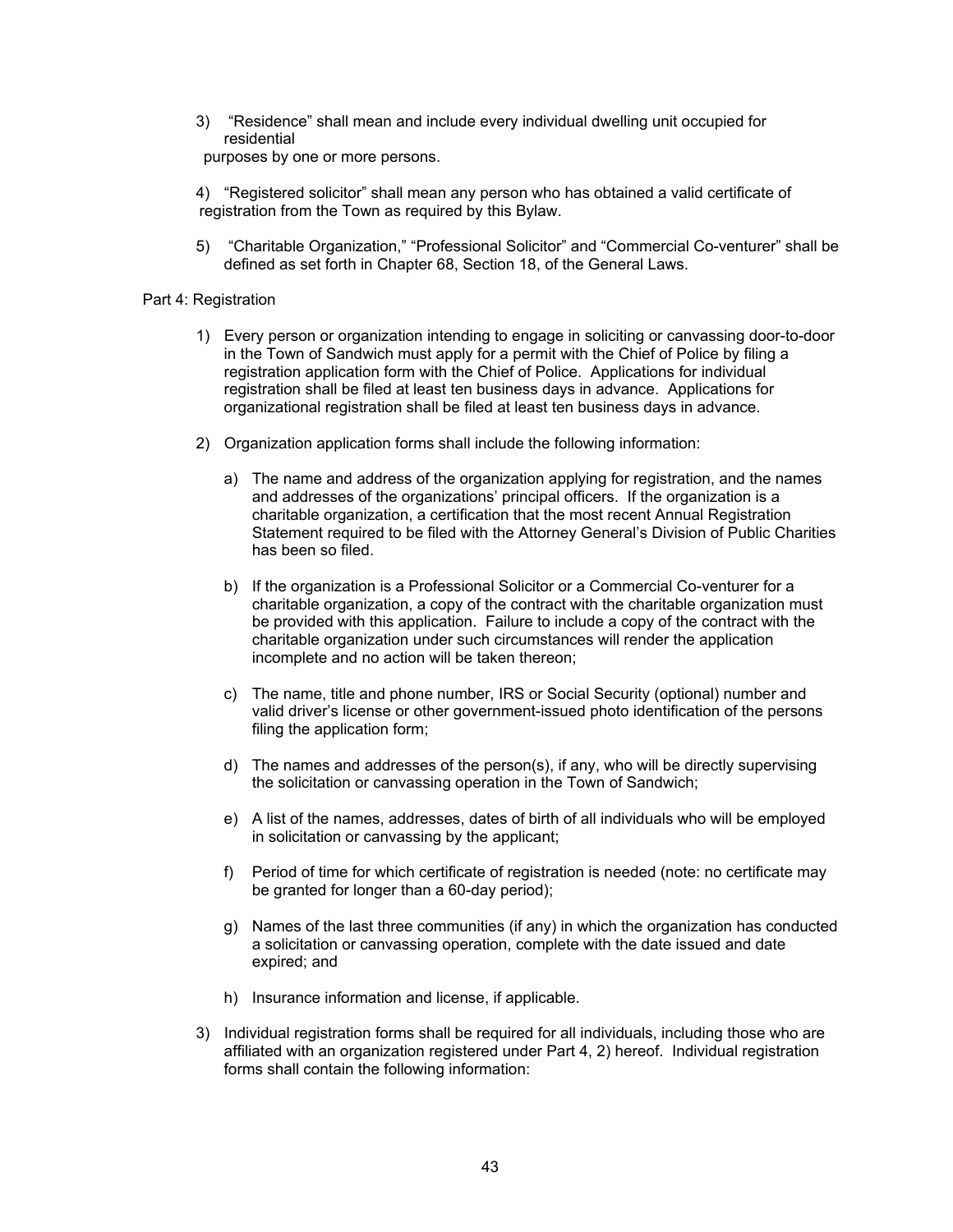3) "Residence" shall mean and include every individual dwelling unit occupied for residential purposes by one or more persons.

4) "Registered solicitor" shall mean any person who has obtained a valid certificate of registration from the Town as required by this Bylaw.

5) "Charitable Organization," "Professional Solicitor" and "Commercial Co-venturer" shall be defined as set forth in Chapter 68, Section 18, of the General Laws.

Part 4: Registration

1) Every person or organization intending to engage in soliciting or canvassing door-to-door in the Town of Sandwich must apply for a permit with the Chief of Police by filing a registration application form with the Chief of Police. Applications for individual registration shall be filed at least ten business days in advance. Applications for organizational registration shall be filed at least ten business days in advance.

2) Organization application forms shall include the following information:

   a) The name and address of the organization applying for registration, and the names and addresses of the organizations' principal officers. If the organization is a charitable organization, a certification that the most recent Annual Registration Statement required to be filed with the Attorney General's Division of Public Charities has been so filed.

   b) If the organization is a Professional Solicitor or a Commercial Co-venturer for a charitable organization, a copy of the contract with the charitable organization must be provided with this application. Failure to include a copy of the contract with the charitable organization under such circumstances will render the application incomplete and no action will be taken thereon;

   c) The name, title and phone number, IRS or Social Security (optional) number and valid driver's license or other government-issued photo identification of the persons filing the application form;

   d) The names and addresses of the person(s), if any, who will be directly supervising the solicitation or canvassing operation in the Town of Sandwich;

   e) A list of the names, addresses, dates of birth of all individuals who will be employed in solicitation or canvassing by the applicant;

   f) Period of time for which certificate of registration is needed (note: no certificate may be granted for longer than a 60-day period);

   g) Names of the last three communities (if any) in which the organization has conducted a solicitation or canvassing operation, complete with the date issued and date expired; and

   h) Insurance information and license, if applicable.

3) Individual registration forms shall be required for all individuals, including those who are affiliated with an organization registered under Part 4, 2) hereof. Individual registration forms shall contain the following information: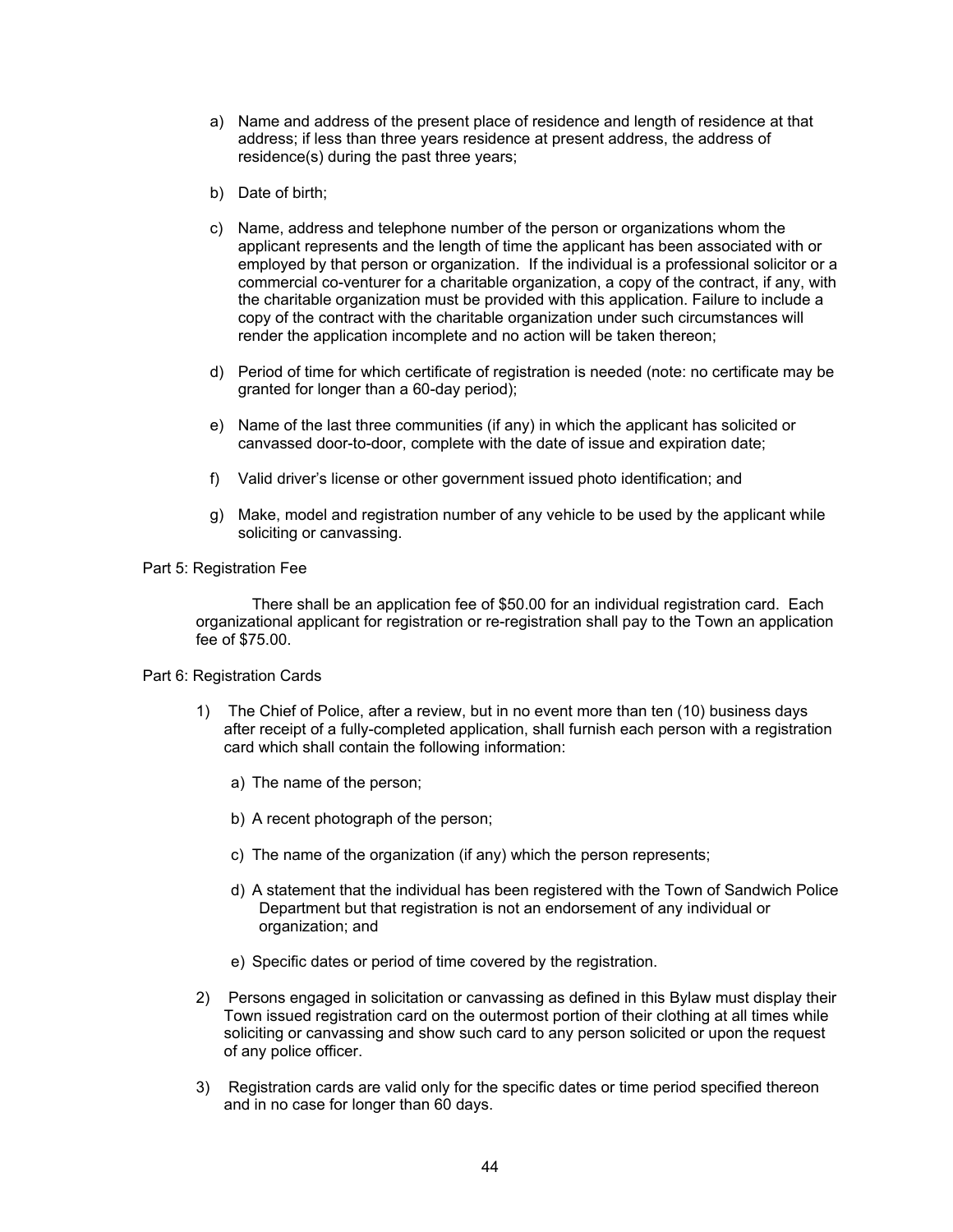a) Name and address of the present place of residence and length of residence at that address; if less than three years residence at present address, the address of residence(s) during the past three years;

b) Date of birth;

c) Name, address and telephone number of the person or organizations whom the applicant represents and the length of time the applicant has been associated with or employed by that person or organization. If the individual is a professional solicitor or a commercial co-venturer for a charitable organization, a copy of the contract, if any, with the charitable organization must be provided with this application. Failure to include a copy of the contract with the charitable organization under such circumstances will render the application incomplete and no action will be taken thereon;

d) Period of time for which certificate of registration is needed (note: no certificate may be granted for longer than a 60-day period);

e) Name of the last three communities (if any) in which the applicant has solicited or canvassed door-to-door, complete with the date of issue and expiration date;

f) Valid driver's license or other government issued photo identification; and

g) Make, model and registration number of any vehicle to be used by the applicant while soliciting or canvassing.

Part 5: Registration Fee

There shall be an application fee of $50.00 for an individual registration card. Each organizational applicant for registration or re-registration shall pay to the Town an application fee of $75.00.

Part 6: Registration Cards

1) The Chief of Police, after a review, but in no event more than ten (10) business days after receipt of a fully-completed application, shall furnish each person with a registration card which shall contain the following information:

   a) The name of the person;

   b) A recent photograph of the person;

   c) The name of the organization (if any) which the person represents;

   d) A statement that the individual has been registered with the Town of Sandwich Police Department but that registration is not an endorsement of any individual or organization; and

   e) Specific dates or period of time covered by the registration.

2) Persons engaged in solicitation or canvassing as defined in this Bylaw must display their Town issued registration card on the outermost portion of their clothing at all times while soliciting or canvassing and show such card to any person solicited or upon the request of any police officer.

3) Registration cards are valid only for the specific dates or time period specified thereon and in no case for longer than 60 days.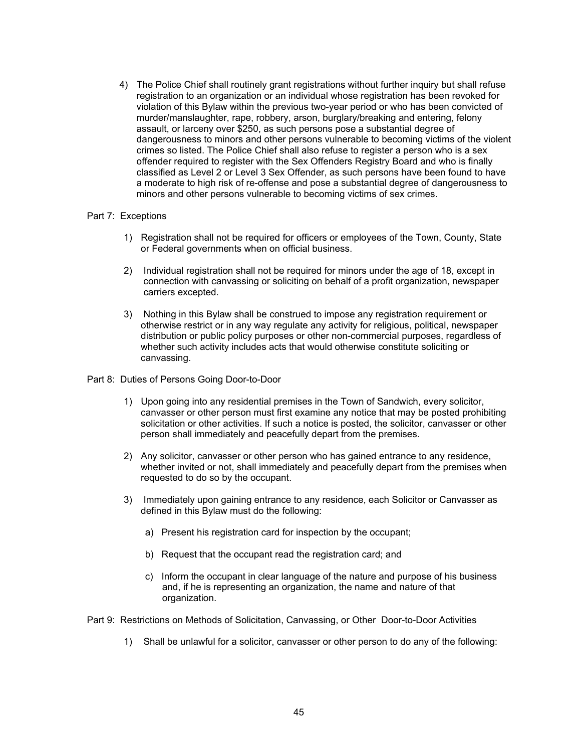4) The Police Chief shall routinely grant registrations without further inquiry but shall refuse registration to an organization or an individual whose registration has been revoked for violation of this Bylaw within the previous two-year period or who has been convicted of murder/manslaughter, rape, robbery, arson, burglary/breaking and entering, felony assault, or larceny over $250, as such persons pose a substantial degree of dangerousness to minors and other persons vulnerable to becoming victims of the violent crimes so listed. The Police Chief shall also refuse to register a person who is a sex offender required to register with the Sex Offenders Registry Board and who is finally classified as Level 2 or Level 3 Sex Offender, as such persons have been found to have a moderate to high risk of re-offense and pose a substantial degree of dangerousness to minors and other persons vulnerable to becoming victims of sex crimes.

Part 7: Exceptions

1) Registration shall not be required for officers or employees of the Town, County, State or Federal governments when on official business.

2) Individual registration shall not be required for minors under the age of 18, except in connection with canvassing or soliciting on behalf of a profit organization, newspaper carriers excepted.

3) Nothing in this Bylaw shall be construed to impose any registration requirement or otherwise restrict or in any way regulate any activity for religious, political, newspaper distribution or public policy purposes or other non-commercial purposes, regardless of whether such activity includes acts that would otherwise constitute soliciting or canvassing.

Part 8: Duties of Persons Going Door-to-Door

1) Upon going into any residential premises in the Town of Sandwich, every solicitor, canvasser or other person must first examine any notice that may be posted prohibiting solicitation or other activities. If such a notice is posted, the solicitor, canvasser or other person shall immediately and peacefully depart from the premises.

2) Any solicitor, canvasser or other person who has gained entrance to any residence, whether invited or not, shall immediately and peacefully depart from the premises when requested to do so by the occupant.

3) Immediately upon gaining entrance to any residence, each Solicitor or Canvasser as defined in this Bylaw must do the following:

   a) Present his registration card for inspection by the occupant;

   b) Request that the occupant read the registration card; and

   c) Inform the occupant in clear language of the nature and purpose of his business and, if he is representing an organization, the name and nature of that organization.

Part 9: Restrictions on Methods of Solicitation, Canvassing, or Other Door-to-Door Activities

1) Shall be unlawful for a solicitor, canvasser or other person to do any of the following: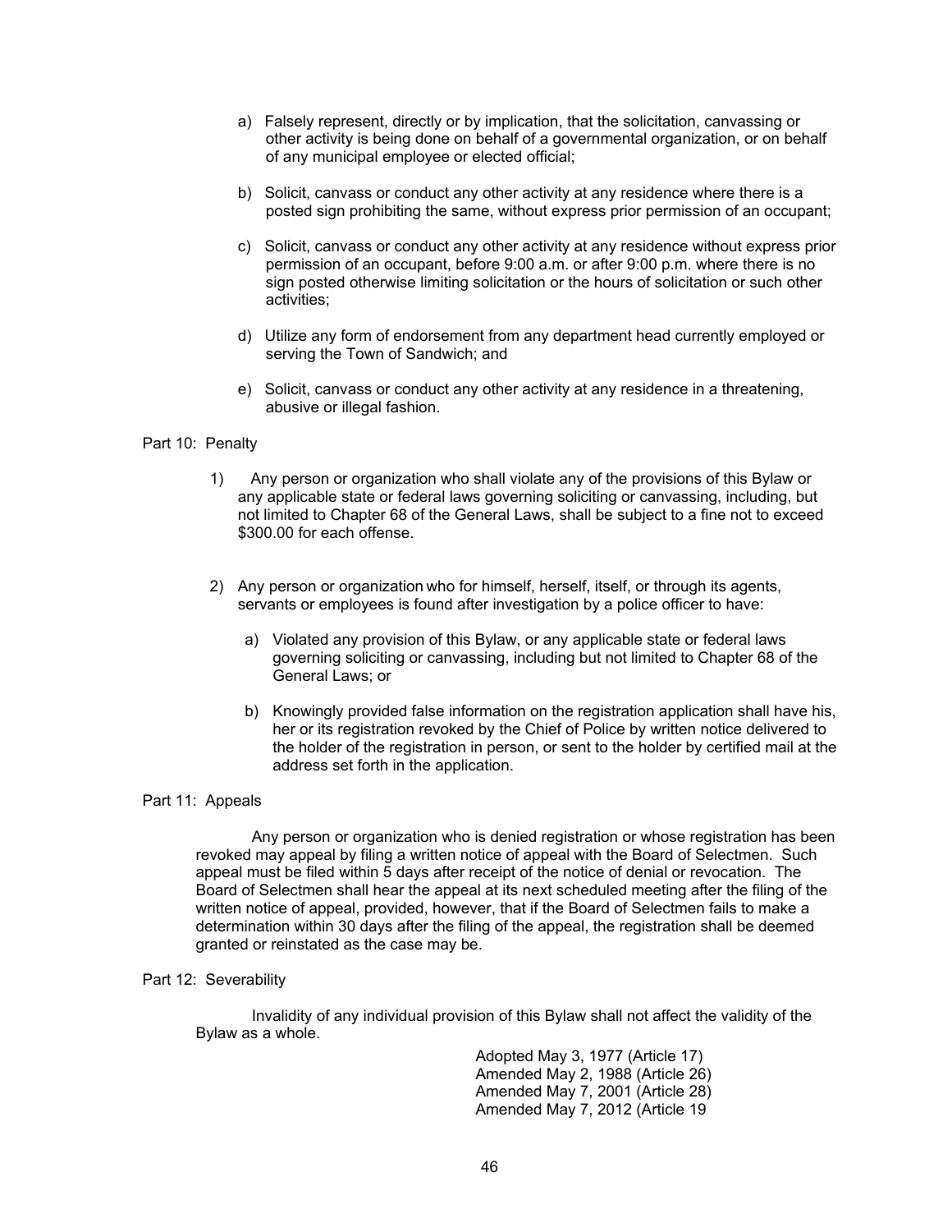a) Falsely represent, directly or by implication, that the solicitation, canvassing or other activity is being done on behalf of a governmental organization, or on behalf of any municipal employee or elected official;

b) Solicit, canvass or conduct any other activity at any residence where there is a posted sign prohibiting the same, without express prior permission of an occupant;

c) Solicit, canvass or conduct any other activity at any residence without express prior permission of an occupant, before 9:00 a.m. or after 9:00 p.m. where there is no sign posted otherwise limiting solicitation or the hours of solicitation or such other activities;

d) Utilize any form of endorsement from any department head currently employed or serving the Town of Sandwich; and

e) Solicit, canvass or conduct any other activity at any residence in a threatening, abusive or illegal fashion.

Part 10: Penalty

1) Any person or organization who shall violate any of the provisions of this Bylaw or any applicable state or federal laws governing soliciting or canvassing, including, but not limited to Chapter 68 of the General Laws, shall be subject to a fine not to exceed $300.00 for each offense.

2) Any person or organization who for himself, herself, itself, or through its agents, servants or employees is found after investigation by a police officer to have:

   a) Violated any provision of this Bylaw, or any applicable state or federal laws governing soliciting or canvassing, including but not limited to Chapter 68 of the General Laws; or

   b) Knowingly provided false information on the registration application shall have his, her or its registration revoked by the Chief of Police by written notice delivered to the holder of the registration in person, or sent to the holder by certified mail at the address set forth in the application.

Part 11: Appeals

Any person or organization who is denied registration or whose registration has been revoked may appeal by filing a written notice of appeal with the Board of Selectmen. Such appeal must be filed within 5 days after receipt of the notice of denial or revocation. The Board of Selectmen shall hear the appeal at its next scheduled meeting after the filing of the written notice of appeal, provided, however, that if the Board of Selectmen fails to make a determination within 30 days after the filing of the appeal, the registration shall be deemed granted or reinstated as the case may be.

Part 12: Severability

Invalidity of any individual provision of this Bylaw shall not affect the validity of the Bylaw as a whole.

Adopted May 3, 1977 (Article 17)
Amended May 2, 1988 (Article 26)
Amended May 7, 2001 (Article 28)
Amended May 7, 2012 (Article 19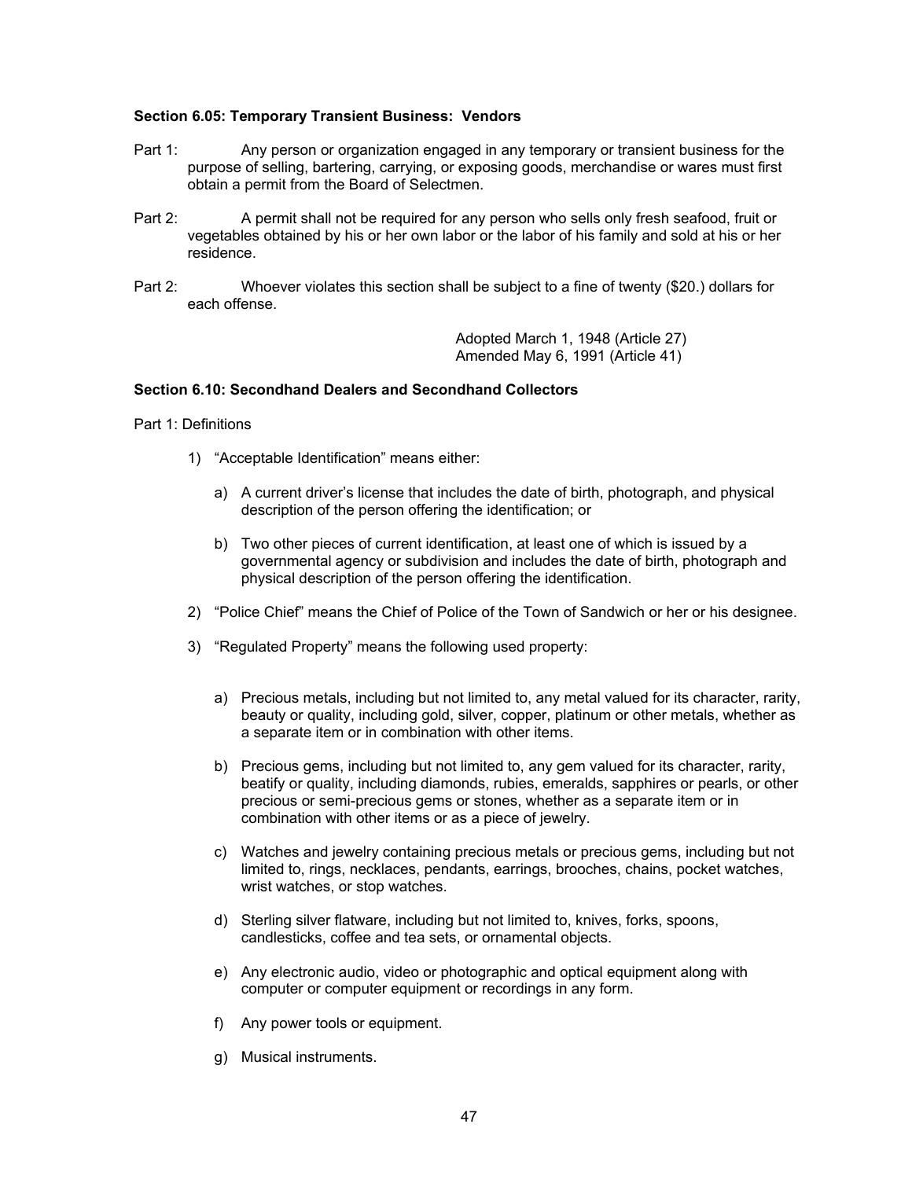**Section 6.05: Temporary Transient Business: Vendors**

Part 1: Any person or organization engaged in any temporary or transient business for the purpose of selling, bartering, carrying, or exposing goods, merchandise or wares must first obtain a permit from the Board of Selectmen.

Part 2: A permit shall not be required for any person who sells only fresh seafood, fruit or vegetables obtained by his or her own labor or the labor of his family and sold at his or her residence.

Part 2: Whoever violates this section shall be subject to a fine of twenty ($20.) dollars for each offense.

Adopted March 1, 1948 (Article 27)
Amended May 6, 1991 (Article 41)

**Section 6.10: Secondhand Dealers and Secondhand Collectors**

Part 1: Definitions

1) "Acceptable Identification" means either:

    a) A current driver's license that includes the date of birth, photograph, and physical description of the person offering the identification; or

    b) Two other pieces of current identification, at least one of which is issued by a governmental agency or subdivision and includes the date of birth, photograph and physical description of the person offering the identification.

2) "Police Chief" means the Chief of Police of the Town of Sandwich or her or his designee.

3) "Regulated Property" means the following used property:

    a) Precious metals, including but not limited to, any metal valued for its character, rarity, beauty or quality, including gold, silver, copper, platinum or other metals, whether as a separate item or in combination with other items.

    b) Precious gems, including but not limited to, any gem valued for its character, rarity, beatify or quality, including diamonds, rubies, emeralds, sapphires or pearls, or other precious or semi-precious gems or stones, whether as a separate item or in combination with other items or as a piece of jewelry.

    c) Watches and jewelry containing precious metals or precious gems, including but not limited to, rings, necklaces, pendants, earrings, brooches, chains, pocket watches, wrist watches, or stop watches.

    d) Sterling silver flatware, including but not limited to, knives, forks, spoons, candlesticks, coffee and tea sets, or ornamental objects.

    e) Any electronic audio, video or photographic and optical equipment along with computer or computer equipment or recordings in any form.

    f) Any power tools or equipment.

    g) Musical instruments.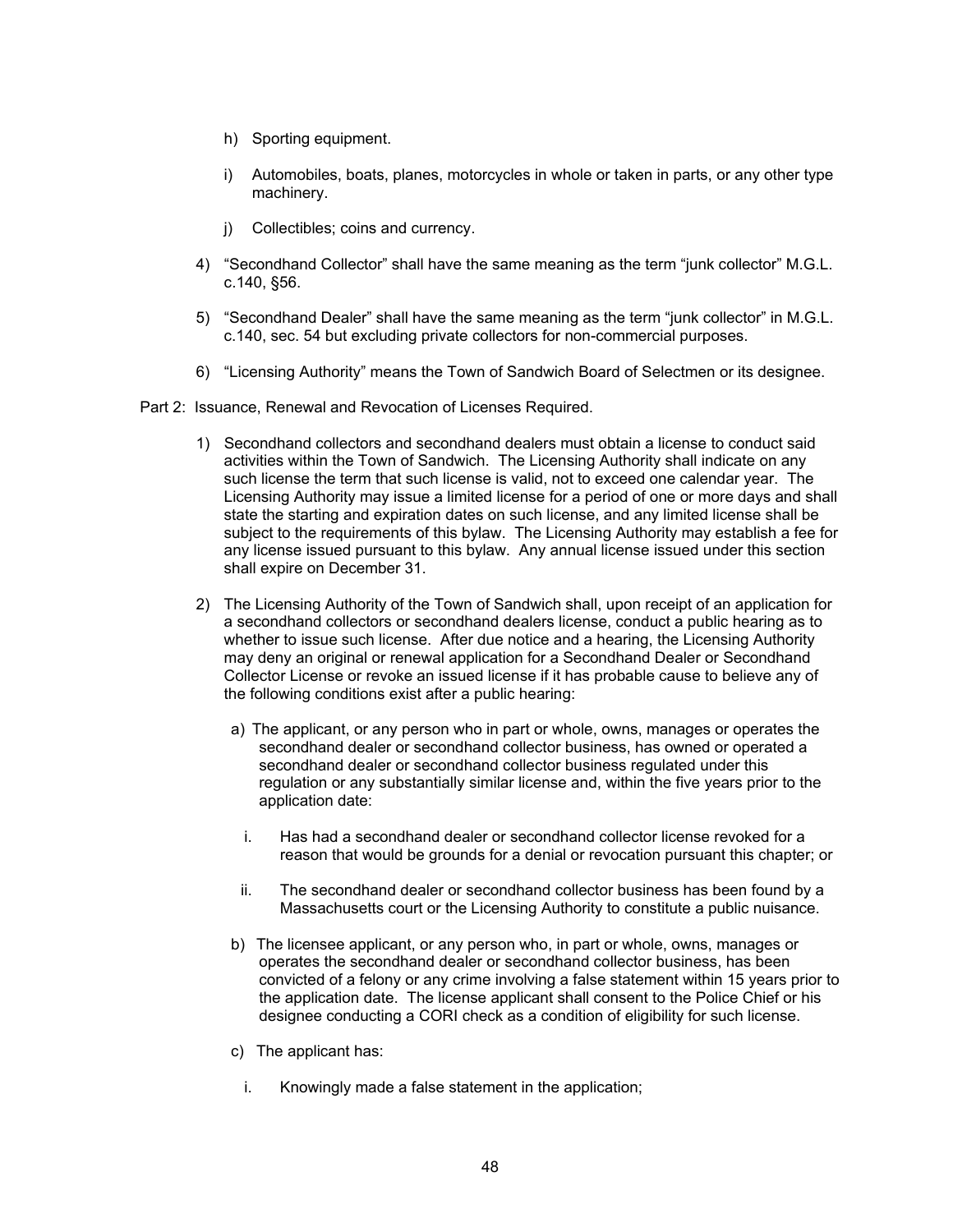h) Sporting equipment.

i) Automobiles, boats, planes, motorcycles in whole or taken in parts, or any other type machinery.

j) Collectibles; coins and currency.

4) "Secondhand Collector" shall have the same meaning as the term "junk collector" M.G.L. c.140, §56.

5) "Secondhand Dealer" shall have the same meaning as the term "junk collector" in M.G.L. c.140, sec. 54 but excluding private collectors for non-commercial purposes.

6) "Licensing Authority" means the Town of Sandwich Board of Selectmen or its designee.

Part 2: Issuance, Renewal and Revocation of Licenses Required.

1) Secondhand collectors and secondhand dealers must obtain a license to conduct said activities within the Town of Sandwich. The Licensing Authority shall indicate on any such license the term that such license is valid, not to exceed one calendar year. The Licensing Authority may issue a limited license for a period of one or more days and shall state the starting and expiration dates on such license, and any limited license shall be subject to the requirements of this bylaw. The Licensing Authority may establish a fee for any license issued pursuant to this bylaw. Any annual license issued under this section shall expire on December 31.

2) The Licensing Authority of the Town of Sandwich shall, upon receipt of an application for a secondhand collectors or secondhand dealers license, conduct a public hearing as to whether to issue such license. After due notice and a hearing, the Licensing Authority may deny an original or renewal application for a Secondhand Dealer or Secondhand Collector License or revoke an issued license if it has probable cause to believe any of the following conditions exist after a public hearing:

   a) The applicant, or any person who in part or whole, owns, manages or operates the secondhand dealer or secondhand collector business, has owned or operated a secondhand dealer or secondhand collector business regulated under this regulation or any substantially similar license and, within the five years prior to the application date:

      i. Has had a secondhand dealer or secondhand collector license revoked for a reason that would be grounds for a denial or revocation pursuant this chapter; or

      ii. The secondhand dealer or secondhand collector business has been found by a Massachusetts court or the Licensing Authority to constitute a public nuisance.

   b) The licensee applicant, or any person who, in part or whole, owns, manages or operates the secondhand dealer or secondhand collector business, has been convicted of a felony or any crime involving a false statement within 15 years prior to the application date. The license applicant shall consent to the Police Chief or his designee conducting a CORI check as a condition of eligibility for such license.

   c) The applicant has:

      i. Knowingly made a false statement in the application;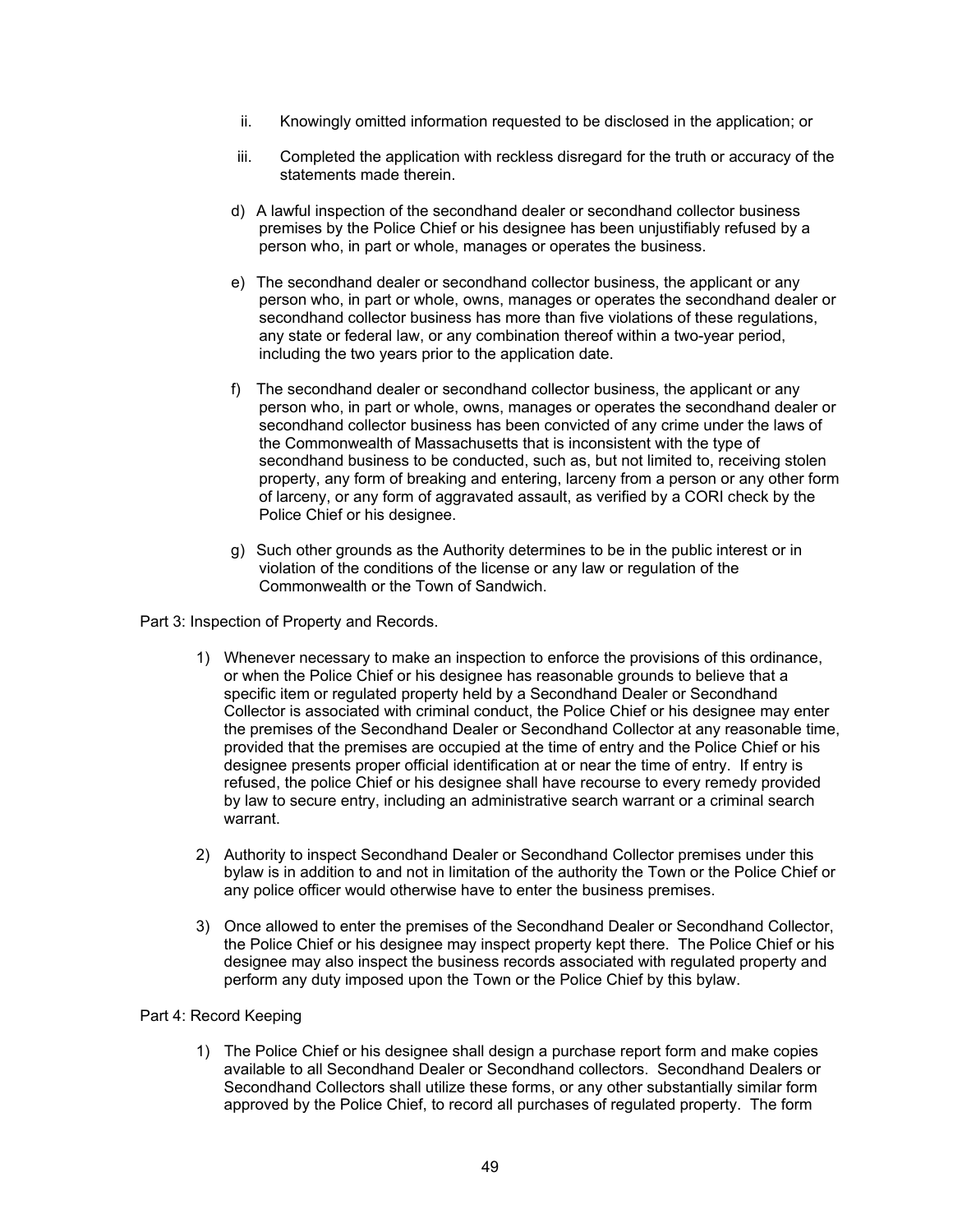ii. Knowingly omitted information requested to be disclosed in the application; or

   iii. Completed the application with reckless disregard for the truth or accuracy of the statements made therein.

d) A lawful inspection of the secondhand dealer or secondhand collector business premises by the Police Chief or his designee has been unjustifiably refused by a person who, in part or whole, manages or operates the business.

e) The secondhand dealer or secondhand collector business, the applicant or any person who, in part or whole, owns, manages or operates the secondhand dealer or secondhand collector business has more than five violations of these regulations, any state or federal law, or any combination thereof within a two-year period, including the two years prior to the application date.

f) The secondhand dealer or secondhand collector business, the applicant or any person who, in part or whole, owns, manages or operates the secondhand dealer or secondhand collector business has been convicted of any crime under the laws of the Commonwealth of Massachusetts that is inconsistent with the type of secondhand business to be conducted, such as, but not limited to, receiving stolen property, any form of breaking and entering, larceny from a person or any other form of larceny, or any form of aggravated assault, as verified by a CORI check by the Police Chief or his designee.

g) Such other grounds as the Authority determines to be in the public interest or in violation of the conditions of the license or any law or regulation of the Commonwealth or the Town of Sandwich.

Part 3: Inspection of Property and Records.

1) Whenever necessary to make an inspection to enforce the provisions of this ordinance, or when the Police Chief or his designee has reasonable grounds to believe that a specific item or regulated property held by a Secondhand Dealer or Secondhand Collector is associated with criminal conduct, the Police Chief or his designee may enter the premises of the Secondhand Dealer or Secondhand Collector at any reasonable time, provided that the premises are occupied at the time of entry and the Police Chief or his designee presents proper official identification at or near the time of entry. If entry is refused, the police Chief or his designee shall have recourse to every remedy provided by law to secure entry, including an administrative search warrant or a criminal search warrant.

2) Authority to inspect Secondhand Dealer or Secondhand Collector premises under this bylaw is in addition to and not in limitation of the authority the Town or the Police Chief or any police officer would otherwise have to enter the business premises.

3) Once allowed to enter the premises of the Secondhand Dealer or Secondhand Collector, the Police Chief or his designee may inspect property kept there. The Police Chief or his designee may also inspect the business records associated with regulated property and perform any duty imposed upon the Town or the Police Chief by this bylaw.

Part 4: Record Keeping

1) The Police Chief or his designee shall design a purchase report form and make copies available to all Secondhand Dealer or Secondhand collectors. Secondhand Dealers or Secondhand Collectors shall utilize these forms, or any other substantially similar form approved by the Police Chief, to record all purchases of regulated property. The form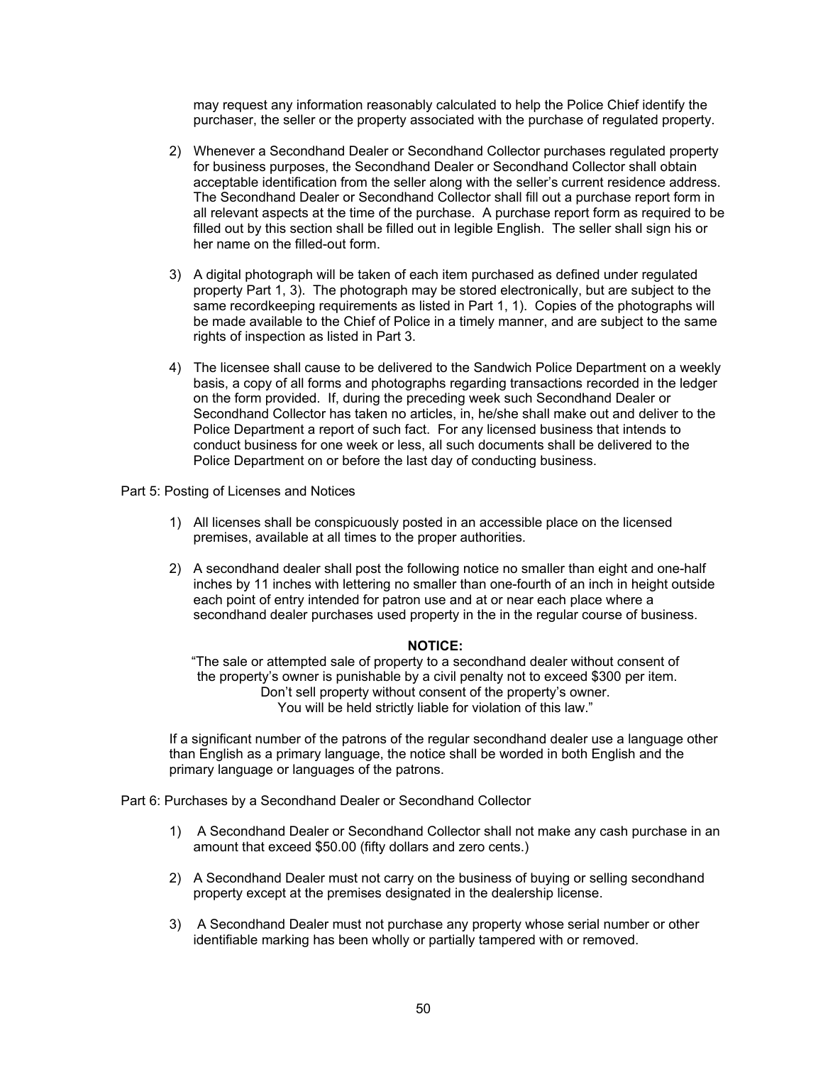may request any information reasonably calculated to help the Police Chief identify the purchaser, the seller or the property associated with the purchase of regulated property.

2) Whenever a Secondhand Dealer or Secondhand Collector purchases regulated property for business purposes, the Secondhand Dealer or Secondhand Collector shall obtain acceptable identification from the seller along with the seller's current residence address. The Secondhand Dealer or Secondhand Collector shall fill out a purchase report form in all relevant aspects at the time of the purchase. A purchase report form as required to be filled out by this section shall be filled out in legible English. The seller shall sign his or her name on the filled-out form.

3) A digital photograph will be taken of each item purchased as defined under regulated property Part 1, 3). The photograph may be stored electronically, but are subject to the same recordkeeping requirements as listed in Part 1, 1). Copies of the photographs will be made available to the Chief of Police in a timely manner, and are subject to the same rights of inspection as listed in Part 3.

4) The licensee shall cause to be delivered to the Sandwich Police Department on a weekly basis, a copy of all forms and photographs regarding transactions recorded in the ledger on the form provided. If, during the preceding week such Secondhand Dealer or Secondhand Collector has taken no articles, in, he/she shall make out and deliver to the Police Department a report of such fact. For any licensed business that intends to conduct business for one week or less, all such documents shall be delivered to the Police Department on or before the last day of conducting business.

Part 5: Posting of Licenses and Notices

1) All licenses shall be conspicuously posted in an accessible place on the licensed premises, available at all times to the proper authorities.

2) A secondhand dealer shall post the following notice no smaller than eight and one-half inches by 11 inches with lettering no smaller than one-fourth of an inch in height outside each point of entry intended for patron use and at or near each place where a secondhand dealer purchases used property in the in the regular course of business.

**NOTICE:**

"The sale or attempted sale of property to a secondhand dealer without consent of the property's owner is punishable by a civil penalty not to exceed $300 per item. Don't sell property without consent of the property's owner. You will be held strictly liable for violation of this law."

If a significant number of the patrons of the regular secondhand dealer use a language other than English as a primary language, the notice shall be worded in both English and the primary language or languages of the patrons.

Part 6: Purchases by a Secondhand Dealer or Secondhand Collector

1) A Secondhand Dealer or Secondhand Collector shall not make any cash purchase in an amount that exceed $50.00 (fifty dollars and zero cents.)

2) A Secondhand Dealer must not carry on the business of buying or selling secondhand property except at the premises designated in the dealership license.

3) A Secondhand Dealer must not purchase any property whose serial number or other identifiable marking has been wholly or partially tampered with or removed.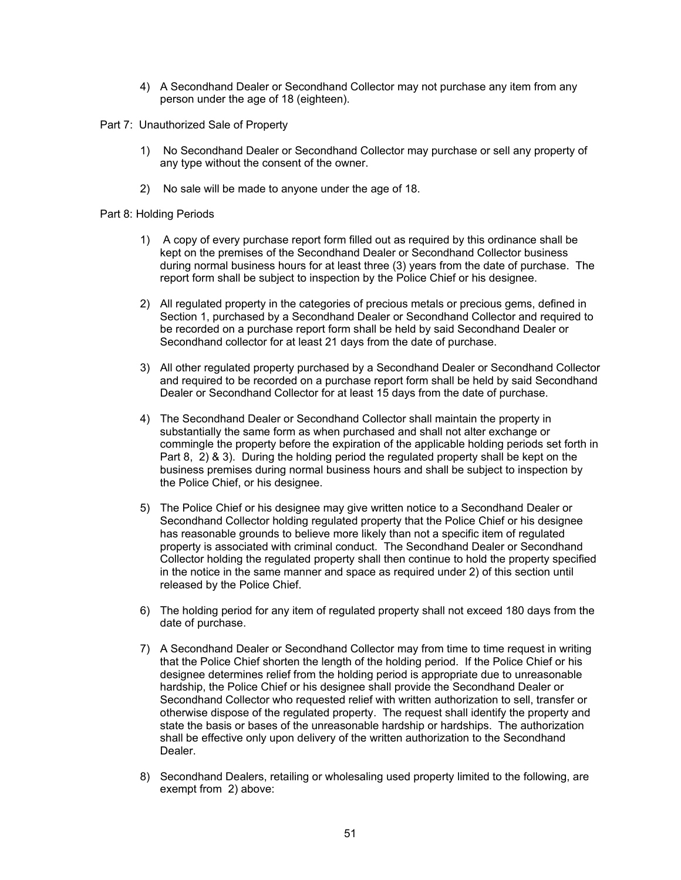4) A Secondhand Dealer or Secondhand Collector may not purchase any item from any person under the age of 18 (eighteen).

Part 7: Unauthorized Sale of Property

1) No Secondhand Dealer or Secondhand Collector may purchase or sell any property of any type without the consent of the owner.

2) No sale will be made to anyone under the age of 18.

Part 8: Holding Periods

1) A copy of every purchase report form filled out as required by this ordinance shall be kept on the premises of the Secondhand Dealer or Secondhand Collector business during normal business hours for at least three (3) years from the date of purchase. The report form shall be subject to inspection by the Police Chief or his designee.

2) All regulated property in the categories of precious metals or precious gems, defined in Section 1, purchased by a Secondhand Dealer or Secondhand Collector and required to be recorded on a purchase report form shall be held by said Secondhand Dealer or Secondhand collector for at least 21 days from the date of purchase.

3) All other regulated property purchased by a Secondhand Dealer or Secondhand Collector and required to be recorded on a purchase report form shall be held by said Secondhand Dealer or Secondhand Collector for at least 15 days from the date of purchase.

4) The Secondhand Dealer or Secondhand Collector shall maintain the property in substantially the same form as when purchased and shall not alter exchange or commingle the property before the expiration of the applicable holding periods set forth in Part 8, 2) & 3). During the holding period the regulated property shall be kept on the business premises during normal business hours and shall be subject to inspection by the Police Chief, or his designee.

5) The Police Chief or his designee may give written notice to a Secondhand Dealer or Secondhand Collector holding regulated property that the Police Chief or his designee has reasonable grounds to believe more likely than not a specific item of regulated property is associated with criminal conduct. The Secondhand Dealer or Secondhand Collector holding the regulated property shall then continue to hold the property specified in the notice in the same manner and space as required under 2) of this section until released by the Police Chief.

6) The holding period for any item of regulated property shall not exceed 180 days from the date of purchase.

7) A Secondhand Dealer or Secondhand Collector may from time to time request in writing that the Police Chief shorten the length of the holding period. If the Police Chief or his designee determines relief from the holding period is appropriate due to unreasonable hardship, the Police Chief or his designee shall provide the Secondhand Dealer or Secondhand Collector who requested relief with written authorization to sell, transfer or otherwise dispose of the regulated property. The request shall identify the property and state the basis or bases of the unreasonable hardship or hardships. The authorization shall be effective only upon delivery of the written authorization to the Secondhand Dealer.

8) Secondhand Dealers, retailing or wholesaling used property limited to the following, are exempt from 2) above: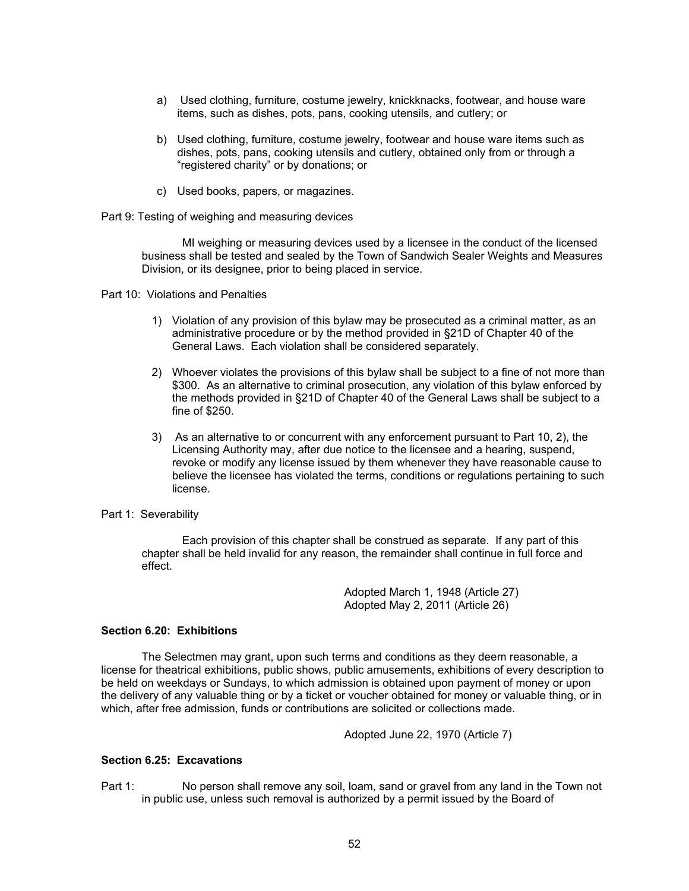a) Used clothing, furniture, costume jewelry, knickknacks, footwear, and house ware items, such as dishes, pots, pans, cooking utensils, and cutlery; or

b) Used clothing, furniture, costume jewelry, footwear and house ware items such as dishes, pots, pans, cooking utensils and cutlery, obtained only from or through a "registered charity" or by donations; or

c) Used books, papers, or magazines.

Part 9: Testing of weighing and measuring devices

MI weighing or measuring devices used by a licensee in the conduct of the licensed business shall be tested and sealed by the Town of Sandwich Sealer Weights and Measures Division, or its designee, prior to being placed in service.

Part 10: Violations and Penalties

1) Violation of any provision of this bylaw may be prosecuted as a criminal matter, as an administrative procedure or by the method provided in §21D of Chapter 40 of the General Laws. Each violation shall be considered separately.

2) Whoever violates the provisions of this bylaw shall be subject to a fine of not more than $300. As an alternative to criminal prosecution, any violation of this bylaw enforced by the methods provided in §21D of Chapter 40 of the General Laws shall be subject to a fine of $250.

3) As an alternative to or concurrent with any enforcement pursuant to Part 10, 2), the Licensing Authority may, after due notice to the licensee and a hearing, suspend, revoke or modify any license issued by them whenever they have reasonable cause to believe the licensee has violated the terms, conditions or regulations pertaining to such license.

Part 1: Severability

Each provision of this chapter shall be construed as separate. If any part of this chapter shall be held invalid for any reason, the remainder shall continue in full force and effect.

Adopted March 1, 1948 (Article 27)
Adopted May 2, 2011 (Article 26)

**Section 6.20: Exhibitions**

The Selectmen may grant, upon such terms and conditions as they deem reasonable, a license for theatrical exhibitions, public shows, public amusements, exhibitions of every description to be held on weekdays or Sundays, to which admission is obtained upon payment of money or upon the delivery of any valuable thing or by a ticket or voucher obtained for money or valuable thing, or in which, after free admission, funds or contributions are solicited or collections made.

Adopted June 22, 1970 (Article 7)

**Section 6.25: Excavations**

Part 1: No person shall remove any soil, loam, sand or gravel from any land in the Town not in public use, unless such removal is authorized by a permit issued by the Board of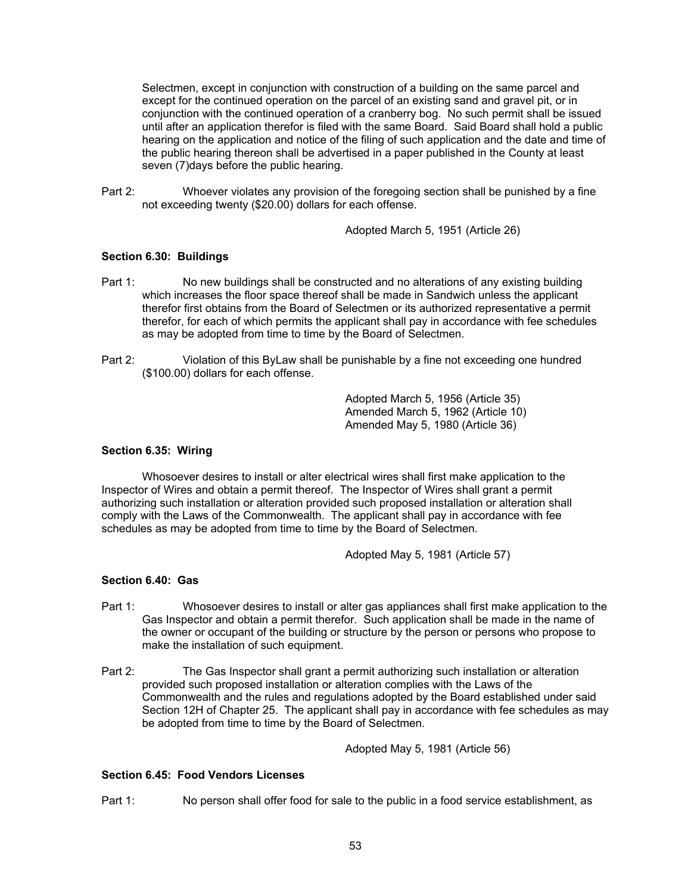Selectmen, except in conjunction with construction of a building on the same parcel and except for the continued operation on the parcel of an existing sand and gravel pit, or in conjunction with the continued operation of a cranberry bog. No such permit shall be issued until after an application therefor is filed with the same Board. Said Board shall hold a public hearing on the application and notice of the filing of such application and the date and time of the public hearing thereon shall be advertised in a paper published in the County at least seven (7)days before the public hearing.

Part 2: Whoever violates any provision of the foregoing section shall be punished by a fine not exceeding twenty ($20.00) dollars for each offense.

Adopted March 5, 1951 (Article 26)

**Section 6.30: Buildings**

Part 1: No new buildings shall be constructed and no alterations of any existing building which increases the floor space thereof shall be made in Sandwich unless the applicant therefor first obtains from the Board of Selectmen or its authorized representative a permit therefor, for each of which permits the applicant shall pay in accordance with fee schedules as may be adopted from time to time by the Board of Selectmen.

Part 2: Violation of this ByLaw shall be punishable by a fine not exceeding one hundred ($100.00) dollars for each offense.

Adopted March 5, 1956 (Article 35)
Amended March 5, 1962 (Article 10)
Amended May 5, 1980 (Article 36)

**Section 6.35: Wiring**

Whosoever desires to install or alter electrical wires shall first make application to the Inspector of Wires and obtain a permit thereof. The Inspector of Wires shall grant a permit authorizing such installation or alteration provided such proposed installation or alteration shall comply with the Laws of the Commonwealth. The applicant shall pay in accordance with fee schedules as may be adopted from time to time by the Board of Selectmen.

Adopted May 5, 1981 (Article 57)

**Section 6.40: Gas**

Part 1: Whosoever desires to install or alter gas appliances shall first make application to the Gas Inspector and obtain a permit therefor. Such application shall be made in the name of the owner or occupant of the building or structure by the person or persons who propose to make the installation of such equipment.

Part 2: The Gas Inspector shall grant a permit authorizing such installation or alteration provided such proposed installation or alteration complies with the Laws of the Commonwealth and the rules and regulations adopted by the Board established under said Section 12H of Chapter 25. The applicant shall pay in accordance with fee schedules as may be adopted from time to time by the Board of Selectmen.

Adopted May 5, 1981 (Article 56)

**Section 6.45: Food Vendors Licenses**

Part 1: No person shall offer food for sale to the public in a food service establishment, as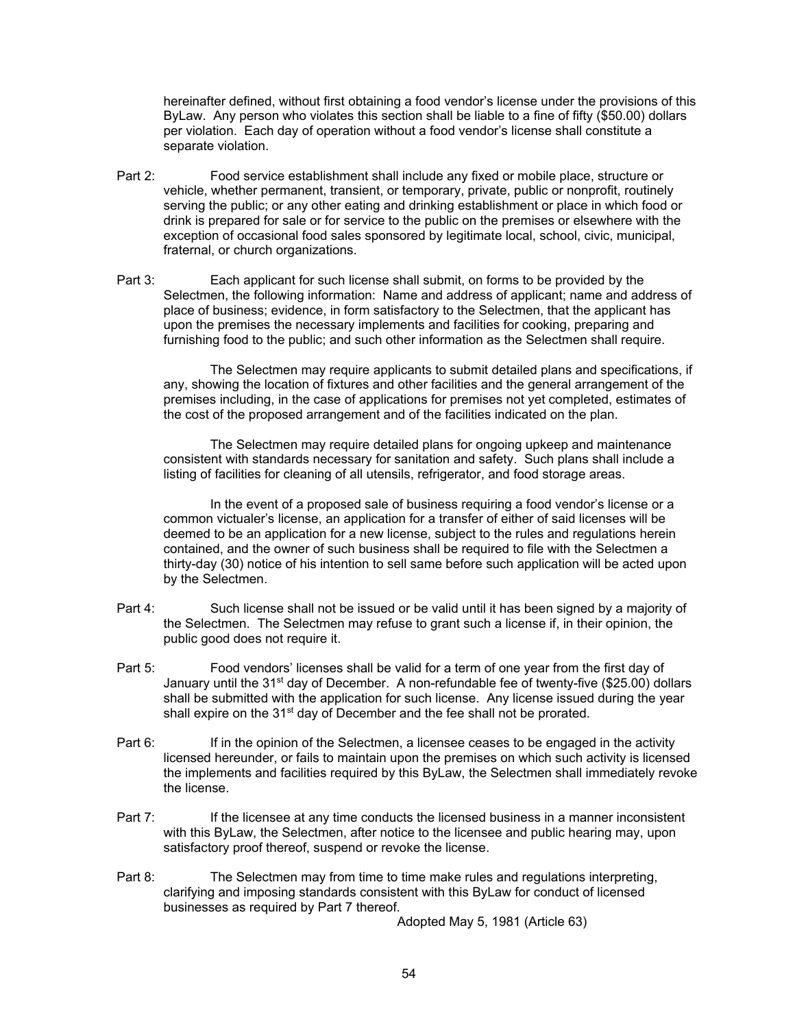hereinafter defined, without first obtaining a food vendor's license under the provisions of this ByLaw. Any person who violates this section shall be liable to a fine of fifty ($50.00) dollars per violation. Each day of operation without a food vendor's license shall constitute a separate violation.

Part 2: Food service establishment shall include any fixed or mobile place, structure or vehicle, whether permanent, transient, or temporary, private, public or nonprofit, routinely serving the public; or any other eating and drinking establishment or place in which food or drink is prepared for sale or for service to the public on the premises or elsewhere with the exception of occasional food sales sponsored by legitimate local, school, civic, municipal, fraternal, or church organizations.

Part 3: Each applicant for such license shall submit, on forms to be provided by the Selectmen, the following information: Name and address of applicant; name and address of place of business; evidence, in form satisfactory to the Selectmen, that the applicant has upon the premises the necessary implements and facilities for cooking, preparing and furnishing food to the public; and such other information as the Selectmen shall require.

The Selectmen may require applicants to submit detailed plans and specifications, if any, showing the location of fixtures and other facilities and the general arrangement of the premises including, in the case of applications for premises not yet completed, estimates of the cost of the proposed arrangement and of the facilities indicated on the plan.

The Selectmen may require detailed plans for ongoing upkeep and maintenance consistent with standards necessary for sanitation and safety. Such plans shall include a listing of facilities for cleaning of all utensils, refrigerator, and food storage areas.

In the event of a proposed sale of business requiring a food vendor's license or a common victualer's license, an application for a transfer of either of said licenses will be deemed to be an application for a new license, subject to the rules and regulations herein contained, and the owner of such business shall be required to file with the Selectmen a thirty-day (30) notice of his intention to sell same before such application will be acted upon by the Selectmen.

Part 4: Such license shall not be issued or be valid until it has been signed by a majority of the Selectmen. The Selectmen may refuse to grant such a license if, in their opinion, the public good does not require it.

Part 5: Food vendors' licenses shall be valid for a term of one year from the first day of January until the 31st day of December. A non-refundable fee of twenty-five ($25.00) dollars shall be submitted with the application for such license. Any license issued during the year shall expire on the 31st day of December and the fee shall not be prorated.

Part 6: If in the opinion of the Selectmen, a licensee ceases to be engaged in the activity licensed hereunder, or fails to maintain upon the premises on which such activity is licensed the implements and facilities required by this ByLaw, the Selectmen shall immediately revoke the license.

Part 7: If the licensee at any time conducts the licensed business in a manner inconsistent with this ByLaw, the Selectmen, after notice to the licensee and public hearing may, upon satisfactory proof thereof, suspend or revoke the license.

Part 8: The Selectmen may from time to time make rules and regulations interpreting, clarifying and imposing standards consistent with this ByLaw for conduct of licensed businesses as required by Part 7 thereof.

Adopted May 5, 1981 (Article 63)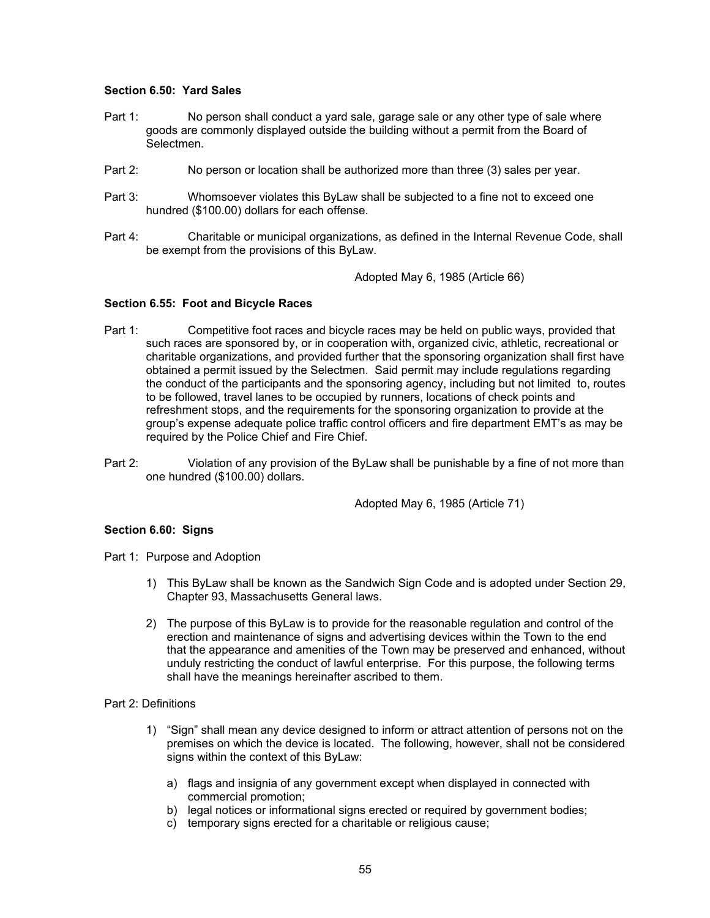### Section 6.50: Yard Sales

Part 1: No person shall conduct a yard sale, garage sale or any other type of sale where goods are commonly displayed outside the building without a permit from the Board of Selectmen.

Part 2: No person or location shall be authorized more than three (3) sales per year.

Part 3: Whomsoever violates this ByLaw shall be subjected to a fine not to exceed one hundred ($100.00) dollars for each offense.

Part 4: Charitable or municipal organizations, as defined in the Internal Revenue Code, shall be exempt from the provisions of this ByLaw.

Adopted May 6, 1985 (Article 66)

### Section 6.55: Foot and Bicycle Races

Part 1: Competitive foot races and bicycle races may be held on public ways, provided that such races are sponsored by, or in cooperation with, organized civic, athletic, recreational or charitable organizations, and provided further that the sponsoring organization shall first have obtained a permit issued by the Selectmen. Said permit may include regulations regarding the conduct of the participants and the sponsoring agency, including but not limited to, routes to be followed, travel lanes to be occupied by runners, locations of check points and refreshment stops, and the requirements for the sponsoring organization to provide at the group's expense adequate police traffic control officers and fire department EMT's as may be required by the Police Chief and Fire Chief.

Part 2: Violation of any provision of the ByLaw shall be punishable by a fine of not more than one hundred ($100.00) dollars.

Adopted May 6, 1985 (Article 71)

### Section 6.60: Signs

Part 1: Purpose and Adoption

1) This ByLaw shall be known as the Sandwich Sign Code and is adopted under Section 29, Chapter 93, Massachusetts General laws.

2) The purpose of this ByLaw is to provide for the reasonable regulation and control of the erection and maintenance of signs and advertising devices within the Town to the end that the appearance and amenities of the Town may be preserved and enhanced, without unduly restricting the conduct of lawful enterprise. For this purpose, the following terms shall have the meanings hereinafter ascribed to them.

Part 2: Definitions

1) "Sign" shall mean any device designed to inform or attract attention of persons not on the premises on which the device is located. The following, however, shall not be considered signs within the context of this ByLaw:

   a) flags and insignia of any government except when displayed in connected with commercial promotion;
   b) legal notices or informational signs erected or required by government bodies;
   c) temporary signs erected for a charitable or religious cause;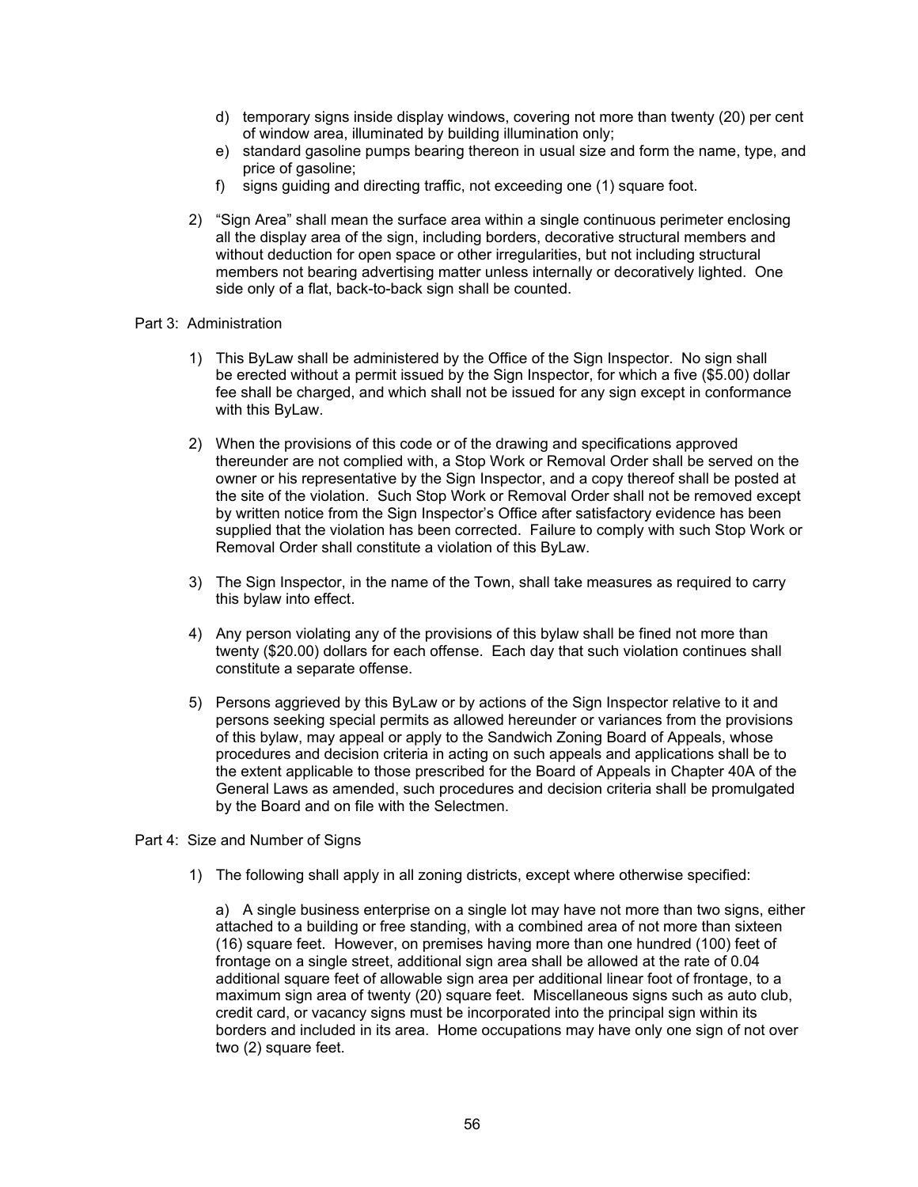d) temporary signs inside display windows, covering not more than twenty (20) per cent of window area, illuminated by building illumination only;

e) standard gasoline pumps bearing thereon in usual size and form the name, type, and price of gasoline;

f) signs guiding and directing traffic, not exceeding one (1) square foot.

2) "Sign Area" shall mean the surface area within a single continuous perimeter enclosing all the display area of the sign, including borders, decorative structural members and without deduction for open space or other irregularities, but not including structural members not bearing advertising matter unless internally or decoratively lighted. One side only of a flat, back-to-back sign shall be counted.

Part 3: Administration

1) This ByLaw shall be administered by the Office of the Sign Inspector. No sign shall be erected without a permit issued by the Sign Inspector, for which a five ($5.00) dollar fee shall be charged, and which shall not be issued for any sign except in conformance with this ByLaw.

2) When the provisions of this code or of the drawing and specifications approved thereunder are not complied with, a Stop Work or Removal Order shall be served on the owner or his representative by the Sign Inspector, and a copy thereof shall be posted at the site of the violation. Such Stop Work or Removal Order shall not be removed except by written notice from the Sign Inspector's Office after satisfactory evidence has been supplied that the violation has been corrected. Failure to comply with such Stop Work or Removal Order shall constitute a violation of this ByLaw.

3) The Sign Inspector, in the name of the Town, shall take measures as required to carry this bylaw into effect.

4) Any person violating any of the provisions of this bylaw shall be fined not more than twenty ($20.00) dollars for each offense. Each day that such violation continues shall constitute a separate offense.

5) Persons aggrieved by this ByLaw or by actions of the Sign Inspector relative to it and persons seeking special permits as allowed hereunder or variances from the provisions of this bylaw, may appeal or apply to the Sandwich Zoning Board of Appeals, whose procedures and decision criteria in acting on such appeals and applications shall be to the extent applicable to those prescribed for the Board of Appeals in Chapter 40A of the General Laws as amended, such procedures and decision criteria shall be promulgated by the Board and on file with the Selectmen.

Part 4: Size and Number of Signs

1) The following shall apply in all zoning districts, except where otherwise specified:

a) A single business enterprise on a single lot may have not more than two signs, either attached to a building or free standing, with a combined area of not more than sixteen (16) square feet. However, on premises having more than one hundred (100) feet of frontage on a single street, additional sign area shall be allowed at the rate of 0.04 additional square feet of allowable sign area per additional linear foot of frontage, to a maximum sign area of twenty (20) square feet. Miscellaneous signs such as auto club, credit card, or vacancy signs must be incorporated into the principal sign within its borders and included in its area. Home occupations may have only one sign of not over two (2) square feet.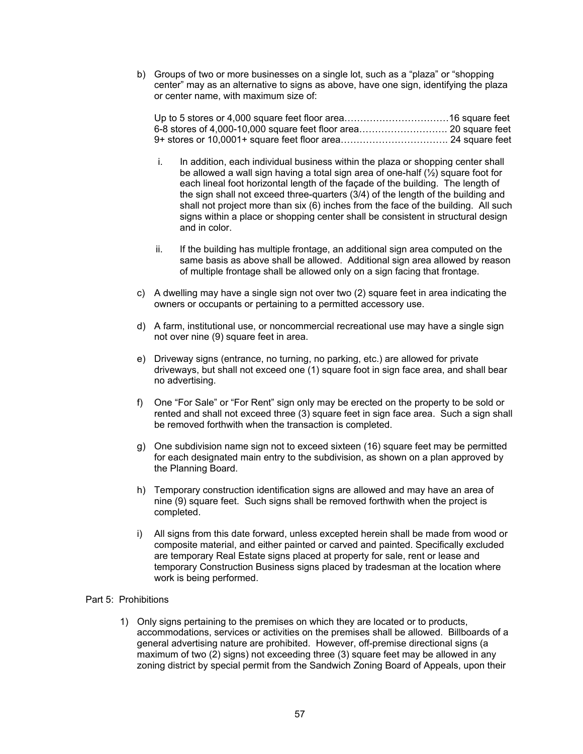b) Groups of two or more businesses on a single lot, such as a "plaza" or "shopping center" may as an alternative to signs as above, have one sign, identifying the plaza or center name, with maximum size of:

   Up to 5 stores or 4,000 square feet floor area……………………………16 square feet
   6-8 stores of 4,000-10,000 square feet floor area………………………. 20 square feet
   9+ stores or 10,0001+ square feet floor area…………………………….. 24 square feet

   i. In addition, each individual business within the plaza or shopping center shall be allowed a wall sign having a total sign area of one-half (½) square foot for each lineal foot horizontal length of the façade of the building. The length of the sign shall not exceed three-quarters (3/4) of the length of the building and shall not project more than six (6) inches from the face of the building. All such signs within a place or shopping center shall be consistent in structural design and in color.

   ii. If the building has multiple frontage, an additional sign area computed on the same basis as above shall be allowed. Additional sign area allowed by reason of multiple frontage shall be allowed only on a sign facing that frontage.

c) A dwelling may have a single sign not over two (2) square feet in area indicating the owners or occupants or pertaining to a permitted accessory use.

d) A farm, institutional use, or noncommercial recreational use may have a single sign not over nine (9) square feet in area.

e) Driveway signs (entrance, no turning, no parking, etc.) are allowed for private driveways, but shall not exceed one (1) square foot in sign face area, and shall bear no advertising.

f) One "For Sale" or "For Rent" sign only may be erected on the property to be sold or rented and shall not exceed three (3) square feet in sign face area. Such a sign shall be removed forthwith when the transaction is completed.

g) One subdivision name sign not to exceed sixteen (16) square feet may be permitted for each designated main entry to the subdivision, as shown on a plan approved by the Planning Board.

h) Temporary construction identification signs are allowed and may have an area of nine (9) square feet. Such signs shall be removed forthwith when the project is completed.

i) All signs from this date forward, unless excepted herein shall be made from wood or composite material, and either painted or carved and painted. Specifically excluded are temporary Real Estate signs placed at property for sale, rent or lease and temporary Construction Business signs placed by tradesman at the location where work is being performed.

Part 5: Prohibitions

1) Only signs pertaining to the premises on which they are located or to products, accommodations, services or activities on the premises shall be allowed. Billboards of a general advertising nature are prohibited. However, off-premise directional signs (a maximum of two (2) signs) not exceeding three (3) square feet may be allowed in any zoning district by special permit from the Sandwich Zoning Board of Appeals, upon their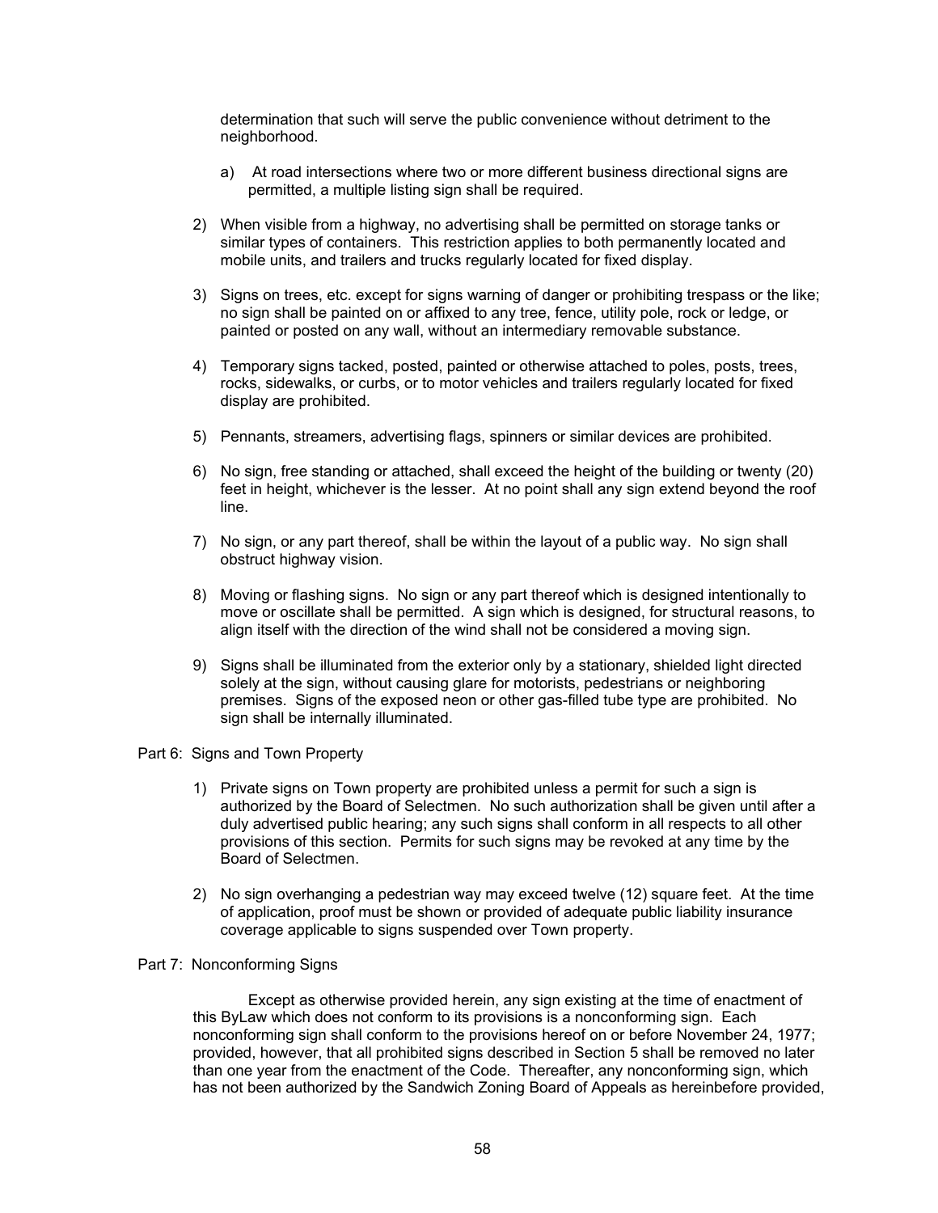determination that such will serve the public convenience without detriment to the neighborhood.

   a) At road intersections where two or more different business directional signs are permitted, a multiple listing sign shall be required.

2) When visible from a highway, no advertising shall be permitted on storage tanks or similar types of containers. This restriction applies to both permanently located and mobile units, and trailers and trucks regularly located for fixed display.

3) Signs on trees, etc. except for signs warning of danger or prohibiting trespass or the like; no sign shall be painted on or affixed to any tree, fence, utility pole, rock or ledge, or painted or posted on any wall, without an intermediary removable substance.

4) Temporary signs tacked, posted, painted or otherwise attached to poles, posts, trees, rocks, sidewalks, or curbs, or to motor vehicles and trailers regularly located for fixed display are prohibited.

5) Pennants, streamers, advertising flags, spinners or similar devices are prohibited.

6) No sign, free standing or attached, shall exceed the height of the building or twenty (20) feet in height, whichever is the lesser. At no point shall any sign extend beyond the roof line.

7) No sign, or any part thereof, shall be within the layout of a public way. No sign shall obstruct highway vision.

8) Moving or flashing signs. No sign or any part thereof which is designed intentionally to move or oscillate shall be permitted. A sign which is designed, for structural reasons, to align itself with the direction of the wind shall not be considered a moving sign.

9) Signs shall be illuminated from the exterior only by a stationary, shielded light directed solely at the sign, without causing glare for motorists, pedestrians or neighboring premises. Signs of the exposed neon or other gas-filled tube type are prohibited. No sign shall be internally illuminated.

Part 6: Signs and Town Property

1) Private signs on Town property are prohibited unless a permit for such a sign is authorized by the Board of Selectmen. No such authorization shall be given until after a duly advertised public hearing; any such signs shall conform in all respects to all other provisions of this section. Permits for such signs may be revoked at any time by the Board of Selectmen.

2) No sign overhanging a pedestrian way may exceed twelve (12) square feet. At the time of application, proof must be shown or provided of adequate public liability insurance coverage applicable to signs suspended over Town property.

Part 7: Nonconforming Signs

Except as otherwise provided herein, any sign existing at the time of enactment of this ByLaw which does not conform to its provisions is a nonconforming sign. Each nonconforming sign shall conform to the provisions hereof on or before November 24, 1977; provided, however, that all prohibited signs described in Section 5 shall be removed no later than one year from the enactment of the Code. Thereafter, any nonconforming sign, which has not been authorized by the Sandwich Zoning Board of Appeals as hereinbefore provided,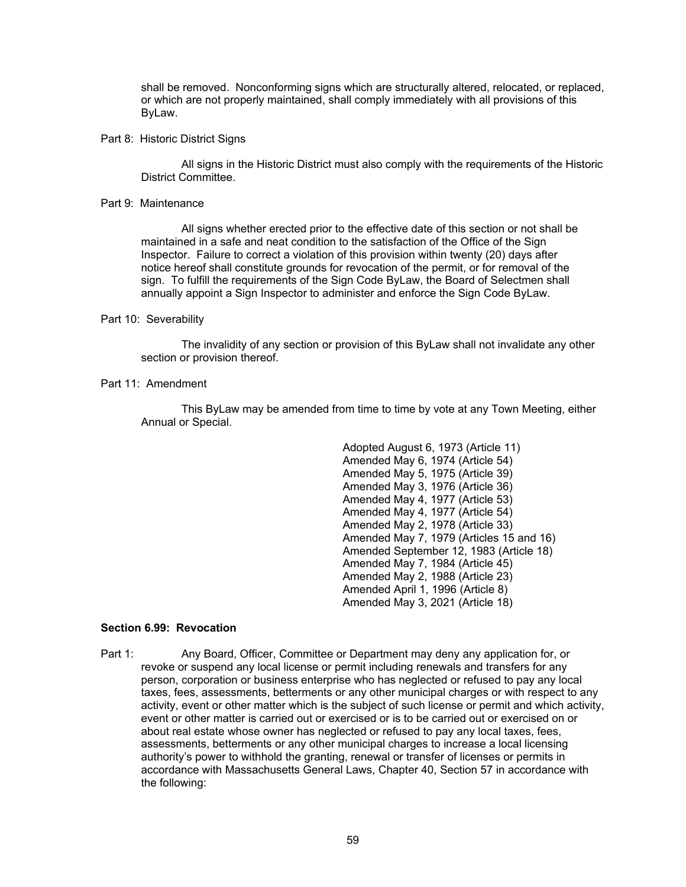shall be removed. Nonconforming signs which are structurally altered, relocated, or replaced, or which are not properly maintained, shall comply immediately with all provisions of this ByLaw.

Part 8: Historic District Signs

All signs in the Historic District must also comply with the requirements of the Historic District Committee.

Part 9: Maintenance

All signs whether erected prior to the effective date of this section or not shall be maintained in a safe and neat condition to the satisfaction of the Office of the Sign Inspector. Failure to correct a violation of this provision within twenty (20) days after notice hereof shall constitute grounds for revocation of the permit, or for removal of the sign. To fulfill the requirements of the Sign Code ByLaw, the Board of Selectmen shall annually appoint a Sign Inspector to administer and enforce the Sign Code ByLaw.

Part 10: Severability

The invalidity of any section or provision of this ByLaw shall not invalidate any other section or provision thereof.

Part 11: Amendment

This ByLaw may be amended from time to time by vote at any Town Meeting, either Annual or Special.

Adopted August 6, 1973 (Article 11)
Amended May 6, 1974 (Article 54)
Amended May 5, 1975 (Article 39)
Amended May 3, 1976 (Article 36)
Amended May 4, 1977 (Article 53)
Amended May 4, 1977 (Article 54)
Amended May 2, 1978 (Article 33)
Amended May 7, 1979 (Articles 15 and 16)
Amended September 12, 1983 (Article 18)
Amended May 7, 1984 (Article 45)
Amended May 2, 1988 (Article 23)
Amended April 1, 1996 (Article 8)
Amended May 3, 2021 (Article 18)

**Section 6.99: Revocation**

Part 1: Any Board, Officer, Committee or Department may deny any application for, or revoke or suspend any local license or permit including renewals and transfers for any person, corporation or business enterprise who has neglected or refused to pay any local taxes, fees, assessments, betterments or any other municipal charges or with respect to any activity, event or other matter which is the subject of such license or permit and which activity, event or other matter is carried out or exercised or is to be carried out or exercised on or about real estate whose owner has neglected or refused to pay any local taxes, fees, assessments, betterments or any other municipal charges to increase a local licensing authority's power to withhold the granting, renewal or transfer of licenses or permits in accordance with Massachusetts General Laws, Chapter 40, Section 57 in accordance with the following: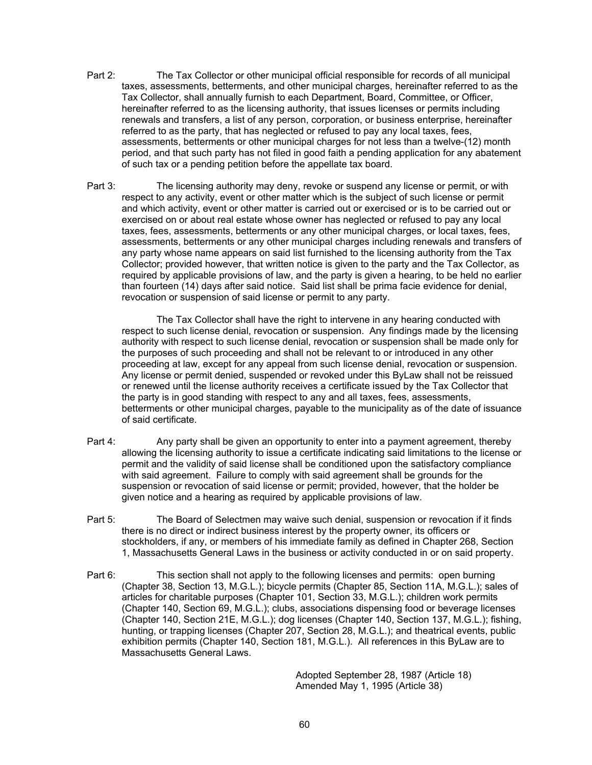Part 2: The Tax Collector or other municipal official responsible for records of all municipal taxes, assessments, betterments, and other municipal charges, hereinafter referred to as the Tax Collector, shall annually furnish to each Department, Board, Committee, or Officer, hereinafter referred to as the licensing authority, that issues licenses or permits including renewals and transfers, a list of any person, corporation, or business enterprise, hereinafter referred to as the party, that has neglected or refused to pay any local taxes, fees, assessments, betterments or other municipal charges for not less than a twelve-(12) month period, and that such party has not filed in good faith a pending application for any abatement of such tax or a pending petition before the appellate tax board.

Part 3: The licensing authority may deny, revoke or suspend any license or permit, or with respect to any activity, event or other matter which is the subject of such license or permit and which activity, event or other matter is carried out or exercised or is to be carried out or exercised on or about real estate whose owner has neglected or refused to pay any local taxes, fees, assessments, betterments or any other municipal charges, or local taxes, fees, assessments, betterments or any other municipal charges including renewals and transfers of any party whose name appears on said list furnished to the licensing authority from the Tax Collector; provided however, that written notice is given to the party and the Tax Collector, as required by applicable provisions of law, and the party is given a hearing, to be held no earlier than fourteen (14) days after said notice. Said list shall be prima facie evidence for denial, revocation or suspension of said license or permit to any party.

The Tax Collector shall have the right to intervene in any hearing conducted with respect to such license denial, revocation or suspension. Any findings made by the licensing authority with respect to such license denial, revocation or suspension shall be made only for the purposes of such proceeding and shall not be relevant to or introduced in any other proceeding at law, except for any appeal from such license denial, revocation or suspension. Any license or permit denied, suspended or revoked under this ByLaw shall not be reissued or renewed until the license authority receives a certificate issued by the Tax Collector that the party is in good standing with respect to any and all taxes, fees, assessments, betterments or other municipal charges, payable to the municipality as of the date of issuance of said certificate.

Part 4: Any party shall be given an opportunity to enter into a payment agreement, thereby allowing the licensing authority to issue a certificate indicating said limitations to the license or permit and the validity of said license shall be conditioned upon the satisfactory compliance with said agreement. Failure to comply with said agreement shall be grounds for the suspension or revocation of said license or permit; provided, however, that the holder be given notice and a hearing as required by applicable provisions of law.

Part 5: The Board of Selectmen may waive such denial, suspension or revocation if it finds there is no direct or indirect business interest by the property owner, its officers or stockholders, if any, or members of his immediate family as defined in Chapter 268, Section 1, Massachusetts General Laws in the business or activity conducted in or on said property.

Part 6: This section shall not apply to the following licenses and permits: open burning (Chapter 38, Section 13, M.G.L.); bicycle permits (Chapter 85, Section 11A, M.G.L.); sales of articles for charitable purposes (Chapter 101, Section 33, M.G.L.); children work permits (Chapter 140, Section 69, M.G.L.); clubs, associations dispensing food or beverage licenses (Chapter 140, Section 21E, M.G.L.); dog licenses (Chapter 140, Section 137, M.G.L.); fishing, hunting, or trapping licenses (Chapter 207, Section 28, M.G.L.); and theatrical events, public exhibition permits (Chapter 140, Section 181, M.G.L.). All references in this ByLaw are to Massachusetts General Laws.

Adopted September 28, 1987 (Article 18)
Amended May 1, 1995 (Article 38)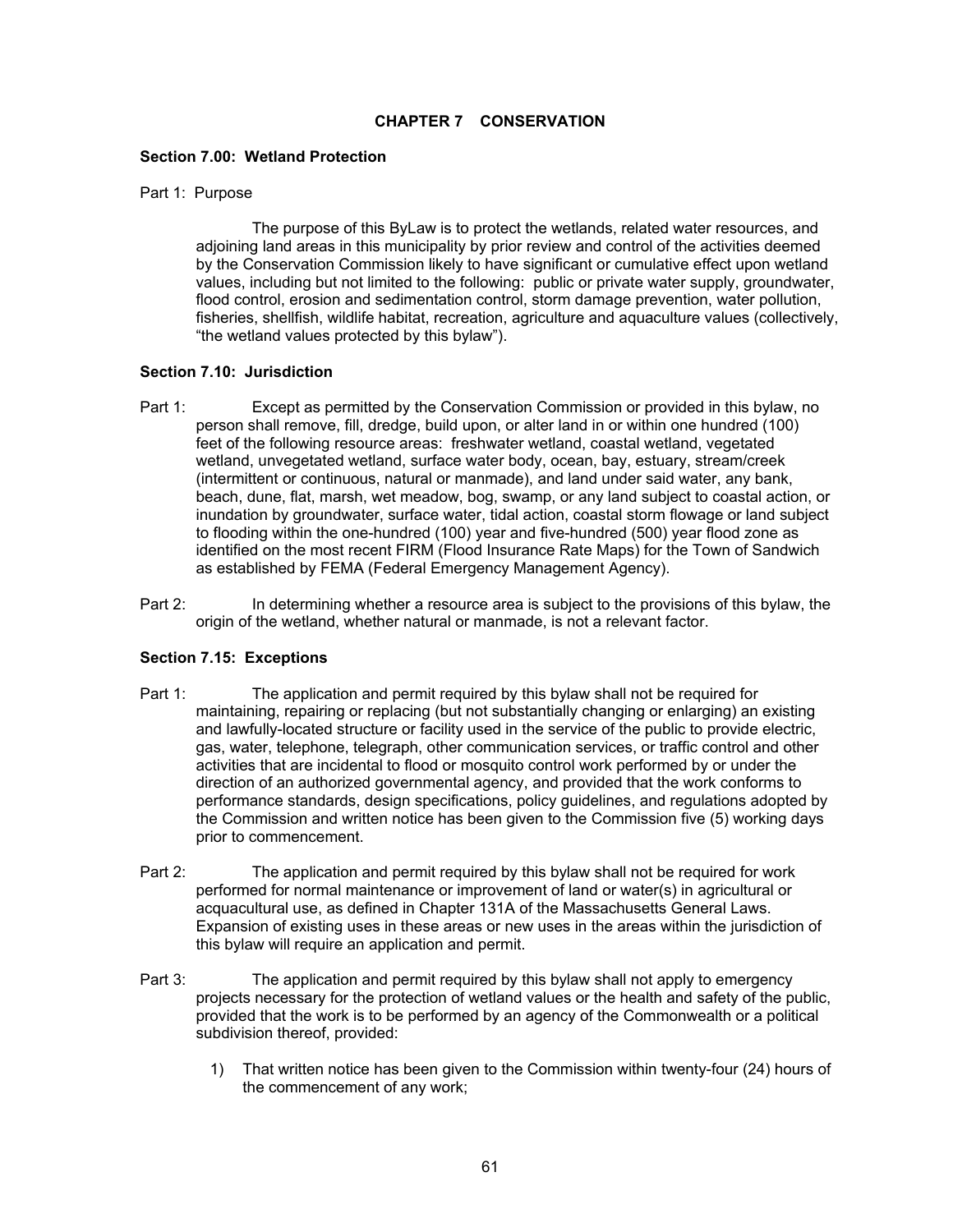# CHAPTER 7 CONSERVATION

## Section 7.00: Wetland Protection

Part 1: Purpose

The purpose of this ByLaw is to protect the wetlands, related water resources, and adjoining land areas in this municipality by prior review and control of the activities deemed by the Conservation Commission likely to have significant or cumulative effect upon wetland values, including but not limited to the following: public or private water supply, groundwater, flood control, erosion and sedimentation control, storm damage prevention, water pollution, fisheries, shellfish, wildlife habitat, recreation, agriculture and aquaculture values (collectively, "the wetland values protected by this bylaw").

## Section 7.10: Jurisdiction

Part 1: Except as permitted by the Conservation Commission or provided in this bylaw, no person shall remove, fill, dredge, build upon, or alter land in or within one hundred (100) feet of the following resource areas: freshwater wetland, coastal wetland, vegetated wetland, unvegetated wetland, surface water body, ocean, bay, estuary, stream/creek (intermittent or continuous, natural or manmade), and land under said water, any bank, beach, dune, flat, marsh, wet meadow, bog, swamp, or any land subject to coastal action, or inundation by groundwater, surface water, tidal action, coastal storm flowage or land subject to flooding within the one-hundred (100) year and five-hundred (500) year flood zone as identified on the most recent FIRM (Flood Insurance Rate Maps) for the Town of Sandwich as established by FEMA (Federal Emergency Management Agency).

Part 2: In determining whether a resource area is subject to the provisions of this bylaw, the origin of the wetland, whether natural or manmade, is not a relevant factor.

## Section 7.15: Exceptions

Part 1: The application and permit required by this bylaw shall not be required for maintaining, repairing or replacing (but not substantially changing or enlarging) an existing and lawfully-located structure or facility used in the service of the public to provide electric, gas, water, telephone, telegraph, other communication services, or traffic control and other activities that are incidental to flood or mosquito control work performed by or under the direction of an authorized governmental agency, and provided that the work conforms to performance standards, design specifications, policy guidelines, and regulations adopted by the Commission and written notice has been given to the Commission five (5) working days prior to commencement.

Part 2: The application and permit required by this bylaw shall not be required for work performed for normal maintenance or improvement of land or water(s) in agricultural or acquacultural use, as defined in Chapter 131A of the Massachusetts General Laws. Expansion of existing uses in these areas or new uses in the areas within the jurisdiction of this bylaw will require an application and permit.

Part 3: The application and permit required by this bylaw shall not apply to emergency projects necessary for the protection of wetland values or the health and safety of the public, provided that the work is to be performed by an agency of the Commonwealth or a political subdivision thereof, provided:

1) That written notice has been given to the Commission within twenty-four (24) hours of the commencement of any work;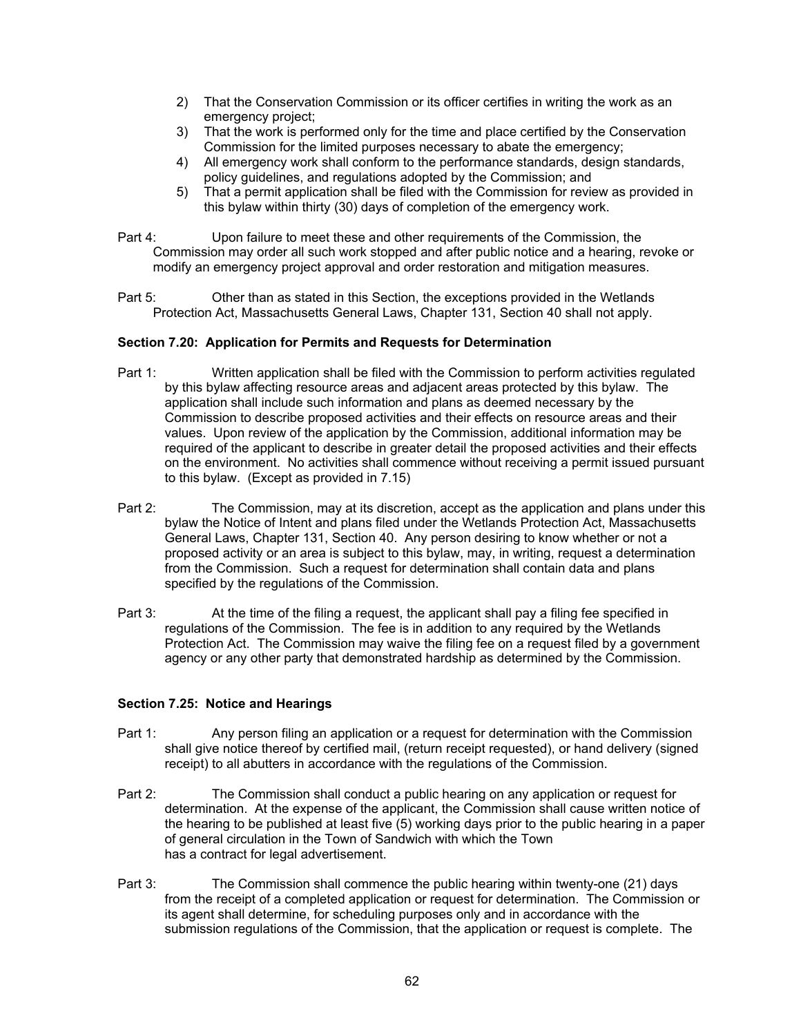2) That the Conservation Commission or its officer certifies in writing the work as an emergency project;
3) That the work is performed only for the time and place certified by the Conservation Commission for the limited purposes necessary to abate the emergency;
4) All emergency work shall conform to the performance standards, design standards, policy guidelines, and regulations adopted by the Commission; and
5) That a permit application shall be filed with the Commission for review as provided in this bylaw within thirty (30) days of completion of the emergency work.

Part 4: Upon failure to meet these and other requirements of the Commission, the Commission may order all such work stopped and after public notice and a hearing, revoke or modify an emergency project approval and order restoration and mitigation measures.

Part 5: Other than as stated in this Section, the exceptions provided in the Wetlands Protection Act, Massachusetts General Laws, Chapter 131, Section 40 shall not apply.

**Section 7.20: Application for Permits and Requests for Determination**

Part 1: Written application shall be filed with the Commission to perform activities regulated by this bylaw affecting resource areas and adjacent areas protected by this bylaw. The application shall include such information and plans as deemed necessary by the Commission to describe proposed activities and their effects on resource areas and their values. Upon review of the application by the Commission, additional information may be required of the applicant to describe in greater detail the proposed activities and their effects on the environment. No activities shall commence without receiving a permit issued pursuant to this bylaw. (Except as provided in 7.15)

Part 2: The Commission, may at its discretion, accept as the application and plans under this bylaw the Notice of Intent and plans filed under the Wetlands Protection Act, Massachusetts General Laws, Chapter 131, Section 40. Any person desiring to know whether or not a proposed activity or an area is subject to this bylaw, may, in writing, request a determination from the Commission. Such a request for determination shall contain data and plans specified by the regulations of the Commission.

Part 3: At the time of the filing a request, the applicant shall pay a filing fee specified in regulations of the Commission. The fee is in addition to any required by the Wetlands Protection Act. The Commission may waive the filing fee on a request filed by a government agency or any other party that demonstrated hardship as determined by the Commission.

**Section 7.25: Notice and Hearings**

Part 1: Any person filing an application or a request for determination with the Commission shall give notice thereof by certified mail, (return receipt requested), or hand delivery (signed receipt) to all abutters in accordance with the regulations of the Commission.

Part 2: The Commission shall conduct a public hearing on any application or request for determination. At the expense of the applicant, the Commission shall cause written notice of the hearing to be published at least five (5) working days prior to the public hearing in a paper of general circulation in the Town of Sandwich with which the Town has a contract for legal advertisement.

Part 3: The Commission shall commence the public hearing within twenty-one (21) days from the receipt of a completed application or request for determination. The Commission or its agent shall determine, for scheduling purposes only and in accordance with the submission regulations of the Commission, that the application or request is complete. The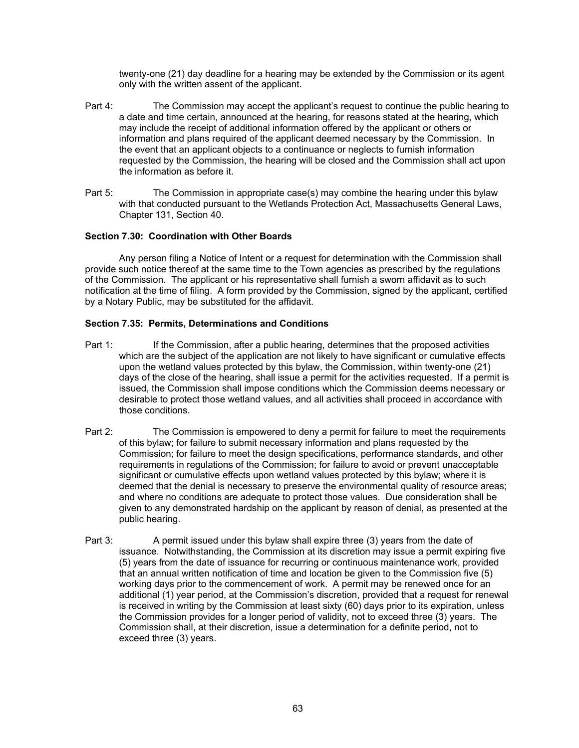twenty-one (21) day deadline for a hearing may be extended by the Commission or its agent only with the written assent of the applicant.

Part 4: The Commission may accept the applicant's request to continue the public hearing to a date and time certain, announced at the hearing, for reasons stated at the hearing, which may include the receipt of additional information offered by the applicant or others or information and plans required of the applicant deemed necessary by the Commission. In the event that an applicant objects to a continuance or neglects to furnish information requested by the Commission, the hearing will be closed and the Commission shall act upon the information as before it.

Part 5: The Commission in appropriate case(s) may combine the hearing under this bylaw with that conducted pursuant to the Wetlands Protection Act, Massachusetts General Laws, Chapter 131, Section 40.

**Section 7.30: Coordination with Other Boards**

Any person filing a Notice of Intent or a request for determination with the Commission shall provide such notice thereof at the same time to the Town agencies as prescribed by the regulations of the Commission. The applicant or his representative shall furnish a sworn affidavit as to such notification at the time of filing. A form provided by the Commission, signed by the applicant, certified by a Notary Public, may be substituted for the affidavit.

**Section 7.35: Permits, Determinations and Conditions**

Part 1: If the Commission, after a public hearing, determines that the proposed activities which are the subject of the application are not likely to have significant or cumulative effects upon the wetland values protected by this bylaw, the Commission, within twenty-one (21) days of the close of the hearing, shall issue a permit for the activities requested. If a permit is issued, the Commission shall impose conditions which the Commission deems necessary or desirable to protect those wetland values, and all activities shall proceed in accordance with those conditions.

Part 2: The Commission is empowered to deny a permit for failure to meet the requirements of this bylaw; for failure to submit necessary information and plans requested by the Commission; for failure to meet the design specifications, performance standards, and other requirements in regulations of the Commission; for failure to avoid or prevent unacceptable significant or cumulative effects upon wetland values protected by this bylaw; where it is deemed that the denial is necessary to preserve the environmental quality of resource areas; and where no conditions are adequate to protect those values. Due consideration shall be given to any demonstrated hardship on the applicant by reason of denial, as presented at the public hearing.

Part 3: A permit issued under this bylaw shall expire three (3) years from the date of issuance. Notwithstanding, the Commission at its discretion may issue a permit expiring five (5) years from the date of issuance for recurring or continuous maintenance work, provided that an annual written notification of time and location be given to the Commission five (5) working days prior to the commencement of work. A permit may be renewed once for an additional (1) year period, at the Commission's discretion, provided that a request for renewal is received in writing by the Commission at least sixty (60) days prior to its expiration, unless the Commission provides for a longer period of validity, not to exceed three (3) years. The Commission shall, at their discretion, issue a determination for a definite period, not to exceed three (3) years.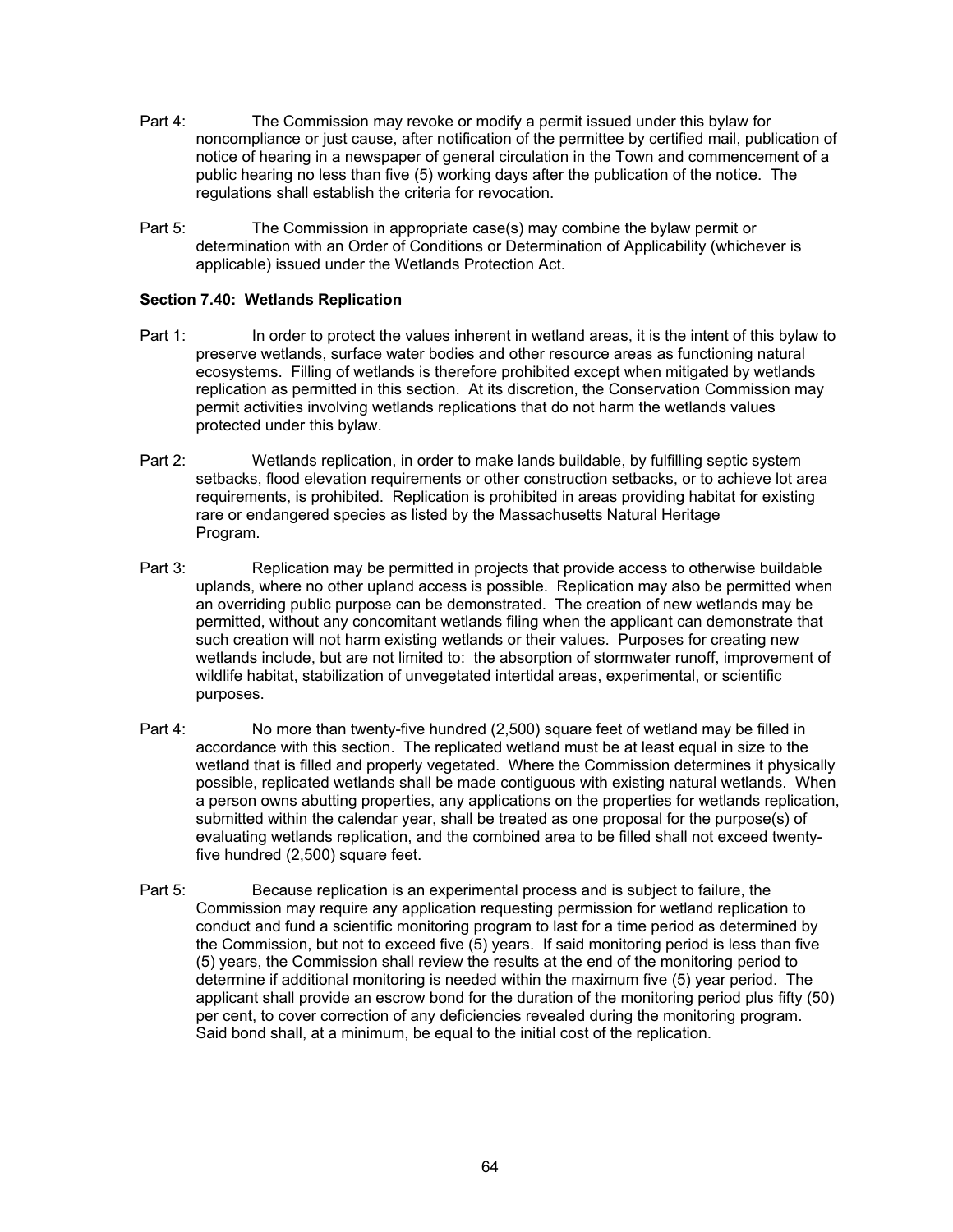Part 4: The Commission may revoke or modify a permit issued under this bylaw for noncompliance or just cause, after notification of the permittee by certified mail, publication of notice of hearing in a newspaper of general circulation in the Town and commencement of a public hearing no less than five (5) working days after the publication of the notice. The regulations shall establish the criteria for revocation.

Part 5: The Commission in appropriate case(s) may combine the bylaw permit or determination with an Order of Conditions or Determination of Applicability (whichever is applicable) issued under the Wetlands Protection Act.

**Section 7.40: Wetlands Replication**

Part 1: In order to protect the values inherent in wetland areas, it is the intent of this bylaw to preserve wetlands, surface water bodies and other resource areas as functioning natural ecosystems. Filling of wetlands is therefore prohibited except when mitigated by wetlands replication as permitted in this section. At its discretion, the Conservation Commission may permit activities involving wetlands replications that do not harm the wetlands values protected under this bylaw.

Part 2: Wetlands replication, in order to make lands buildable, by fulfilling septic system setbacks, flood elevation requirements or other construction setbacks, or to achieve lot area requirements, is prohibited. Replication is prohibited in areas providing habitat for existing rare or endangered species as listed by the Massachusetts Natural Heritage Program.

Part 3: Replication may be permitted in projects that provide access to otherwise buildable uplands, where no other upland access is possible. Replication may also be permitted when an overriding public purpose can be demonstrated. The creation of new wetlands may be permitted, without any concomitant wetlands filing when the applicant can demonstrate that such creation will not harm existing wetlands or their values. Purposes for creating new wetlands include, but are not limited to: the absorption of stormwater runoff, improvement of wildlife habitat, stabilization of unvegetated intertidal areas, experimental, or scientific purposes.

Part 4: No more than twenty-five hundred (2,500) square feet of wetland may be filled in accordance with this section. The replicated wetland must be at least equal in size to the wetland that is filled and properly vegetated. Where the Commission determines it physically possible, replicated wetlands shall be made contiguous with existing natural wetlands. When a person owns abutting properties, any applications on the properties for wetlands replication, submitted within the calendar year, shall be treated as one proposal for the purpose(s) of evaluating wetlands replication, and the combined area to be filled shall not exceed twenty-five hundred (2,500) square feet.

Part 5: Because replication is an experimental process and is subject to failure, the Commission may require any application requesting permission for wetland replication to conduct and fund a scientific monitoring program to last for a time period as determined by the Commission, but not to exceed five (5) years. If said monitoring period is less than five (5) years, the Commission shall review the results at the end of the monitoring period to determine if additional monitoring is needed within the maximum five (5) year period. The applicant shall provide an escrow bond for the duration of the monitoring period plus fifty (50) per cent, to cover correction of any deficiencies revealed during the monitoring program. Said bond shall, at a minimum, be equal to the initial cost of the replication.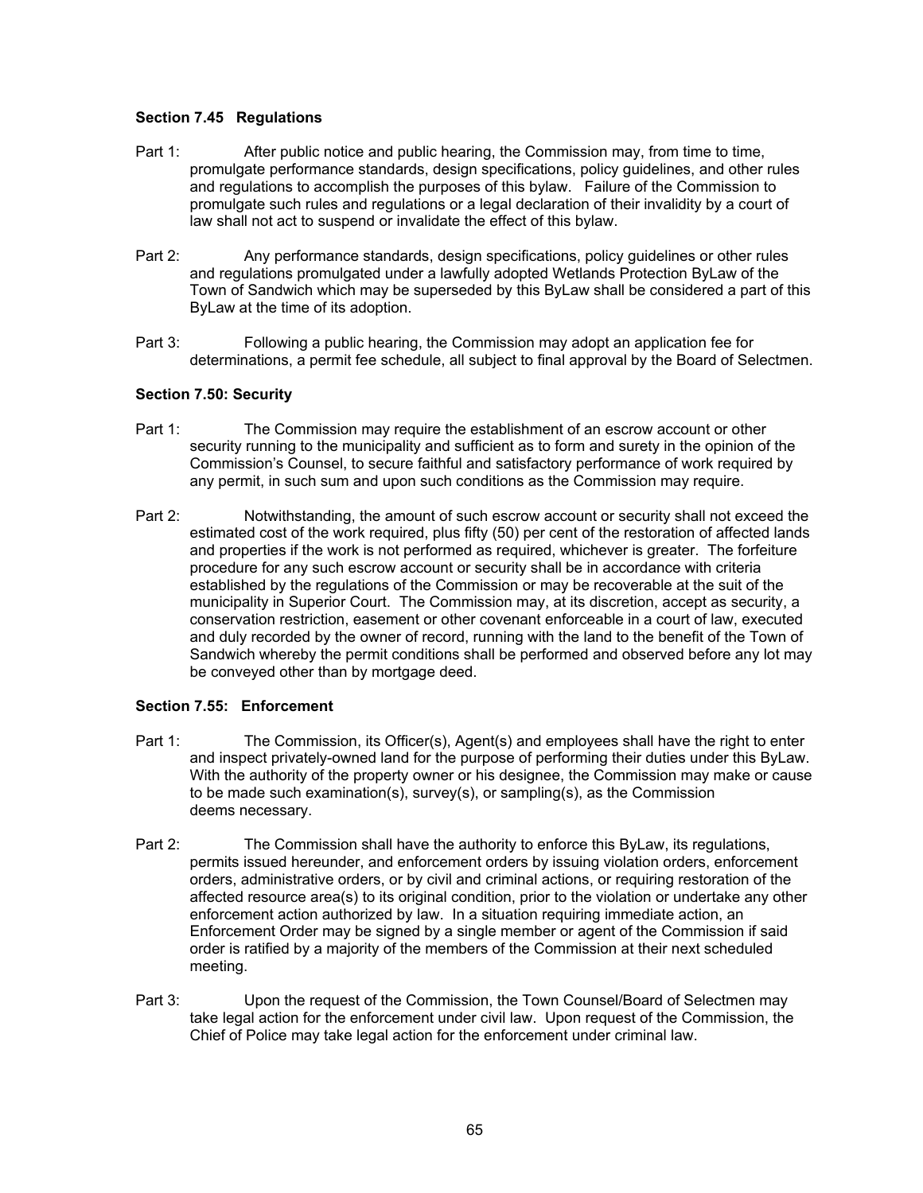**Section 7.45 Regulations**

Part 1: After public notice and public hearing, the Commission may, from time to time, promulgate performance standards, design specifications, policy guidelines, and other rules and regulations to accomplish the purposes of this bylaw. Failure of the Commission to promulgate such rules and regulations or a legal declaration of their invalidity by a court of law shall not act to suspend or invalidate the effect of this bylaw.

Part 2: Any performance standards, design specifications, policy guidelines or other rules and regulations promulgated under a lawfully adopted Wetlands Protection ByLaw of the Town of Sandwich which may be superseded by this ByLaw shall be considered a part of this ByLaw at the time of its adoption.

Part 3: Following a public hearing, the Commission may adopt an application fee for determinations, a permit fee schedule, all subject to final approval by the Board of Selectmen.

**Section 7.50: Security**

Part 1: The Commission may require the establishment of an escrow account or other security running to the municipality and sufficient as to form and surety in the opinion of the Commission's Counsel, to secure faithful and satisfactory performance of work required by any permit, in such sum and upon such conditions as the Commission may require.

Part 2: Notwithstanding, the amount of such escrow account or security shall not exceed the estimated cost of the work required, plus fifty (50) per cent of the restoration of affected lands and properties if the work is not performed as required, whichever is greater. The forfeiture procedure for any such escrow account or security shall be in accordance with criteria established by the regulations of the Commission or may be recoverable at the suit of the municipality in Superior Court. The Commission may, at its discretion, accept as security, a conservation restriction, easement or other covenant enforceable in a court of law, executed and duly recorded by the owner of record, running with the land to the benefit of the Town of Sandwich whereby the permit conditions shall be performed and observed before any lot may be conveyed other than by mortgage deed.

**Section 7.55: Enforcement**

Part 1: The Commission, its Officer(s), Agent(s) and employees shall have the right to enter and inspect privately-owned land for the purpose of performing their duties under this ByLaw. With the authority of the property owner or his designee, the Commission may make or cause to be made such examination(s), survey(s), or sampling(s), as the Commission deems necessary.

Part 2: The Commission shall have the authority to enforce this ByLaw, its regulations, permits issued hereunder, and enforcement orders by issuing violation orders, enforcement orders, administrative orders, or by civil and criminal actions, or requiring restoration of the affected resource area(s) to its original condition, prior to the violation or undertake any other enforcement action authorized by law. In a situation requiring immediate action, an Enforcement Order may be signed by a single member or agent of the Commission if said order is ratified by a majority of the members of the Commission at their next scheduled meeting.

Part 3: Upon the request of the Commission, the Town Counsel/Board of Selectmen may take legal action for the enforcement under civil law. Upon request of the Commission, the Chief of Police may take legal action for the enforcement under criminal law.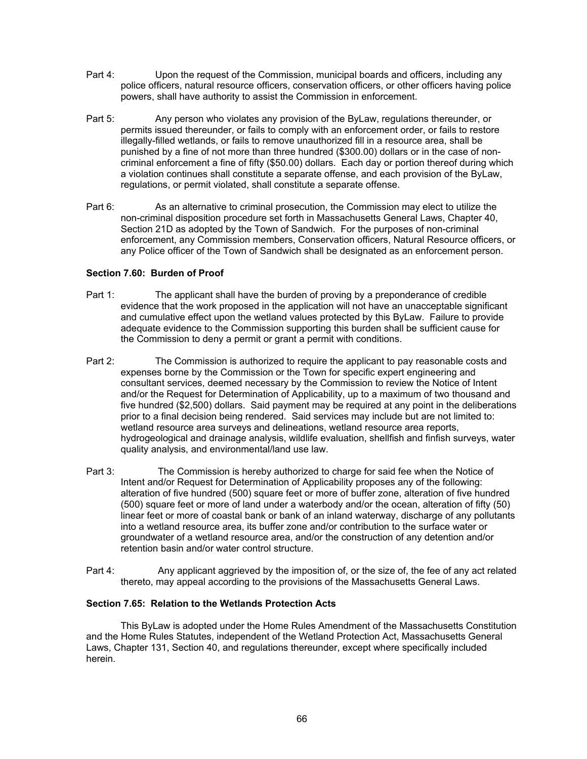Part 4: Upon the request of the Commission, municipal boards and officers, including any police officers, natural resource officers, conservation officers, or other officers having police powers, shall have authority to assist the Commission in enforcement.

Part 5: Any person who violates any provision of the ByLaw, regulations thereunder, or permits issued thereunder, or fails to comply with an enforcement order, or fails to restore illegally-filled wetlands, or fails to remove unauthorized fill in a resource area, shall be punished by a fine of not more than three hundred ($300.00) dollars or in the case of non-criminal enforcement a fine of fifty ($50.00) dollars. Each day or portion thereof during which a violation continues shall constitute a separate offense, and each provision of the ByLaw, regulations, or permit violated, shall constitute a separate offense.

Part 6: As an alternative to criminal prosecution, the Commission may elect to utilize the non-criminal disposition procedure set forth in Massachusetts General Laws, Chapter 40, Section 21D as adopted by the Town of Sandwich. For the purposes of non-criminal enforcement, any Commission members, Conservation officers, Natural Resource officers, or any Police officer of the Town of Sandwich shall be designated as an enforcement person.

**Section 7.60: Burden of Proof**

Part 1: The applicant shall have the burden of proving by a preponderance of credible evidence that the work proposed in the application will not have an unacceptable significant and cumulative effect upon the wetland values protected by this ByLaw. Failure to provide adequate evidence to the Commission supporting this burden shall be sufficient cause for the Commission to deny a permit or grant a permit with conditions.

Part 2: The Commission is authorized to require the applicant to pay reasonable costs and expenses borne by the Commission or the Town for specific expert engineering and consultant services, deemed necessary by the Commission to review the Notice of Intent and/or the Request for Determination of Applicability, up to a maximum of two thousand and five hundred ($2,500) dollars. Said payment may be required at any point in the deliberations prior to a final decision being rendered. Said services may include but are not limited to: wetland resource area surveys and delineations, wetland resource area reports, hydrogeological and drainage analysis, wildlife evaluation, shellfish and finfish surveys, water quality analysis, and environmental/land use law.

Part 3: The Commission is hereby authorized to charge for said fee when the Notice of Intent and/or Request for Determination of Applicability proposes any of the following: alteration of five hundred (500) square feet or more of buffer zone, alteration of five hundred (500) square feet or more of land under a waterbody and/or the ocean, alteration of fifty (50) linear feet or more of coastal bank or bank of an inland waterway, discharge of any pollutants into a wetland resource area, its buffer zone and/or contribution to the surface water or groundwater of a wetland resource area, and/or the construction of any detention and/or retention basin and/or water control structure.

Part 4: Any applicant aggrieved by the imposition of, or the size of, the fee of any act related thereto, may appeal according to the provisions of the Massachusetts General Laws.

**Section 7.65: Relation to the Wetlands Protection Acts**

This ByLaw is adopted under the Home Rules Amendment of the Massachusetts Constitution and the Home Rules Statutes, independent of the Wetland Protection Act, Massachusetts General Laws, Chapter 131, Section 40, and regulations thereunder, except where specifically included herein.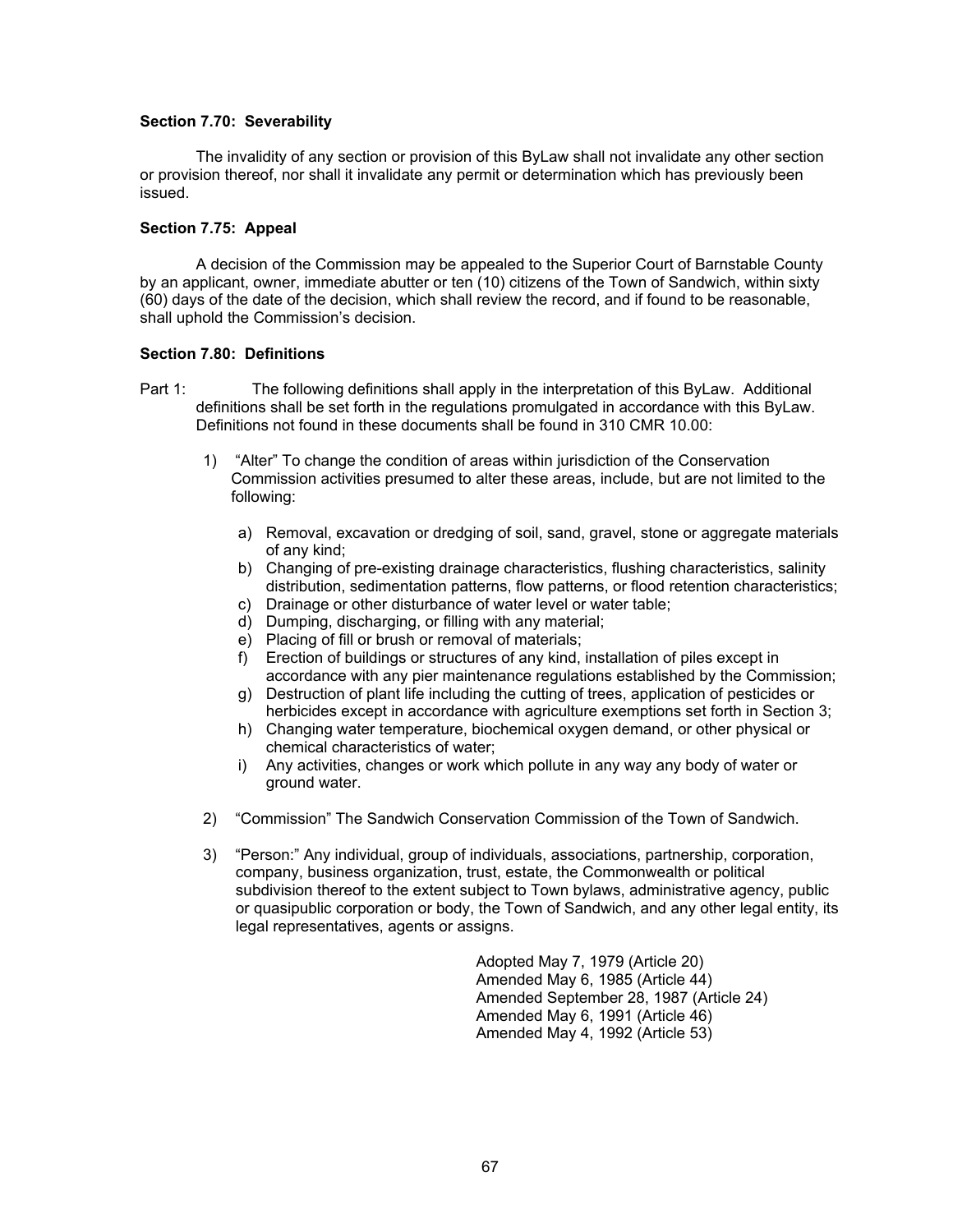**Section 7.70: Severability**

The invalidity of any section or provision of this ByLaw shall not invalidate any other section or provision thereof, nor shall it invalidate any permit or determination which has previously been issued.

**Section 7.75: Appeal**

A decision of the Commission may be appealed to the Superior Court of Barnstable County by an applicant, owner, immediate abutter or ten (10) citizens of the Town of Sandwich, within sixty (60) days of the date of the decision, which shall review the record, and if found to be reasonable, shall uphold the Commission's decision.

**Section 7.80: Definitions**

Part 1: The following definitions shall apply in the interpretation of this ByLaw. Additional definitions shall be set forth in the regulations promulgated in accordance with this ByLaw. Definitions not found in these documents shall be found in 310 CMR 10.00:

1) "Alter" To change the condition of areas within jurisdiction of the Conservation Commission activities presumed to alter these areas, include, but are not limited to the following:

   a) Removal, excavation or dredging of soil, sand, gravel, stone or aggregate materials of any kind;
   b) Changing of pre-existing drainage characteristics, flushing characteristics, salinity distribution, sedimentation patterns, flow patterns, or flood retention characteristics;
   c) Drainage or other disturbance of water level or water table;
   d) Dumping, discharging, or filling with any material;
   e) Placing of fill or brush or removal of materials;
   f) Erection of buildings or structures of any kind, installation of piles except in accordance with any pier maintenance regulations established by the Commission;
   g) Destruction of plant life including the cutting of trees, application of pesticides or herbicides except in accordance with agriculture exemptions set forth in Section 3;
   h) Changing water temperature, biochemical oxygen demand, or other physical or chemical characteristics of water;
   i) Any activities, changes or work which pollute in any way any body of water or ground water.

2) "Commission" The Sandwich Conservation Commission of the Town of Sandwich.

3) "Person:" Any individual, group of individuals, associations, partnership, corporation, company, business organization, trust, estate, the Commonwealth or political subdivision thereof to the extent subject to Town bylaws, administrative agency, public or quasipublic corporation or body, the Town of Sandwich, and any other legal entity, its legal representatives, agents or assigns.

Adopted May 7, 1979 (Article 20)
Amended May 6, 1985 (Article 44)
Amended September 28, 1987 (Article 24)
Amended May 6, 1991 (Article 46)
Amended May 4, 1992 (Article 53)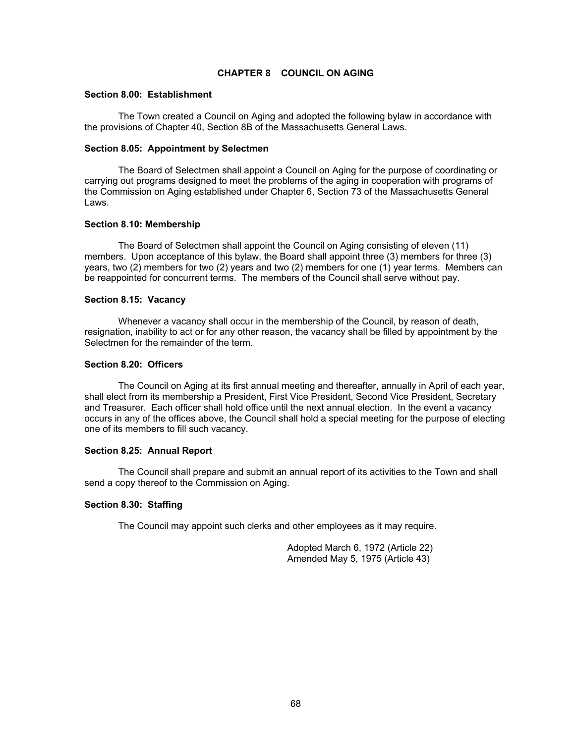# CHAPTER 8 COUNCIL ON AGING

### Section 8.00: Establishment

The Town created a Council on Aging and adopted the following bylaw in accordance with the provisions of Chapter 40, Section 8B of the Massachusetts General Laws.

### Section 8.05: Appointment by Selectmen

The Board of Selectmen shall appoint a Council on Aging for the purpose of coordinating or carrying out programs designed to meet the problems of the aging in cooperation with programs of the Commission on Aging established under Chapter 6, Section 73 of the Massachusetts General Laws.

### Section 8.10: Membership

The Board of Selectmen shall appoint the Council on Aging consisting of eleven (11) members. Upon acceptance of this bylaw, the Board shall appoint three (3) members for three (3) years, two (2) members for two (2) years and two (2) members for one (1) year terms. Members can be reappointed for concurrent terms. The members of the Council shall serve without pay.

### Section 8.15: Vacancy

Whenever a vacancy shall occur in the membership of the Council, by reason of death, resignation, inability to act or for any other reason, the vacancy shall be filled by appointment by the Selectmen for the remainder of the term.

### Section 8.20: Officers

The Council on Aging at its first annual meeting and thereafter, annually in April of each year, shall elect from its membership a President, First Vice President, Second Vice President, Secretary and Treasurer. Each officer shall hold office until the next annual election. In the event a vacancy occurs in any of the offices above, the Council shall hold a special meeting for the purpose of electing one of its members to fill such vacancy.

### Section 8.25: Annual Report

The Council shall prepare and submit an annual report of its activities to the Town and shall send a copy thereof to the Commission on Aging.

### Section 8.30: Staffing

The Council may appoint such clerks and other employees as it may require.

Adopted March 6, 1972 (Article 22)
Amended May 5, 1975 (Article 43)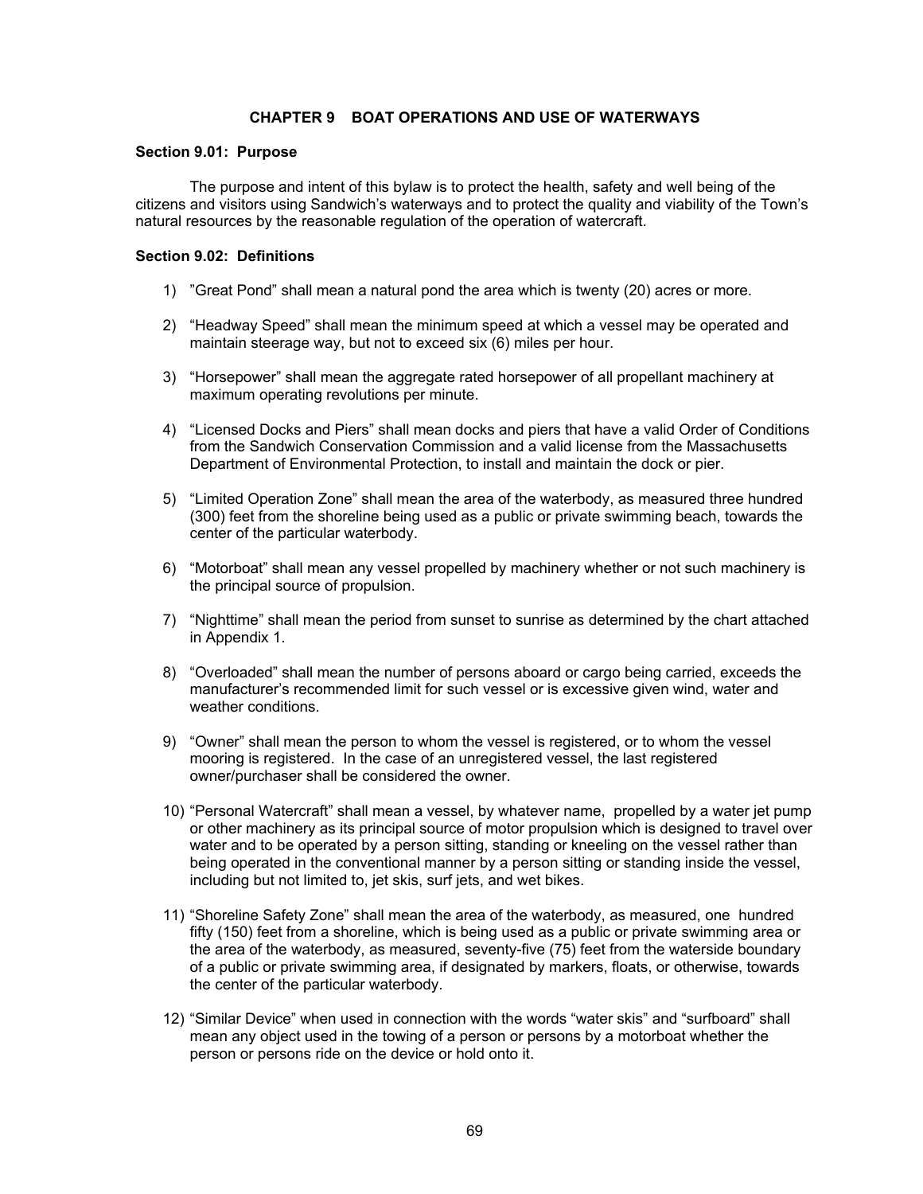# CHAPTER 9 BOAT OPERATIONS AND USE OF WATERWAYS

### Section 9.01: Purpose

The purpose and intent of this bylaw is to protect the health, safety and well being of the citizens and visitors using Sandwich's waterways and to protect the quality and viability of the Town's natural resources by the reasonable regulation of the operation of watercraft.

### Section 9.02: Definitions

1) "Great Pond" shall mean a natural pond the area which is twenty (20) acres or more.

2) "Headway Speed" shall mean the minimum speed at which a vessel may be operated and maintain steerage way, but not to exceed six (6) miles per hour.

3) "Horsepower" shall mean the aggregate rated horsepower of all propellant machinery at maximum operating revolutions per minute.

4) "Licensed Docks and Piers" shall mean docks and piers that have a valid Order of Conditions from the Sandwich Conservation Commission and a valid license from the Massachusetts Department of Environmental Protection, to install and maintain the dock or pier.

5) "Limited Operation Zone" shall mean the area of the waterbody, as measured three hundred (300) feet from the shoreline being used as a public or private swimming beach, towards the center of the particular waterbody.

6) "Motorboat" shall mean any vessel propelled by machinery whether or not such machinery is the principal source of propulsion.

7) "Nighttime" shall mean the period from sunset to sunrise as determined by the chart attached in Appendix 1.

8) "Overloaded" shall mean the number of persons aboard or cargo being carried, exceeds the manufacturer's recommended limit for such vessel or is excessive given wind, water and weather conditions.

9) "Owner" shall mean the person to whom the vessel is registered, or to whom the vessel mooring is registered. In the case of an unregistered vessel, the last registered owner/purchaser shall be considered the owner.

10) "Personal Watercraft" shall mean a vessel, by whatever name, propelled by a water jet pump or other machinery as its principal source of motor propulsion which is designed to travel over water and to be operated by a person sitting, standing or kneeling on the vessel rather than being operated in the conventional manner by a person sitting or standing inside the vessel, including but not limited to, jet skis, surf jets, and wet bikes.

11) "Shoreline Safety Zone" shall mean the area of the waterbody, as measured, one hundred fifty (150) feet from a shoreline, which is being used as a public or private swimming area or the area of the waterbody, as measured, seventy-five (75) feet from the waterside boundary of a public or private swimming area, if designated by markers, floats, or otherwise, towards the center of the particular waterbody.

12) "Similar Device" when used in connection with the words "water skis" and "surfboard" shall mean any object used in the towing of a person or persons by a motorboat whether the person or persons ride on the device or hold onto it.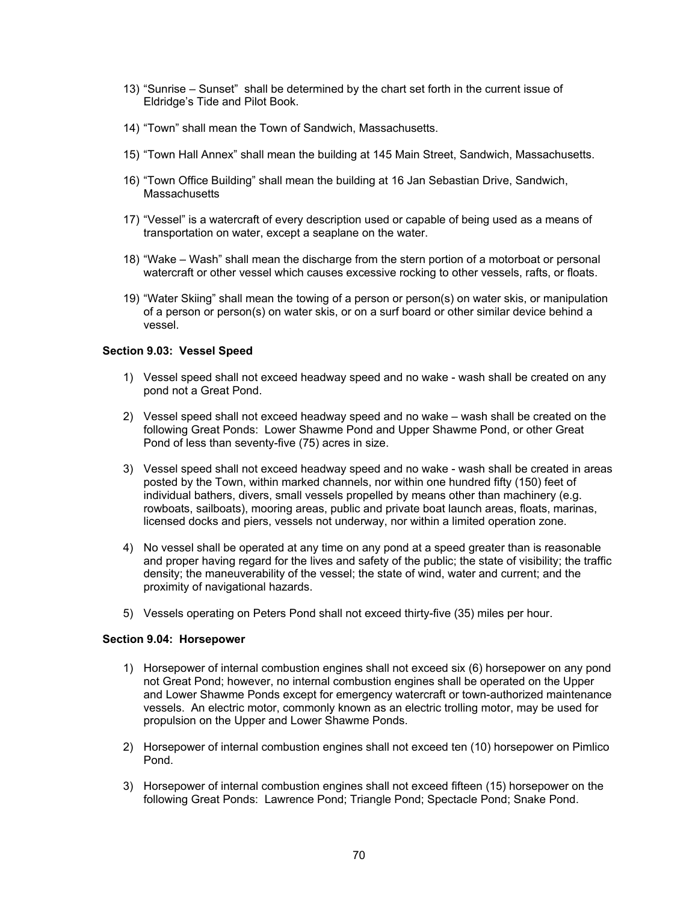13) "Sunrise – Sunset" shall be determined by the chart set forth in the current issue of Eldridge's Tide and Pilot Book.

14) "Town" shall mean the Town of Sandwich, Massachusetts.

15) "Town Hall Annex" shall mean the building at 145 Main Street, Sandwich, Massachusetts.

16) "Town Office Building" shall mean the building at 16 Jan Sebastian Drive, Sandwich, Massachusetts

17) "Vessel" is a watercraft of every description used or capable of being used as a means of transportation on water, except a seaplane on the water.

18) "Wake – Wash" shall mean the discharge from the stern portion of a motorboat or personal watercraft or other vessel which causes excessive rocking to other vessels, rafts, or floats.

19) "Water Skiing" shall mean the towing of a person or person(s) on water skis, or manipulation of a person or person(s) on water skis, or on a surf board or other similar device behind a vessel.

**Section 9.03: Vessel Speed**

1) Vessel speed shall not exceed headway speed and no wake - wash shall be created on any pond not a Great Pond.

2) Vessel speed shall not exceed headway speed and no wake – wash shall be created on the following Great Ponds: Lower Shawme Pond and Upper Shawme Pond, or other Great Pond of less than seventy-five (75) acres in size.

3) Vessel speed shall not exceed headway speed and no wake - wash shall be created in areas posted by the Town, within marked channels, nor within one hundred fifty (150) feet of individual bathers, divers, small vessels propelled by means other than machinery (e.g. rowboats, sailboats), mooring areas, public and private boat launch areas, floats, marinas, licensed docks and piers, vessels not underway, nor within a limited operation zone.

4) No vessel shall be operated at any time on any pond at a speed greater than is reasonable and proper having regard for the lives and safety of the public; the state of visibility; the traffic density; the maneuverability of the vessel; the state of wind, water and current; and the proximity of navigational hazards.

5) Vessels operating on Peters Pond shall not exceed thirty-five (35) miles per hour.

**Section 9.04: Horsepower**

1) Horsepower of internal combustion engines shall not exceed six (6) horsepower on any pond not Great Pond; however, no internal combustion engines shall be operated on the Upper and Lower Shawme Ponds except for emergency watercraft or town-authorized maintenance vessels. An electric motor, commonly known as an electric trolling motor, may be used for propulsion on the Upper and Lower Shawme Ponds.

2) Horsepower of internal combustion engines shall not exceed ten (10) horsepower on Pimlico Pond.

3) Horsepower of internal combustion engines shall not exceed fifteen (15) horsepower on the following Great Ponds: Lawrence Pond; Triangle Pond; Spectacle Pond; Snake Pond.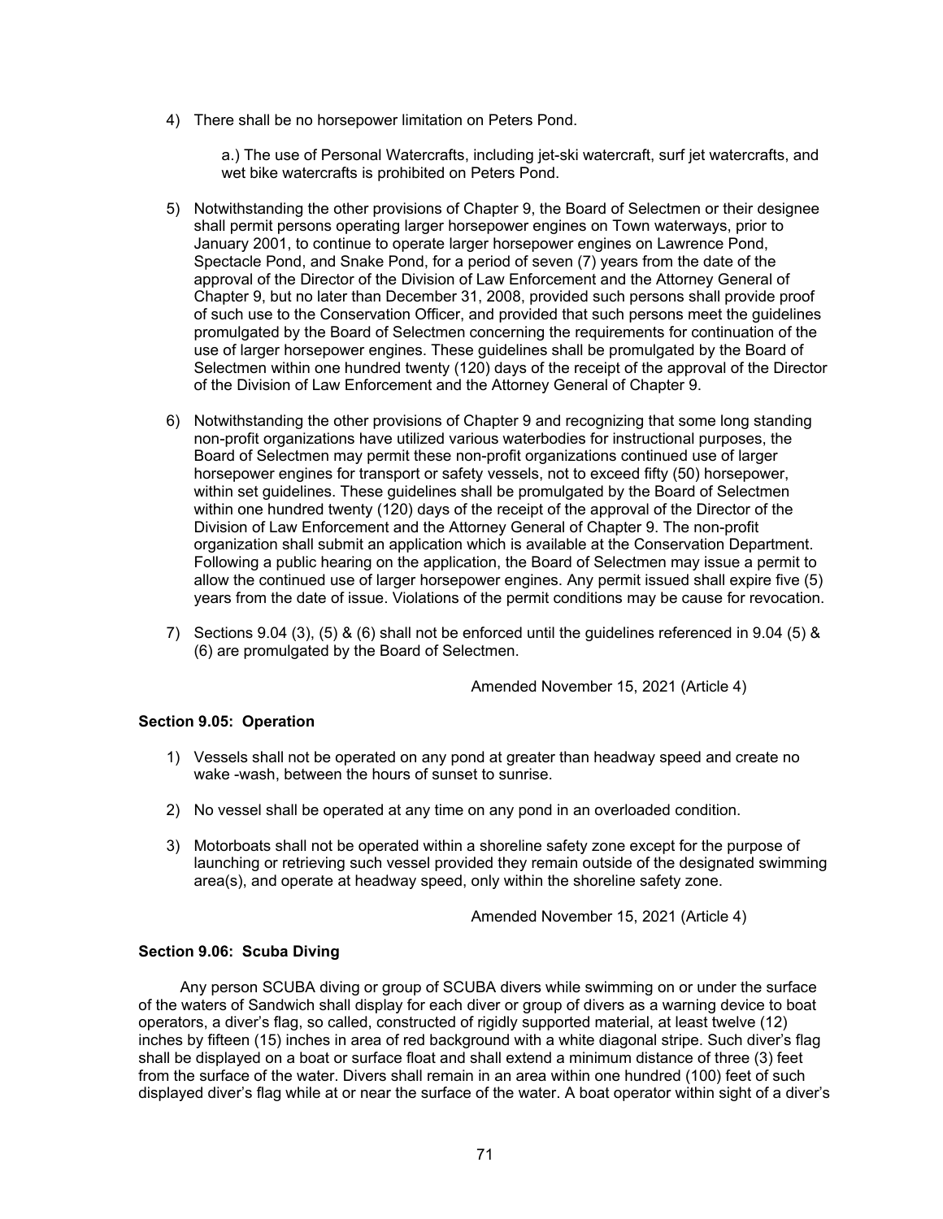4) There shall be no horsepower limitation on Peters Pond.

   a.) The use of Personal Watercrafts, including jet-ski watercraft, surf jet watercrafts, and wet bike watercrafts is prohibited on Peters Pond.

5) Notwithstanding the other provisions of Chapter 9, the Board of Selectmen or their designee shall permit persons operating larger horsepower engines on Town waterways, prior to January 2001, to continue to operate larger horsepower engines on Lawrence Pond, Spectacle Pond, and Snake Pond, for a period of seven (7) years from the date of the approval of the Director of the Division of Law Enforcement and the Attorney General of Chapter 9, but no later than December 31, 2008, provided such persons shall provide proof of such use to the Conservation Officer, and provided that such persons meet the guidelines promulgated by the Board of Selectmen concerning the requirements for continuation of the use of larger horsepower engines. These guidelines shall be promulgated by the Board of Selectmen within one hundred twenty (120) days of the receipt of the approval of the Director of the Division of Law Enforcement and the Attorney General of Chapter 9.

6) Notwithstanding the other provisions of Chapter 9 and recognizing that some long standing non-profit organizations have utilized various waterbodies for instructional purposes, the Board of Selectmen may permit these non-profit organizations continued use of larger horsepower engines for transport or safety vessels, not to exceed fifty (50) horsepower, within set guidelines. These guidelines shall be promulgated by the Board of Selectmen within one hundred twenty (120) days of the receipt of the approval of the Director of the Division of Law Enforcement and the Attorney General of Chapter 9. The non-profit organization shall submit an application which is available at the Conservation Department. Following a public hearing on the application, the Board of Selectmen may issue a permit to allow the continued use of larger horsepower engines. Any permit issued shall expire five (5) years from the date of issue. Violations of the permit conditions may be cause for revocation.

7) Sections 9.04 (3), (5) & (6) shall not be enforced until the guidelines referenced in 9.04 (5) & (6) are promulgated by the Board of Selectmen.

Amended November 15, 2021 (Article 4)

**Section 9.05: Operation**

1) Vessels shall not be operated on any pond at greater than headway speed and create no wake -wash, between the hours of sunset to sunrise.

2) No vessel shall be operated at any time on any pond in an overloaded condition.

3) Motorboats shall not be operated within a shoreline safety zone except for the purpose of launching or retrieving such vessel provided they remain outside of the designated swimming area(s), and operate at headway speed, only within the shoreline safety zone.

Amended November 15, 2021 (Article 4)

**Section 9.06: Scuba Diving**

Any person SCUBA diving or group of SCUBA divers while swimming on or under the surface of the waters of Sandwich shall display for each diver or group of divers as a warning device to boat operators, a diver's flag, so called, constructed of rigidly supported material, at least twelve (12) inches by fifteen (15) inches in area of red background with a white diagonal stripe. Such diver's flag shall be displayed on a boat or surface float and shall extend a minimum distance of three (3) feet from the surface of the water. Divers shall remain in an area within one hundred (100) feet of such displayed diver's flag while at or near the surface of the water. A boat operator within sight of a diver's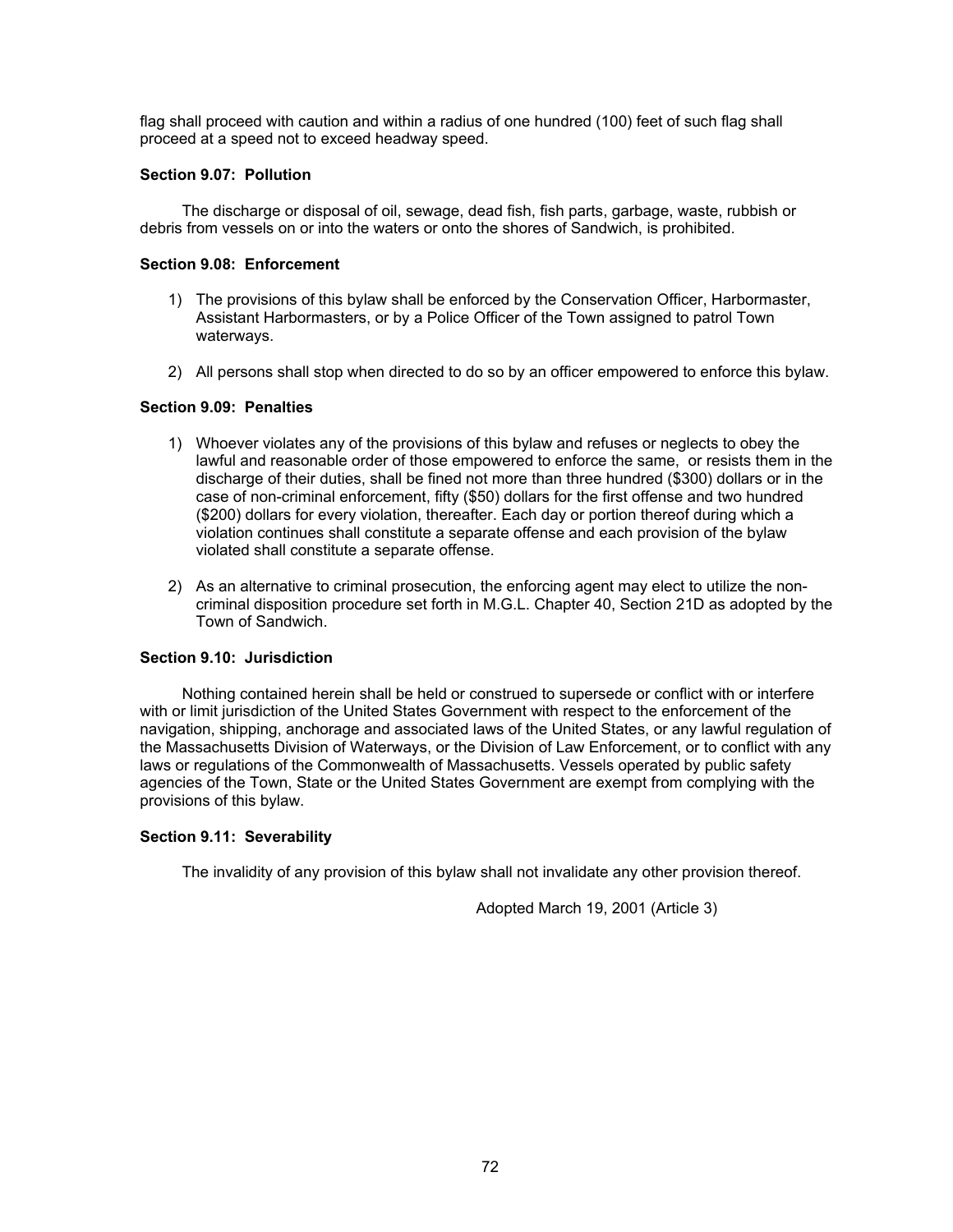flag shall proceed with caution and within a radius of one hundred (100) feet of such flag shall proceed at a speed not to exceed headway speed.

**Section 9.07: Pollution**

The discharge or disposal of oil, sewage, dead fish, fish parts, garbage, waste, rubbish or debris from vessels on or into the waters or onto the shores of Sandwich, is prohibited.

**Section 9.08: Enforcement**

1) The provisions of this bylaw shall be enforced by the Conservation Officer, Harbormaster, Assistant Harbormasters, or by a Police Officer of the Town assigned to patrol Town waterways.

2) All persons shall stop when directed to do so by an officer empowered to enforce this bylaw.

**Section 9.09: Penalties**

1) Whoever violates any of the provisions of this bylaw and refuses or neglects to obey the lawful and reasonable order of those empowered to enforce the same, or resists them in the discharge of their duties, shall be fined not more than three hundred ($300) dollars or in the case of non-criminal enforcement, fifty ($50) dollars for the first offense and two hundred ($200) dollars for every violation, thereafter. Each day or portion thereof during which a violation continues shall constitute a separate offense and each provision of the bylaw violated shall constitute a separate offense.

2) As an alternative to criminal prosecution, the enforcing agent may elect to utilize the non-criminal disposition procedure set forth in M.G.L. Chapter 40, Section 21D as adopted by the Town of Sandwich.

**Section 9.10: Jurisdiction**

Nothing contained herein shall be held or construed to supersede or conflict with or interfere with or limit jurisdiction of the United States Government with respect to the enforcement of the navigation, shipping, anchorage and associated laws of the United States, or any lawful regulation of the Massachusetts Division of Waterways, or the Division of Law Enforcement, or to conflict with any laws or regulations of the Commonwealth of Massachusetts. Vessels operated by public safety agencies of the Town, State or the United States Government are exempt from complying with the provisions of this bylaw.

**Section 9.11: Severability**

The invalidity of any provision of this bylaw shall not invalidate any other provision thereof.

Adopted March 19, 2001 (Article 3)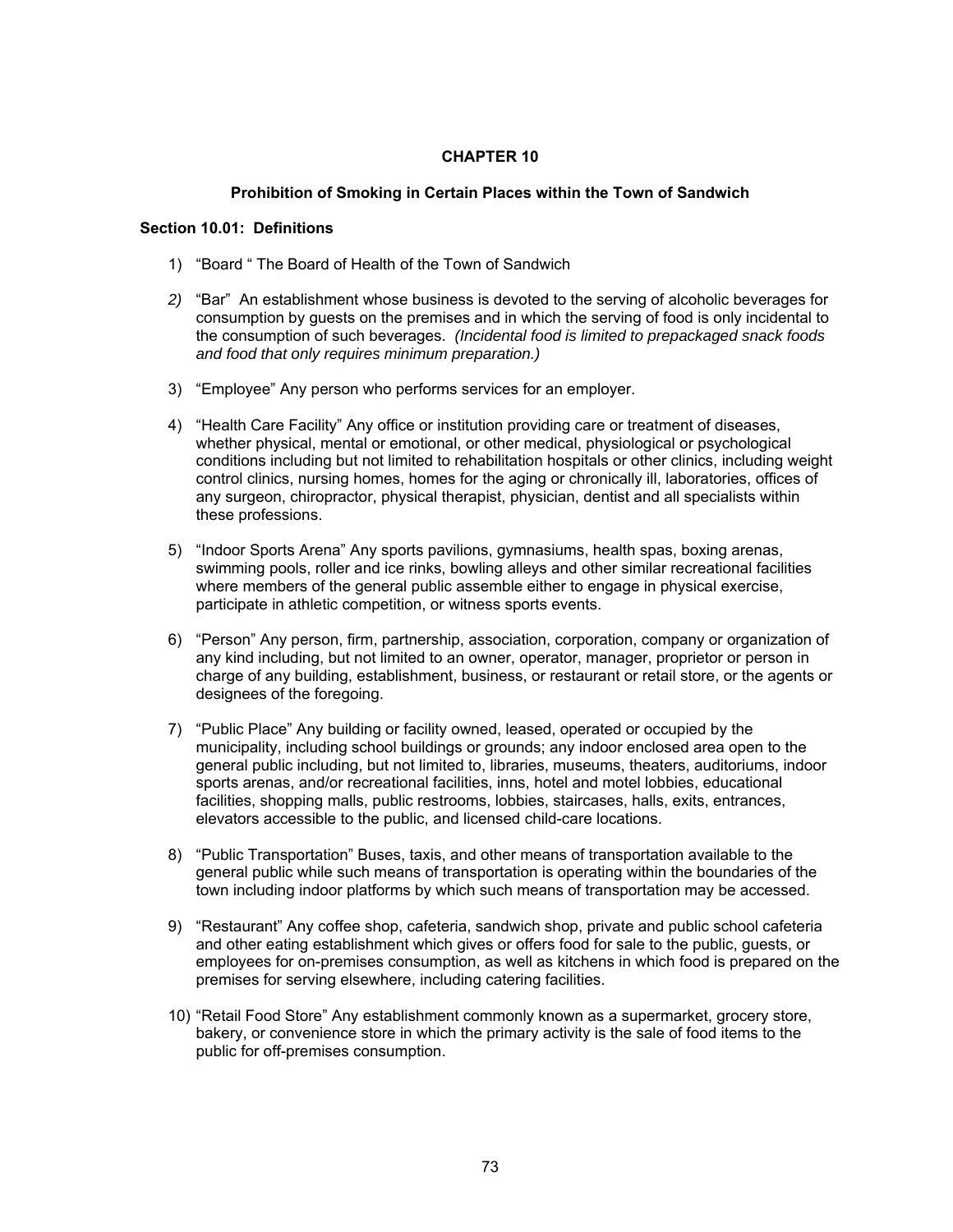## CHAPTER 10

### Prohibition of Smoking in Certain Places within the Town of Sandwich

**Section 10.01: Definitions**

1) "Board " The Board of Health of the Town of Sandwich

*2)* "Bar" An establishment whose business is devoted to the serving of alcoholic beverages for consumption by guests on the premises and in which the serving of food is only incidental to the consumption of such beverages. *(Incidental food is limited to prepackaged snack foods and food that only requires minimum preparation.)*

3) "Employee" Any person who performs services for an employer.

4) "Health Care Facility" Any office or institution providing care or treatment of diseases, whether physical, mental or emotional, or other medical, physiological or psychological conditions including but not limited to rehabilitation hospitals or other clinics, including weight control clinics, nursing homes, homes for the aging or chronically ill, laboratories, offices of any surgeon, chiropractor, physical therapist, physician, dentist and all specialists within these professions.

5) "Indoor Sports Arena" Any sports pavilions, gymnasiums, health spas, boxing arenas, swimming pools, roller and ice rinks, bowling alleys and other similar recreational facilities where members of the general public assemble either to engage in physical exercise, participate in athletic competition, or witness sports events.

6) "Person" Any person, firm, partnership, association, corporation, company or organization of any kind including, but not limited to an owner, operator, manager, proprietor or person in charge of any building, establishment, business, or restaurant or retail store, or the agents or designees of the foregoing.

7) "Public Place" Any building or facility owned, leased, operated or occupied by the municipality, including school buildings or grounds; any indoor enclosed area open to the general public including, but not limited to, libraries, museums, theaters, auditoriums, indoor sports arenas, and/or recreational facilities, inns, hotel and motel lobbies, educational facilities, shopping malls, public restrooms, lobbies, staircases, halls, exits, entrances, elevators accessible to the public, and licensed child-care locations.

8) "Public Transportation" Buses, taxis, and other means of transportation available to the general public while such means of transportation is operating within the boundaries of the town including indoor platforms by which such means of transportation may be accessed.

9) "Restaurant" Any coffee shop, cafeteria, sandwich shop, private and public school cafeteria and other eating establishment which gives or offers food for sale to the public, guests, or employees for on-premises consumption, as well as kitchens in which food is prepared on the premises for serving elsewhere, including catering facilities.

10) "Retail Food Store" Any establishment commonly known as a supermarket, grocery store, bakery, or convenience store in which the primary activity is the sale of food items to the public for off-premises consumption.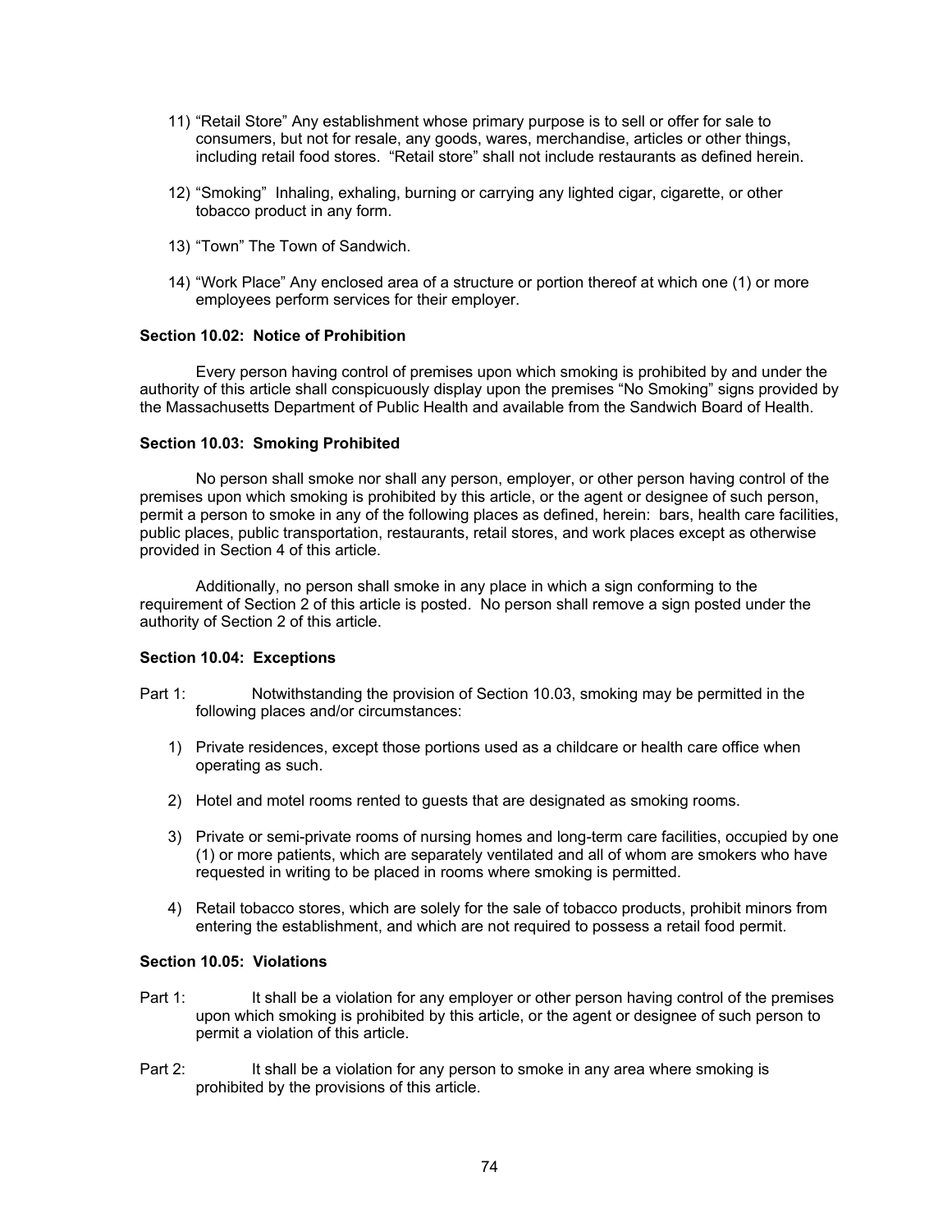11) "Retail Store" Any establishment whose primary purpose is to sell or offer for sale to consumers, but not for resale, any goods, wares, merchandise, articles or other things, including retail food stores. "Retail store" shall not include restaurants as defined herein.

12) "Smoking" Inhaling, exhaling, burning or carrying any lighted cigar, cigarette, or other tobacco product in any form.

13) "Town" The Town of Sandwich.

14) "Work Place" Any enclosed area of a structure or portion thereof at which one (1) or more employees perform services for their employer.

**Section 10.02: Notice of Prohibition**

Every person having control of premises upon which smoking is prohibited by and under the authority of this article shall conspicuously display upon the premises "No Smoking" signs provided by the Massachusetts Department of Public Health and available from the Sandwich Board of Health.

**Section 10.03: Smoking Prohibited**

No person shall smoke nor shall any person, employer, or other person having control of the premises upon which smoking is prohibited by this article, or the agent or designee of such person, permit a person to smoke in any of the following places as defined, herein: bars, health care facilities, public places, public transportation, restaurants, retail stores, and work places except as otherwise provided in Section 4 of this article.

Additionally, no person shall smoke in any place in which a sign conforming to the requirement of Section 2 of this article is posted. No person shall remove a sign posted under the authority of Section 2 of this article.

**Section 10.04: Exceptions**

Part 1: Notwithstanding the provision of Section 10.03, smoking may be permitted in the following places and/or circumstances:

1) Private residences, except those portions used as a childcare or health care office when operating as such.

2) Hotel and motel rooms rented to guests that are designated as smoking rooms.

3) Private or semi-private rooms of nursing homes and long-term care facilities, occupied by one (1) or more patients, which are separately ventilated and all of whom are smokers who have requested in writing to be placed in rooms where smoking is permitted.

4) Retail tobacco stores, which are solely for the sale of tobacco products, prohibit minors from entering the establishment, and which are not required to possess a retail food permit.

**Section 10.05: Violations**

Part 1: It shall be a violation for any employer or other person having control of the premises upon which smoking is prohibited by this article, or the agent or designee of such person to permit a violation of this article.

Part 2: It shall be a violation for any person to smoke in any area where smoking is prohibited by the provisions of this article.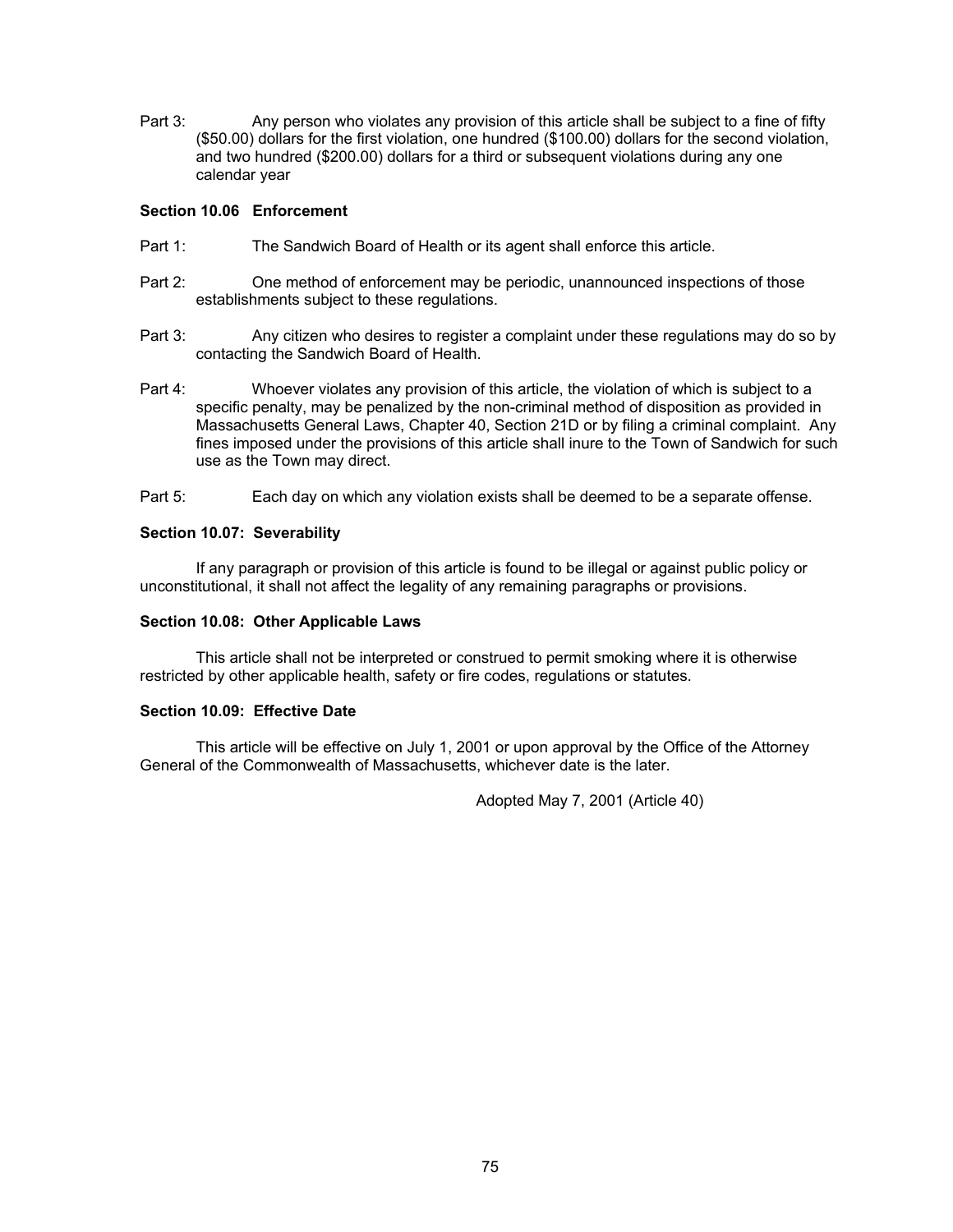Part 3: Any person who violates any provision of this article shall be subject to a fine of fifty ($50.00) dollars for the first violation, one hundred ($100.00) dollars for the second violation, and two hundred ($200.00) dollars for a third or subsequent violations during any one calendar year

**Section 10.06 Enforcement**

Part 1: The Sandwich Board of Health or its agent shall enforce this article.

Part 2: One method of enforcement may be periodic, unannounced inspections of those establishments subject to these regulations.

Part 3: Any citizen who desires to register a complaint under these regulations may do so by contacting the Sandwich Board of Health.

Part 4: Whoever violates any provision of this article, the violation of which is subject to a specific penalty, may be penalized by the non-criminal method of disposition as provided in Massachusetts General Laws, Chapter 40, Section 21D or by filing a criminal complaint. Any fines imposed under the provisions of this article shall inure to the Town of Sandwich for such use as the Town may direct.

Part 5: Each day on which any violation exists shall be deemed to be a separate offense.

**Section 10.07: Severability**

If any paragraph or provision of this article is found to be illegal or against public policy or unconstitutional, it shall not affect the legality of any remaining paragraphs or provisions.

**Section 10.08: Other Applicable Laws**

This article shall not be interpreted or construed to permit smoking where it is otherwise restricted by other applicable health, safety or fire codes, regulations or statutes.

**Section 10.09: Effective Date**

This article will be effective on July 1, 2001 or upon approval by the Office of the Attorney General of the Commonwealth of Massachusetts, whichever date is the later.

Adopted May 7, 2001 (Article 40)